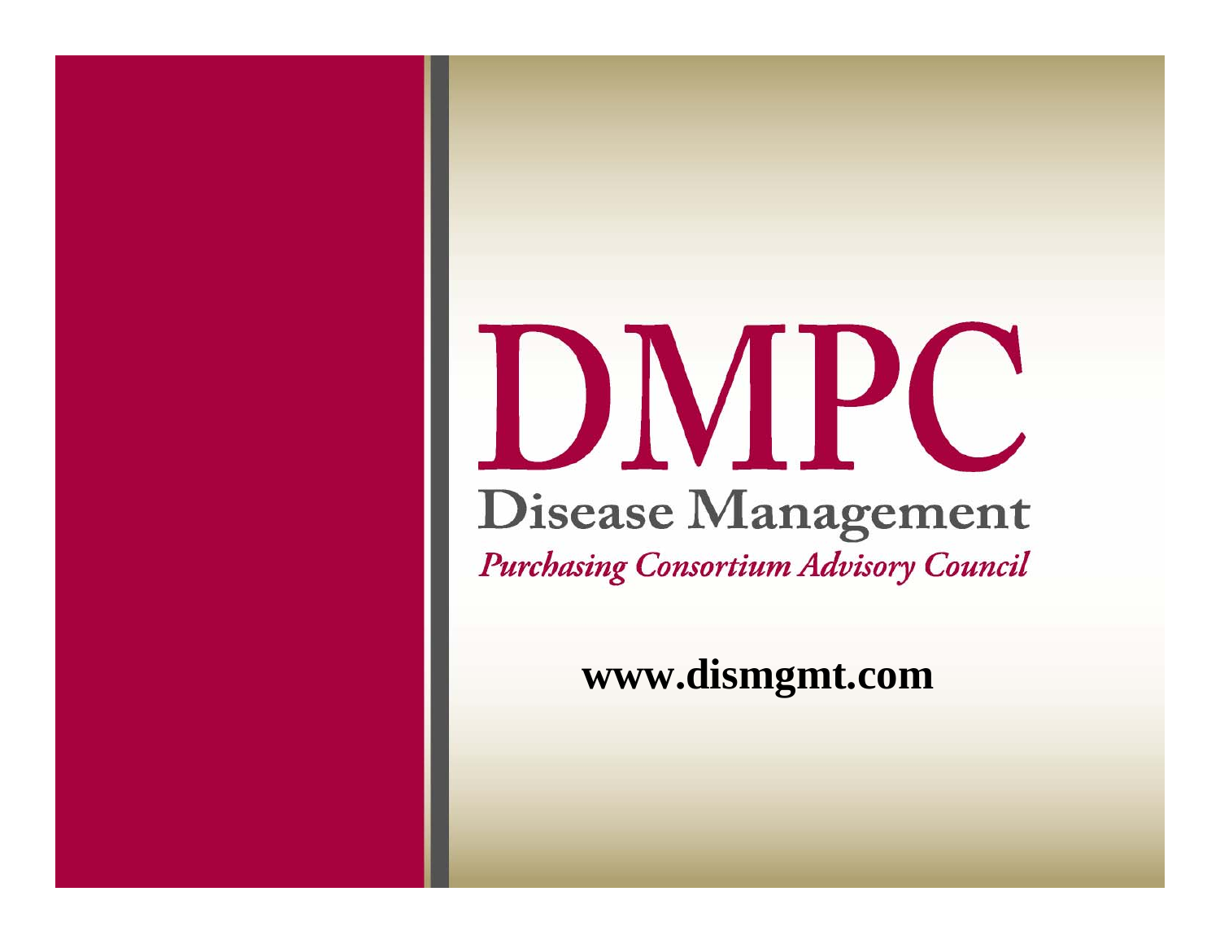# DMPC

## Disease Management

*Purchasing Consortium Advisory Council*

**www.dismgmt.com**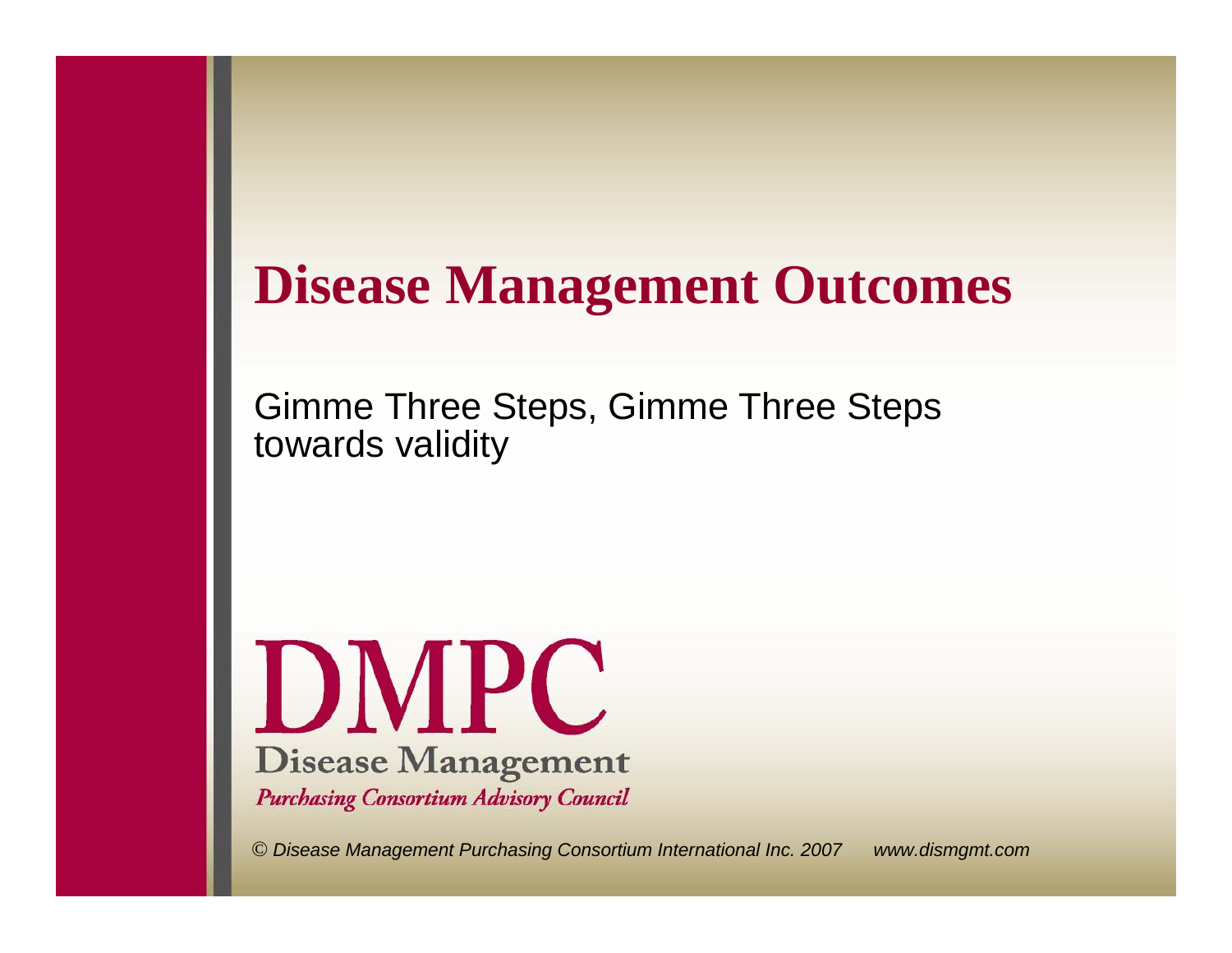# Disease Management Outcomes

Gimme Three Steps, Gimme Three Steps towards validity

DMPC

Disease Management

*Purchasing Consortium Advisory Council*

*© Disease Management Purchasing Consortium International Inc. 2007 www.dismgmt.com*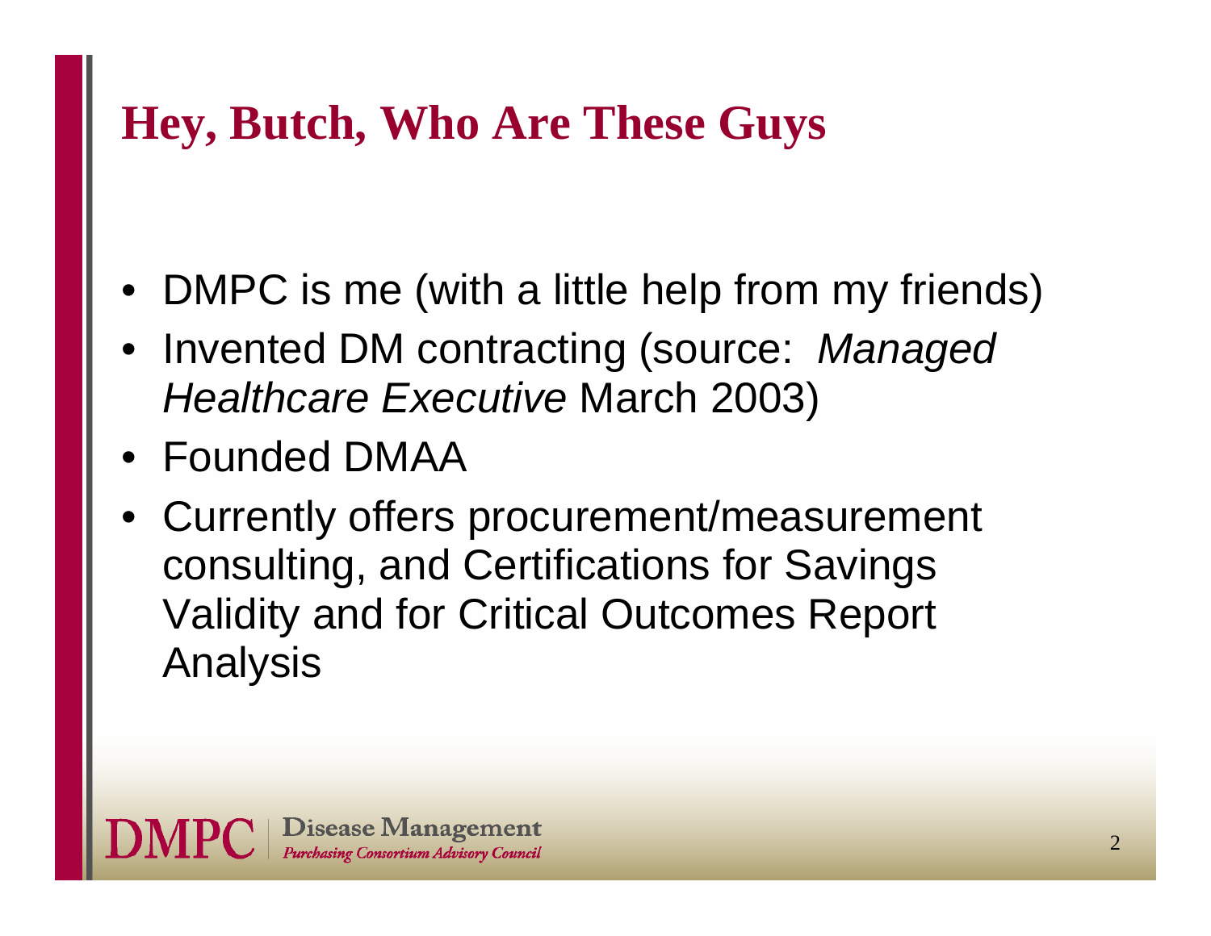# Hey, Butch, Who Are These Guys

- DMPC is me (with a little help from my friends)
- Invented DM contracting (source: *Managed Healthcare Executive* March 2003)
- Founded DMAA
- Currently offers procurement/measurement consulting, and Certifications for Savings Validity and for Critical Outcomes Report Analysis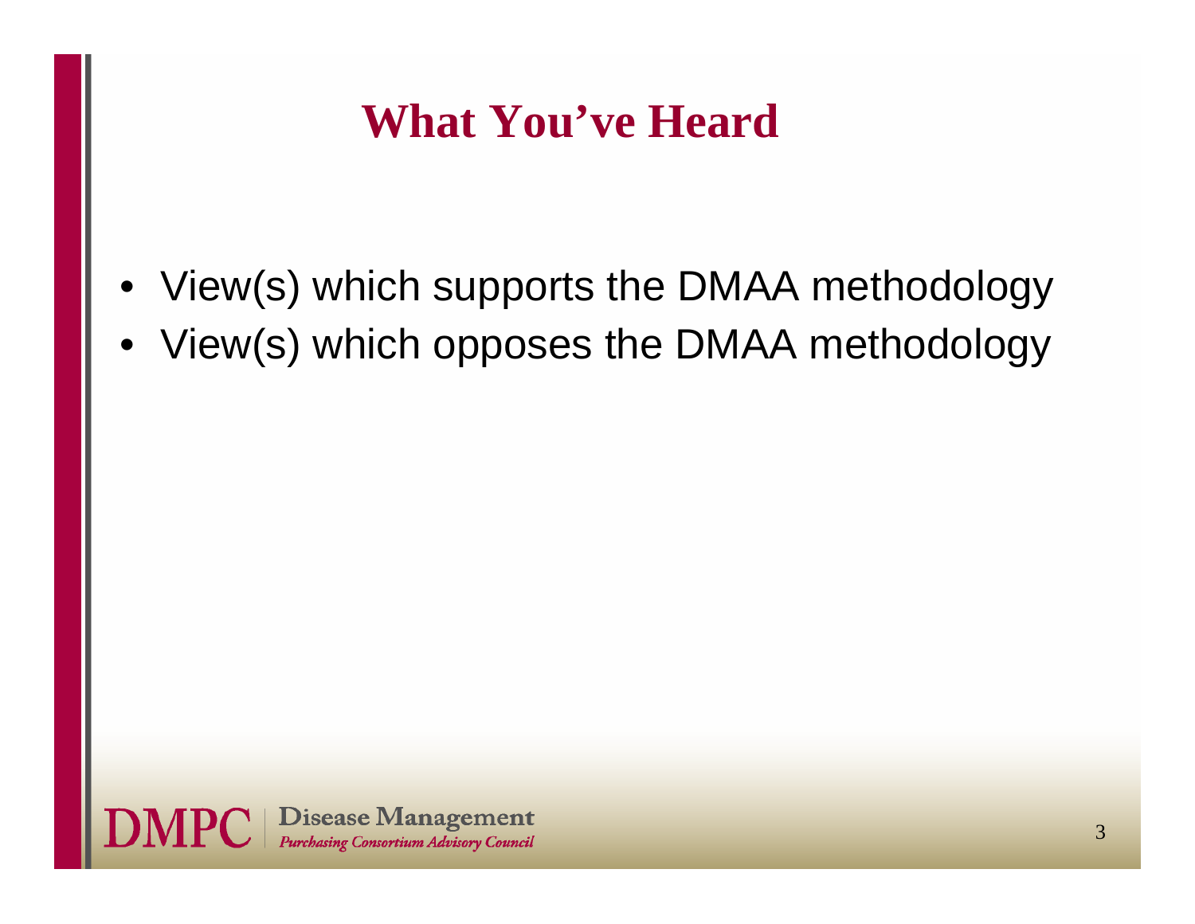# What You've Heard

- View(s) which supports the DMAA methodology
- View(s) which opposes the DMAA methodology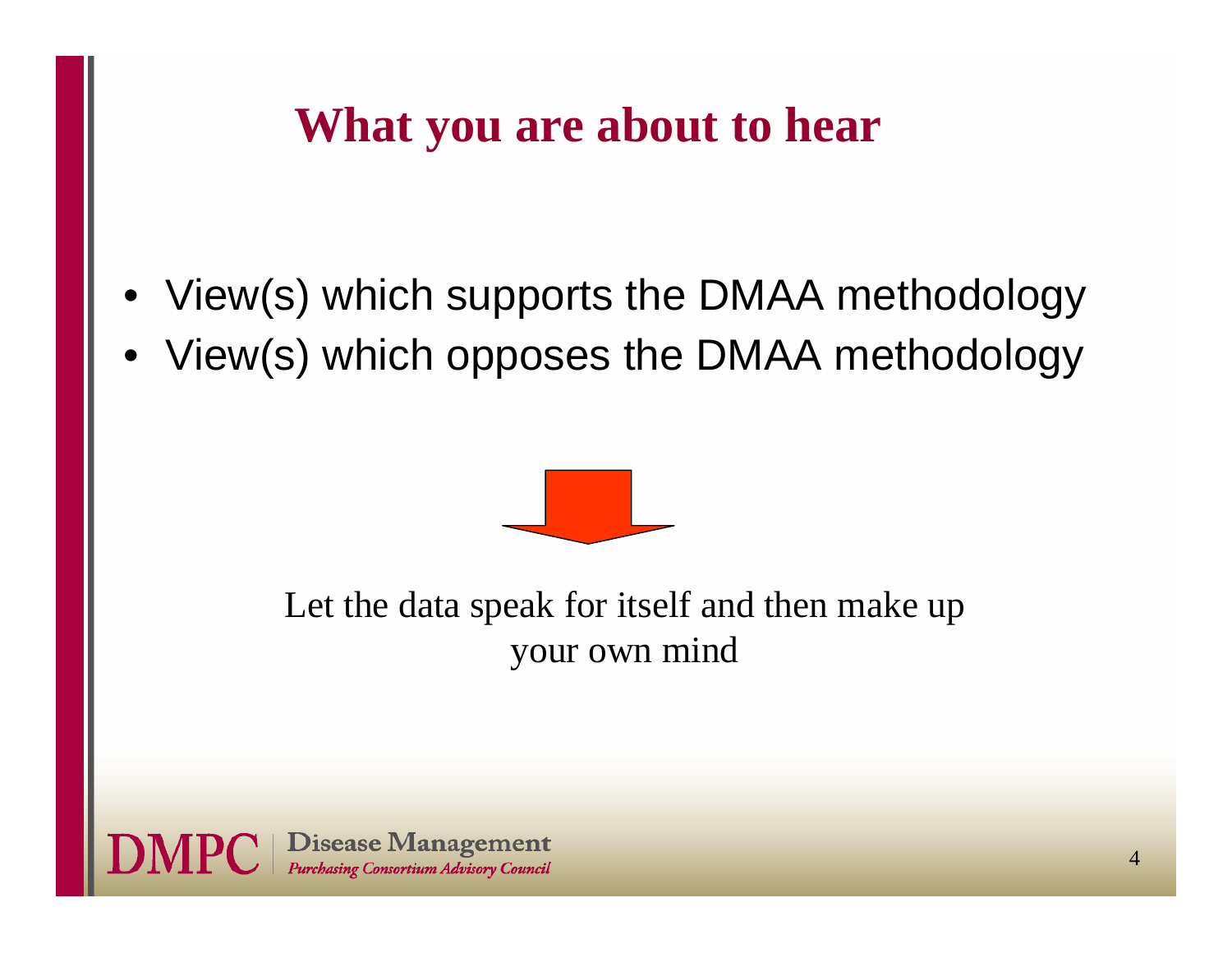# What you are about to hear

- View(s) which supports the DMAA methodology
- View(s) which opposes the DMAA methodology

Let the data speak for itself and then make up your own mind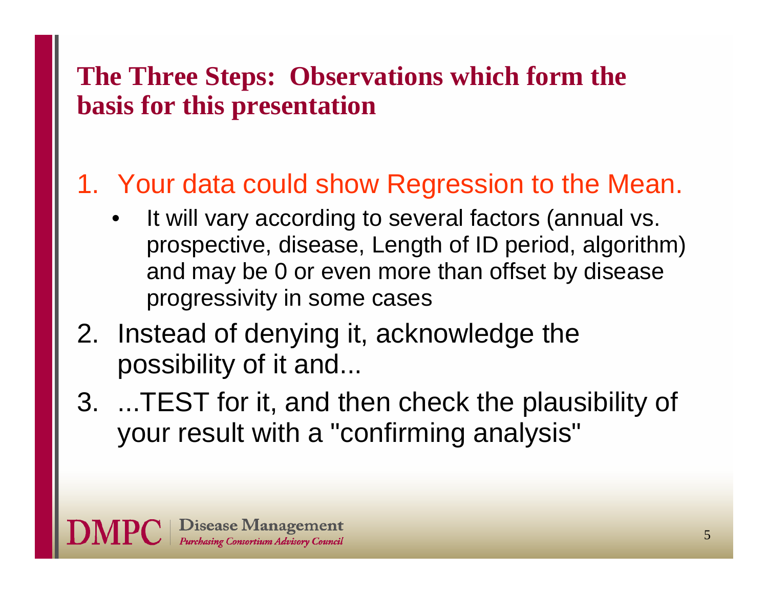## The Three Steps: Observations which form the basis for this presentation

1. Your data could show Regression to the Mean.
   - It will vary according to several factors (annual vs. prospective, disease, Length of ID period, algorithm) and may be 0 or even more than offset by disease progressivity in some cases
2. Instead of denying it, acknowledge the possibility of it and...
3. ...TEST for it, and then check the plausibility of your result with a "confirming analysis"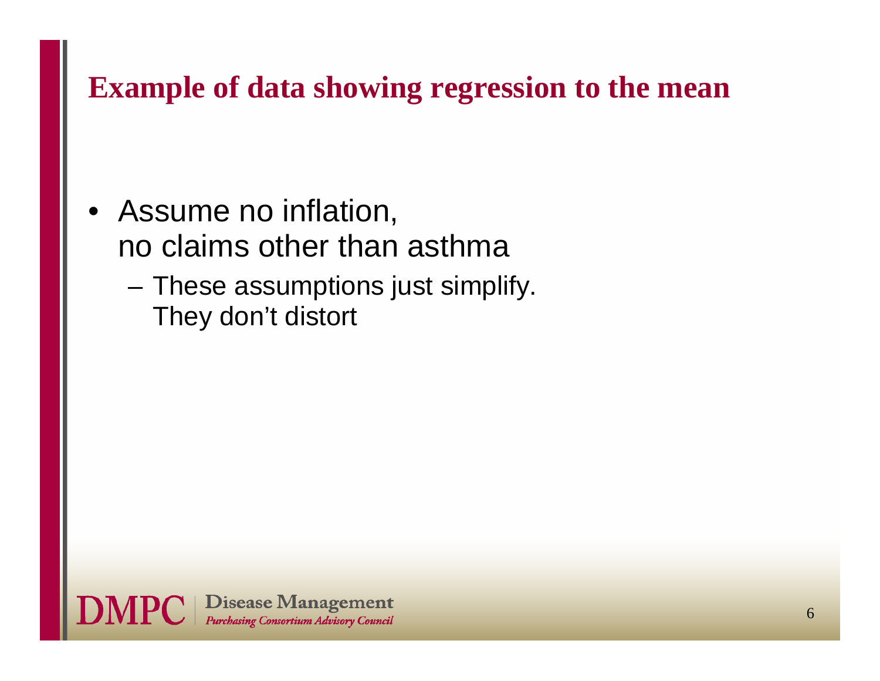# Example of data showing regression to the mean

- Assume no inflation, no claims other than asthma
  - These assumptions just simplify. They don't distort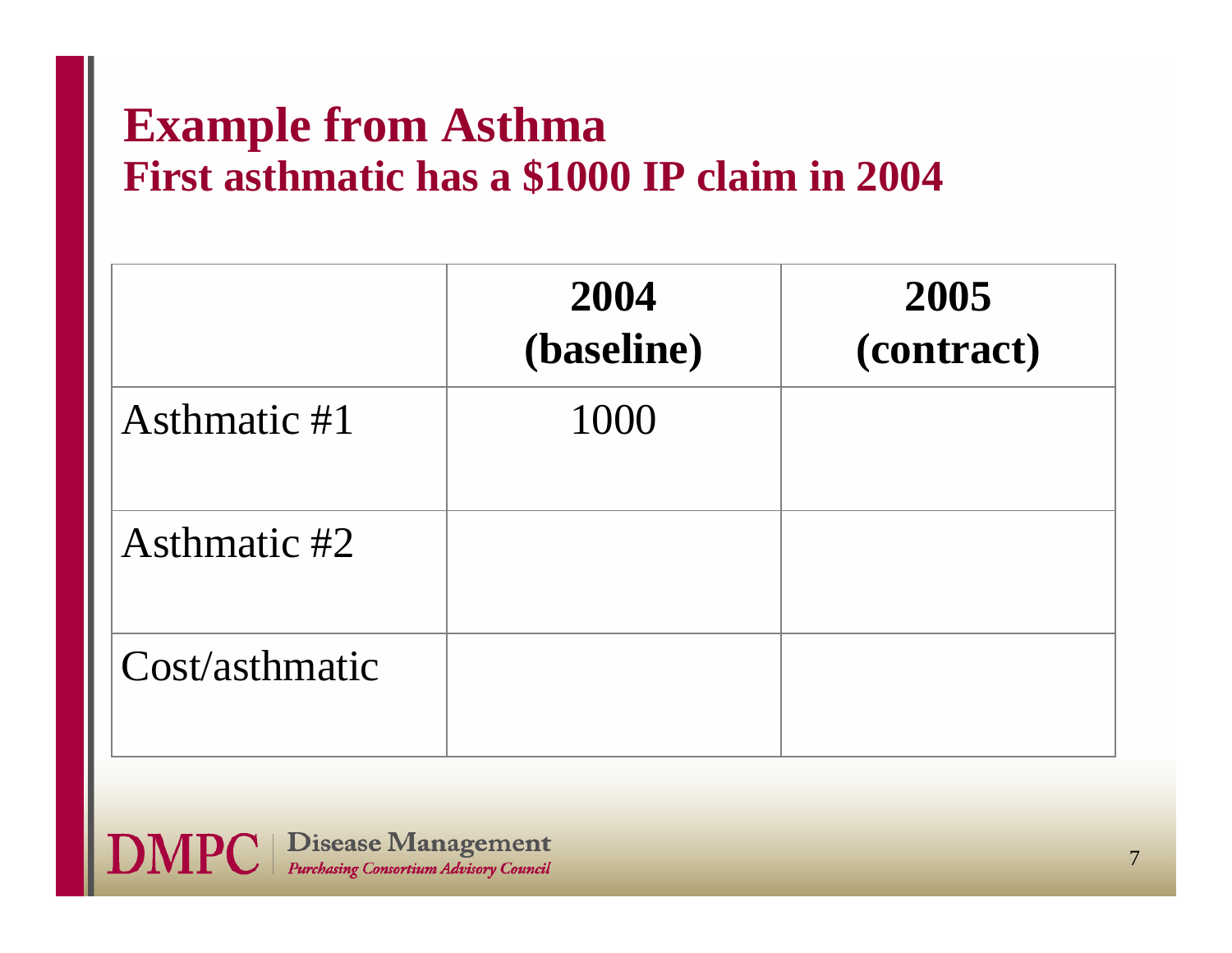# Example from Asthma

## First asthmatic has a $1000 IP claim in 2004

| | 2004 (baseline) | 2005 (contract) |
|---|---|---|
| Asthmatic #1 | 1000 | |
| Asthmatic #2 | | |
| Cost/asthmatic | | |

**DMPC** | Disease Management *Purchasing Consortium Advisory Council*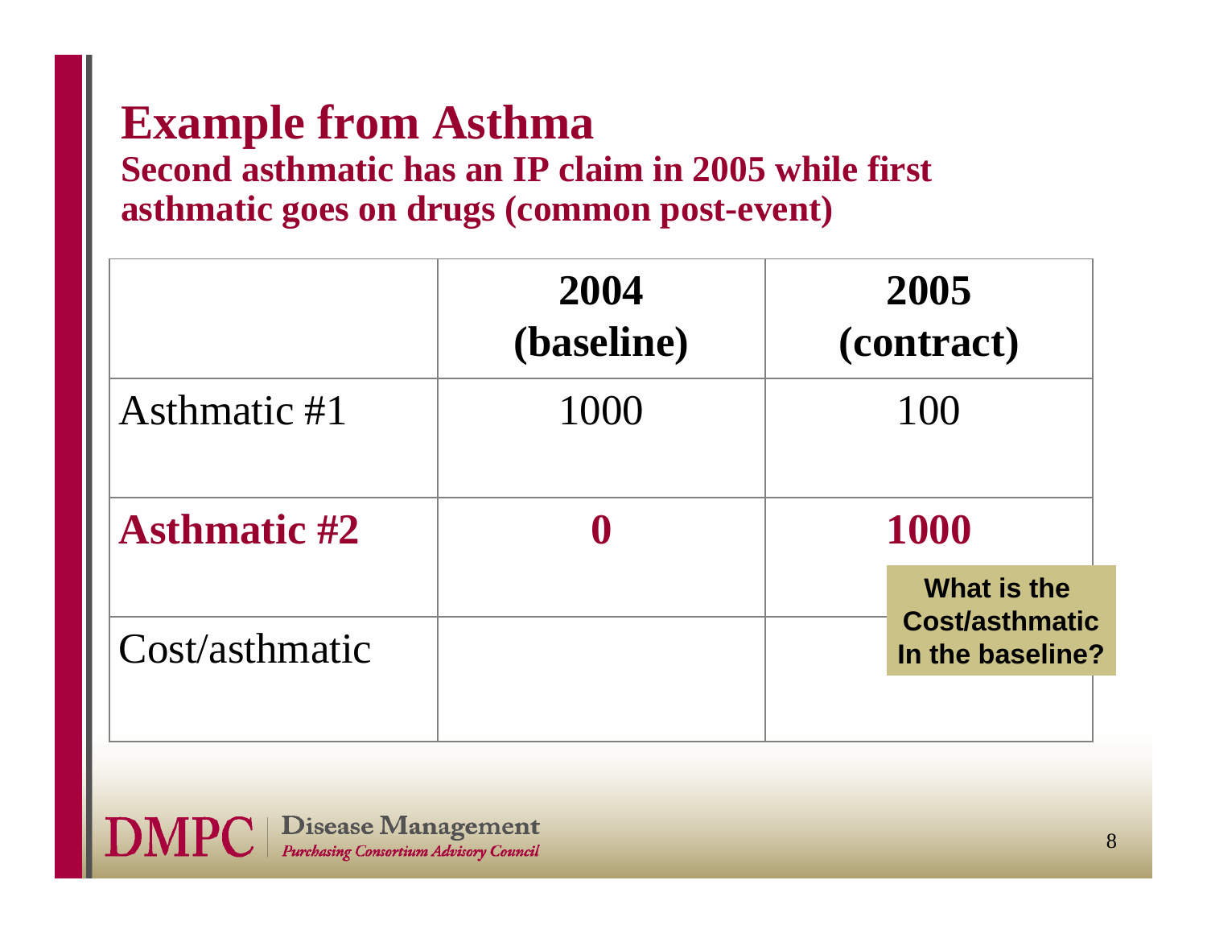# Example from Asthma

**Second asthmatic has an IP claim in 2005 while first asthmatic goes on drugs (common post-event)**

| | **2004 (baseline)** | **2005 (contract)** |
|---|---|---|
| Asthmatic #1 | 1000 | 100 |
| **Asthmatic #2** | **0** | **1000** |
| Cost/asthmatic | | |

**What is the Cost/asthmatic In the baseline?**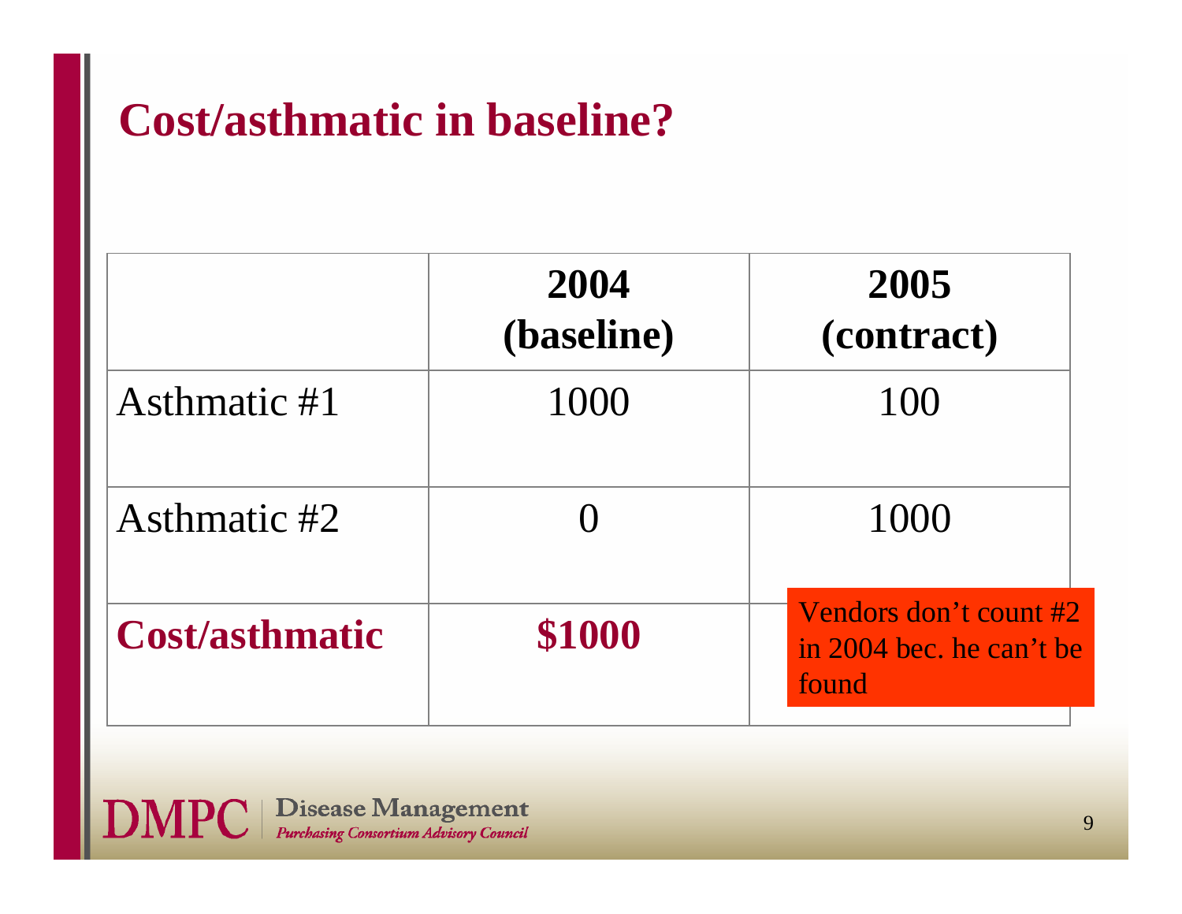# Cost/asthmatic in baseline?

| | 2004 (baseline) | 2005 (contract) |
|---|---|---|
| Asthmatic #1 | 1000 | 100 |
| Asthmatic #2 | 0 | 1000 |
| **Cost/asthmatic** | **$1000** | Vendors don't count #2 in 2004 bec. he can't be found |

DMPC | Disease Management *Purchasing Consortium Advisory Council*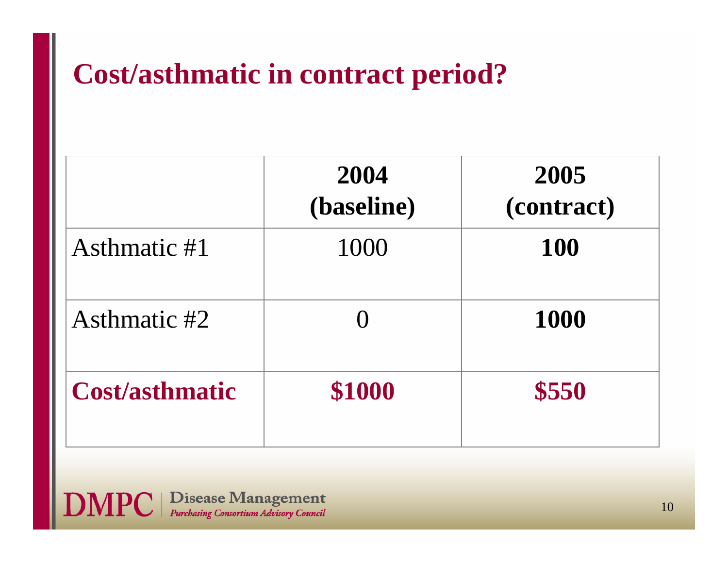# Cost/asthmatic in contract period?

| | **2004 (baseline)** | **2005 (contract)** |
|---|---|---|
| Asthmatic #1 | 1000 | **100** |
| Asthmatic #2 | 0 | **1000** |
| **Cost/asthmatic** | **$1000** | **$550** |

**DMPC** Disease Management *Purchasing Consortium Advisory Council*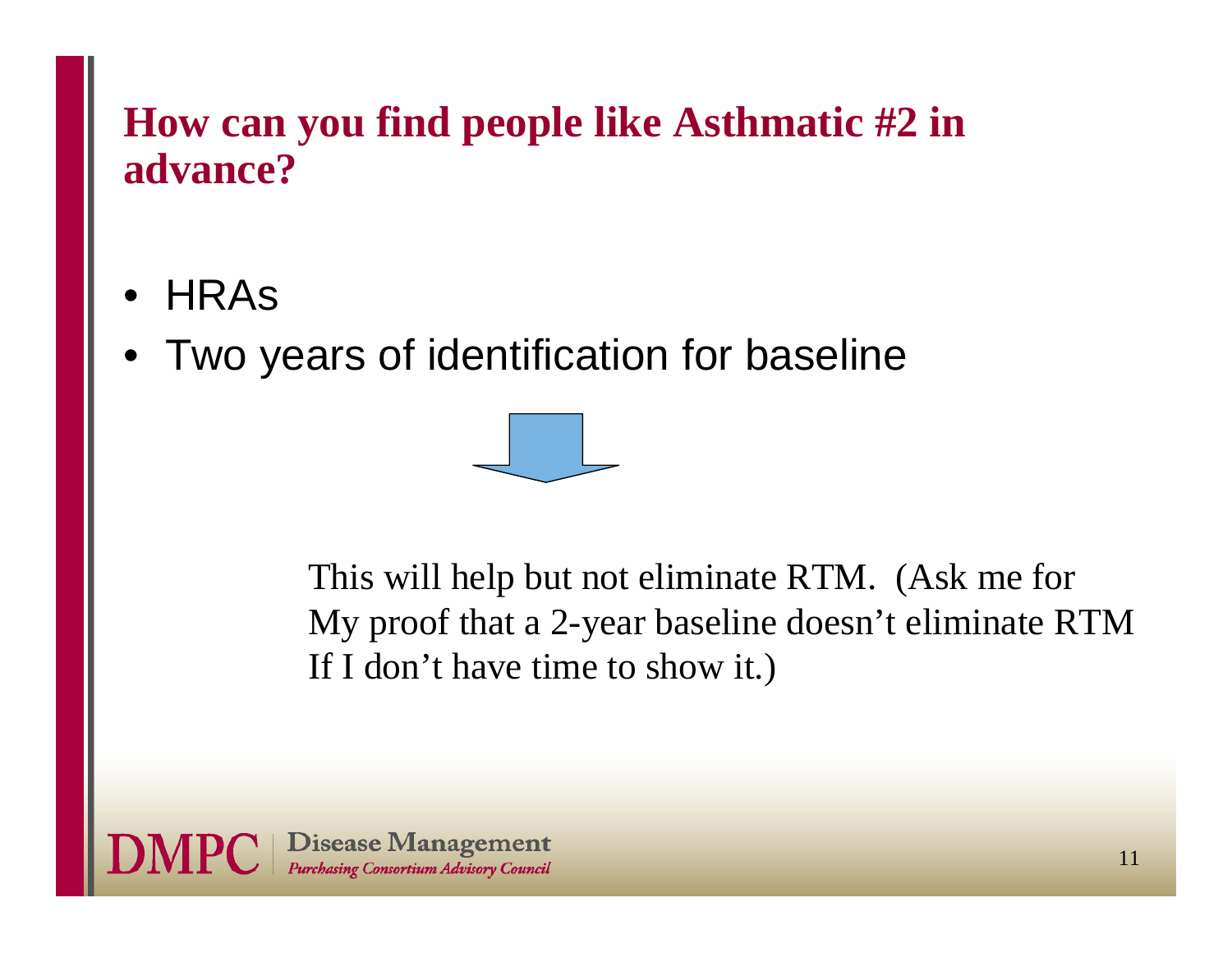## How can you find people like Asthmatic #2 in advance?

- HRAs
- Two years of identification for baseline

This will help but not eliminate RTM. (Ask me for My proof that a 2-year baseline doesn't eliminate RTM If I don't have time to show it.)

**DMPC** | Disease Management *Purchasing Consortium Advisory Council*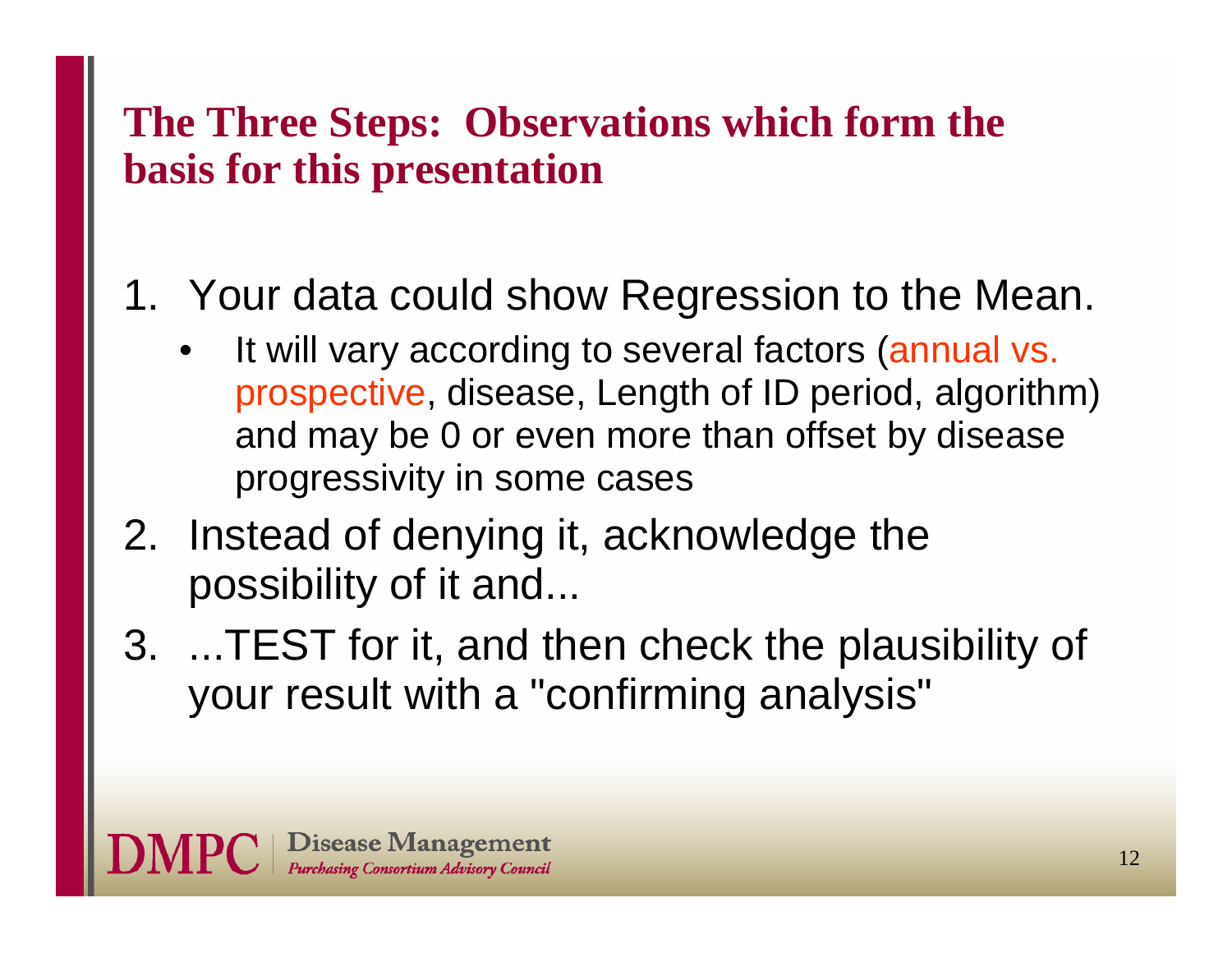## The Three Steps: Observations which form the basis for this presentation

1. Your data could show Regression to the Mean.
   - It will vary according to several factors (annual vs. prospective, disease, Length of ID period, algorithm) and may be 0 or even more than offset by disease progressivity in some cases
2. Instead of denying it, acknowledge the possibility of it and...
3. ...TEST for it, and then check the plausibility of your result with a "confirming analysis"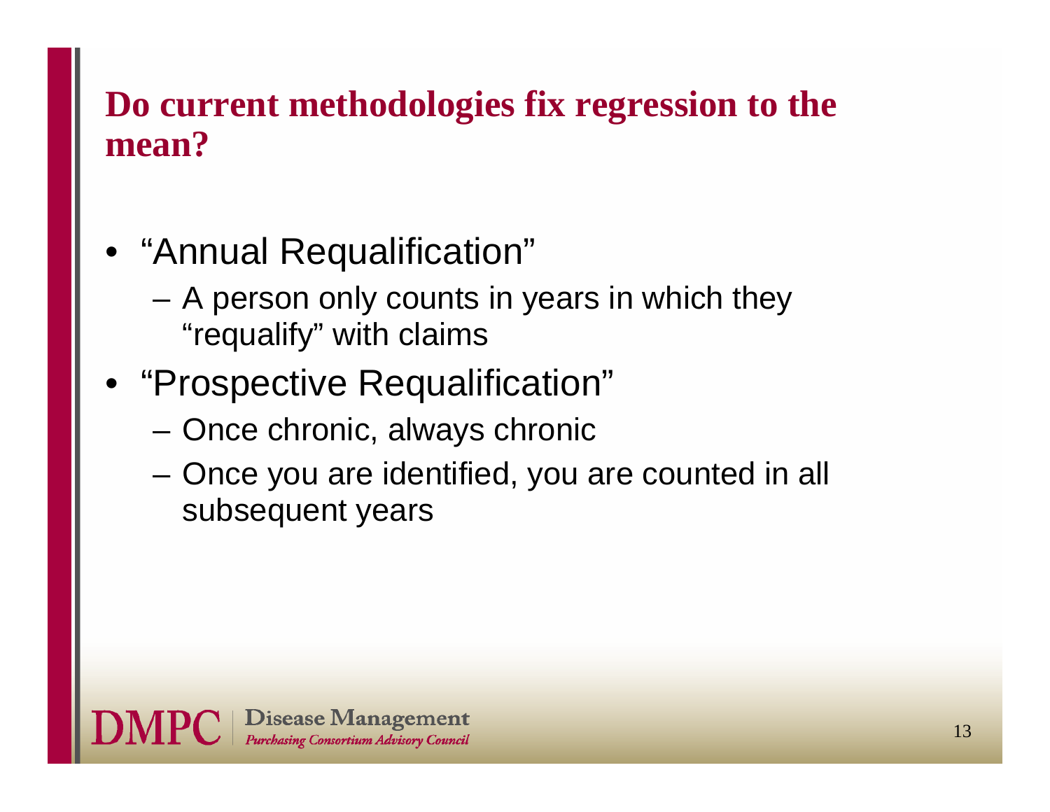## Do current methodologies fix regression to the mean?

- "Annual Requalification"
  - A person only counts in years in which they "requalify" with claims
- "Prospective Requalification"
  - Once chronic, always chronic
  - Once you are identified, you are counted in all subsequent years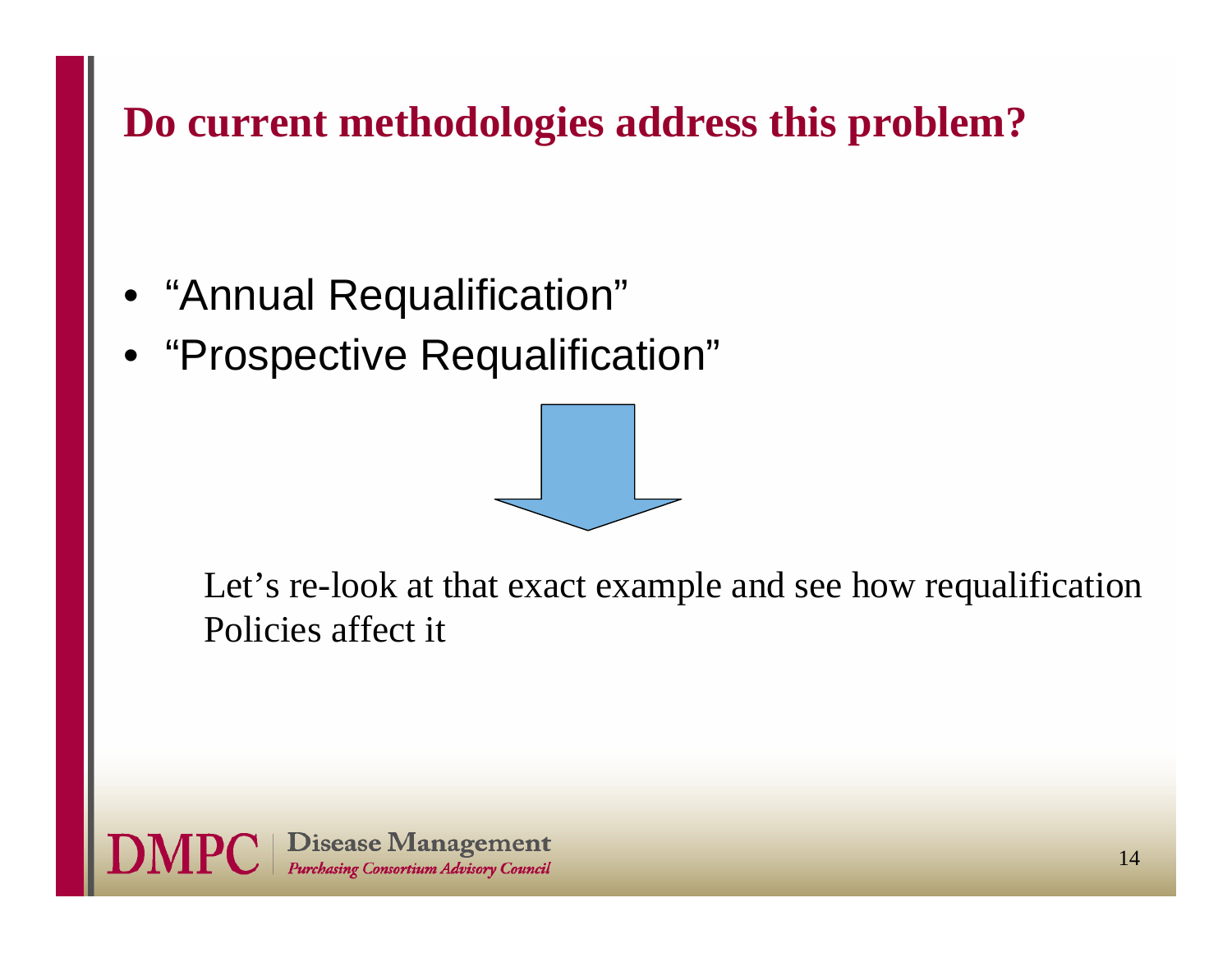## Do current methodologies address this problem?

- "Annual Requalification"
- "Prospective Requalification"

Let's re-look at that exact example and see how requalification Policies affect it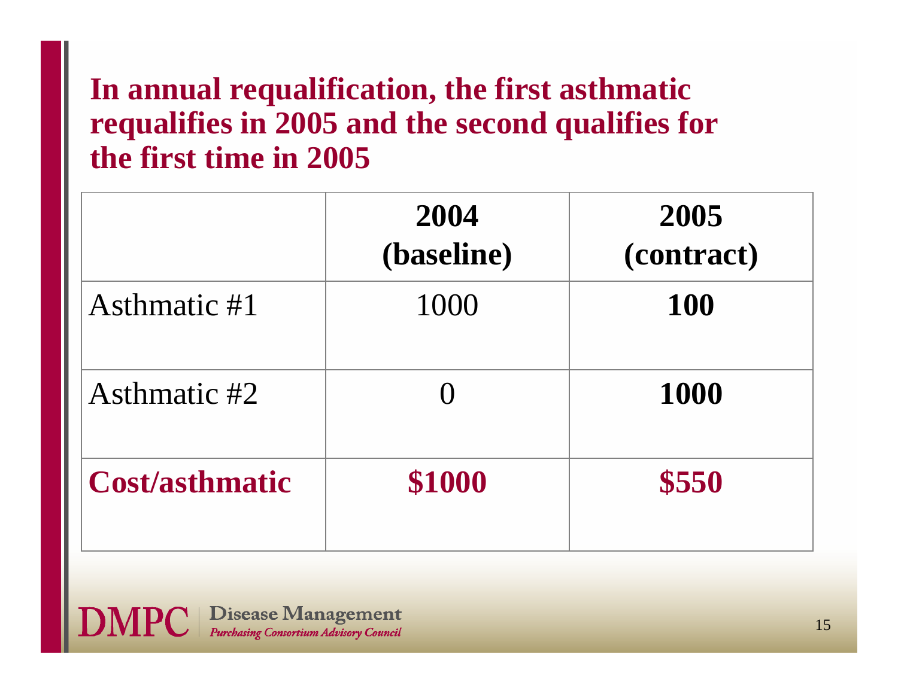## In annual requalification, the first asthmatic requalifies in 2005 and the second qualifies for the first time in 2005

| | **2004 (baseline)** | **2005 (contract)** |
|---|---|---|
| Asthmatic #1 | 1000 | **100** |
| Asthmatic #2 | 0 | **1000** |
| **Cost/asthmatic** | **$1000** | **$550** |

**DMPC** | Disease Management *Purchasing Consortium Advisory Council*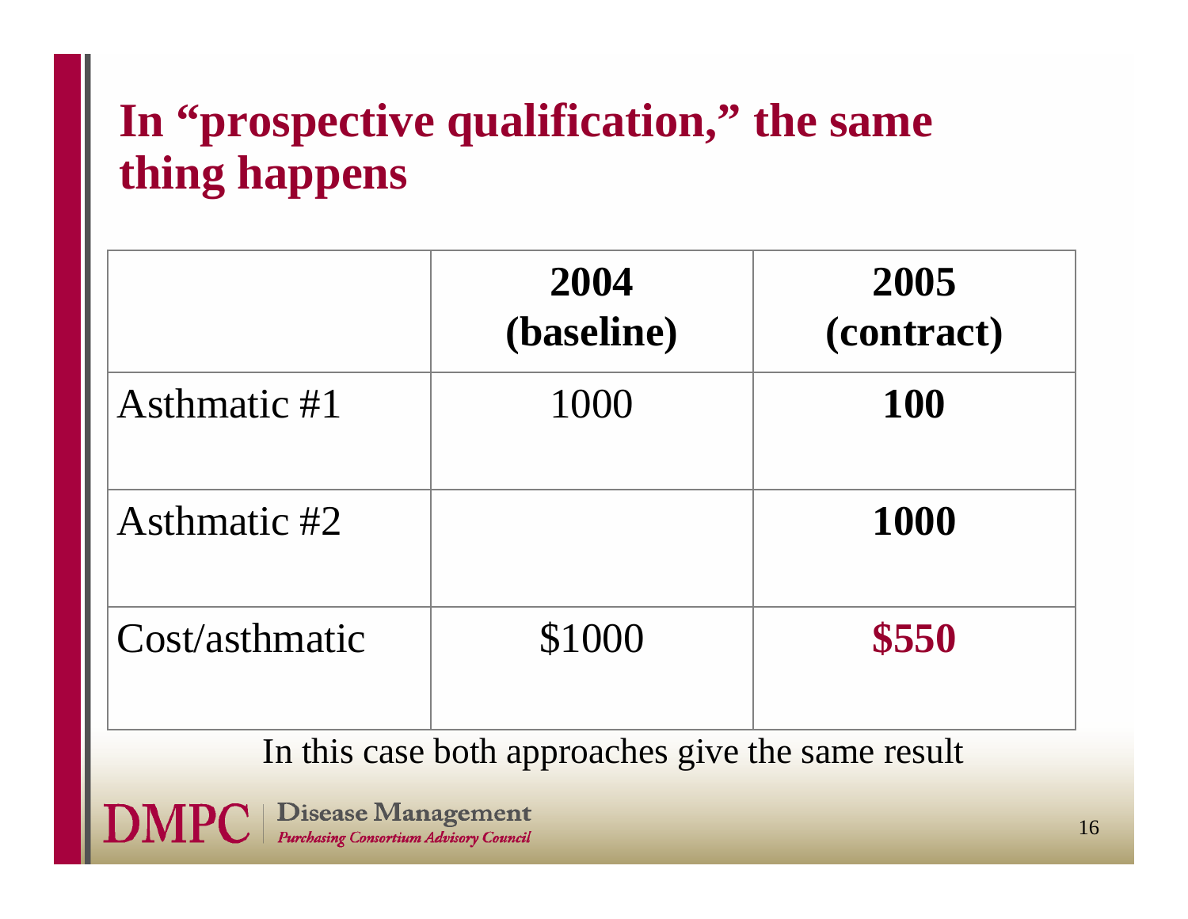# In "prospective qualification," the same thing happens

| | **2004 (baseline)** | **2005 (contract)** |
|---|---|---|
| Asthmatic #1 | 1000 | **100** |
| Asthmatic #2 | | **1000** |
| Cost/asthmatic | $1000 | **$550** |

In this case both approaches give the same result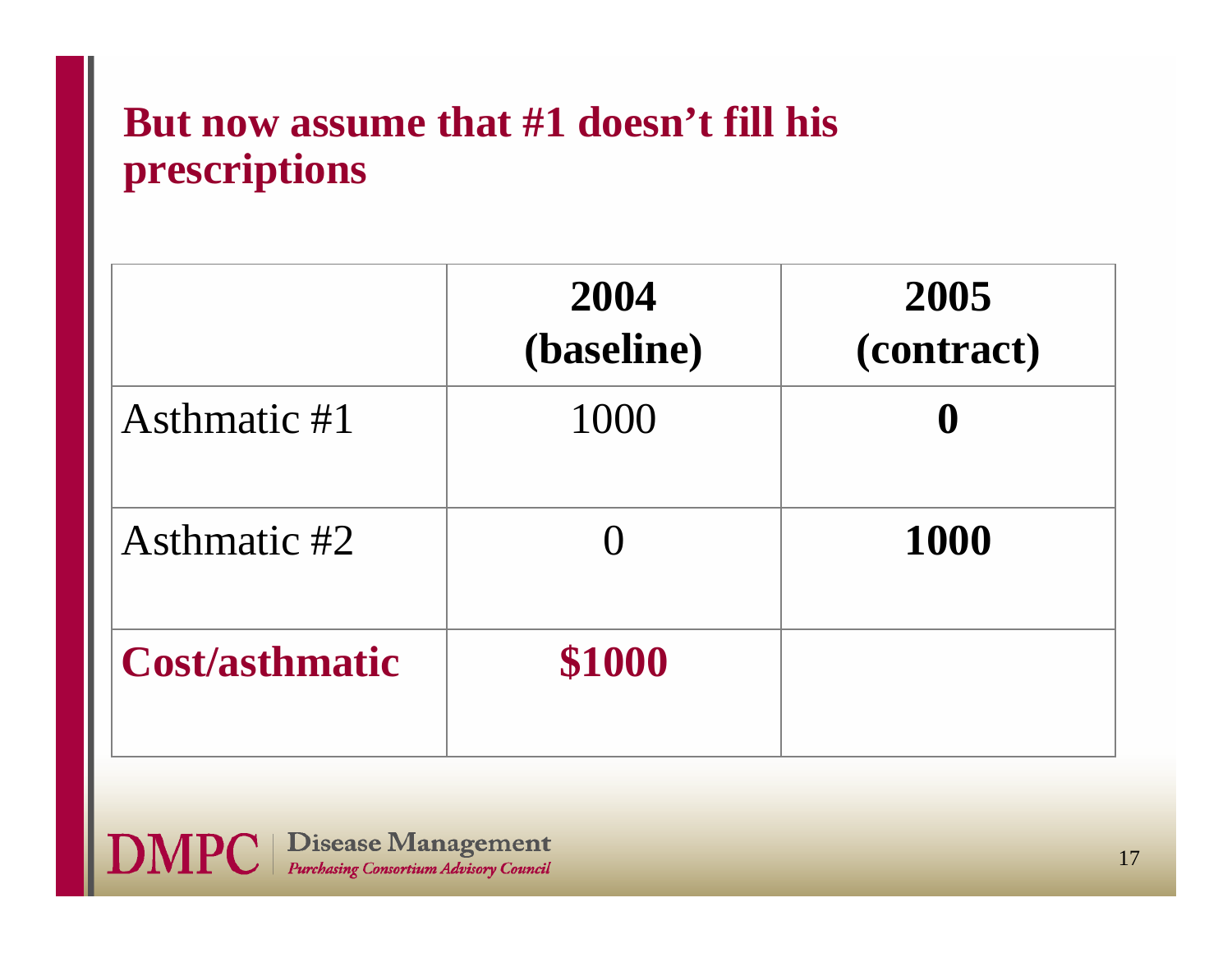## But now assume that #1 doesn't fill his prescriptions

| | **2004 (baseline)** | **2005 (contract)** |
|---|---|---|
| Asthmatic #1 | 1000 | **0** |
| Asthmatic #2 | 0 | **1000** |
| **Cost/asthmatic** | **$1000** | |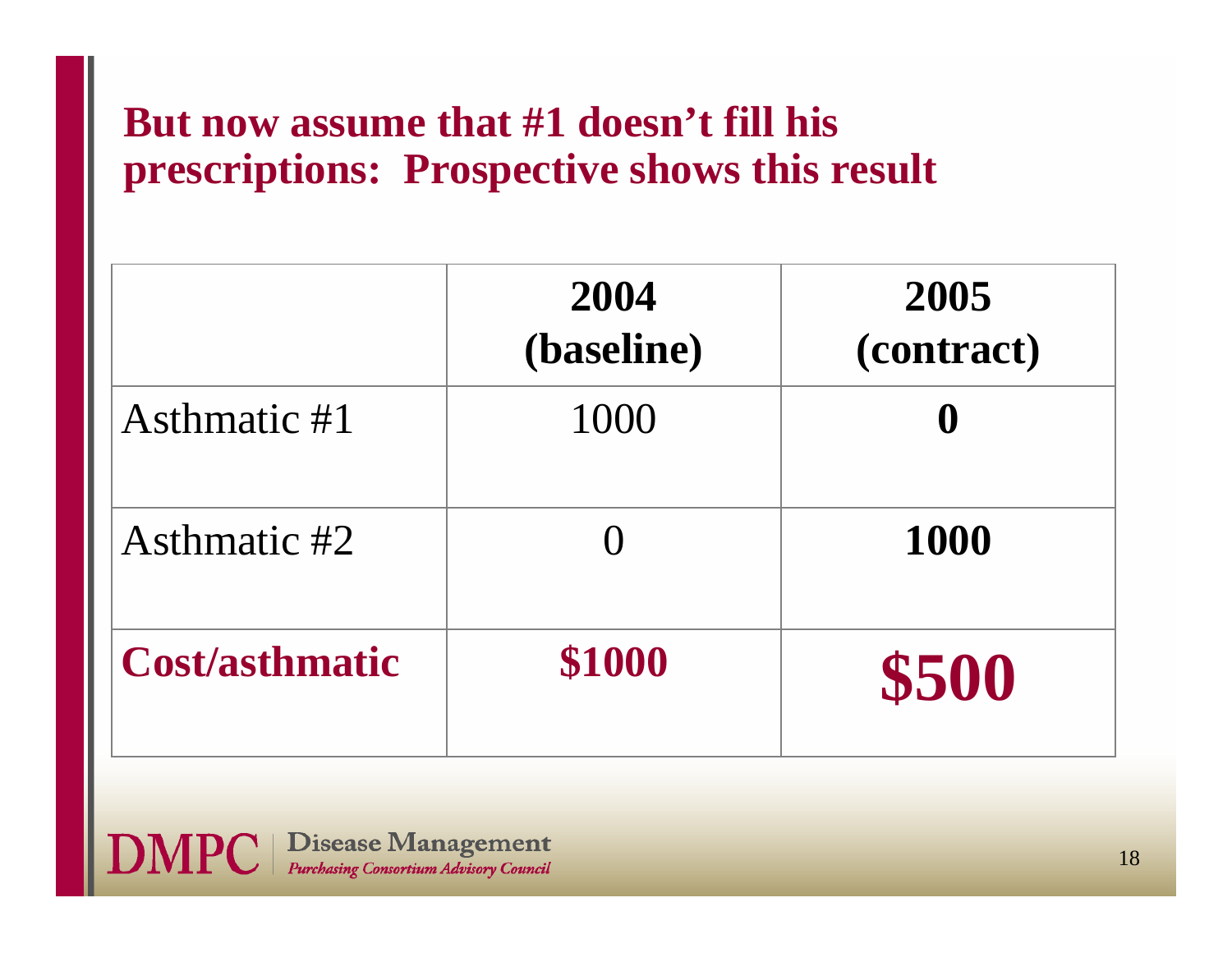## But now assume that #1 doesn't fill his prescriptions: Prospective shows this result

| | 2004 (baseline) | 2005 (contract) |
|---|---|---|
| Asthmatic #1 | 1000 | **0** |
| Asthmatic #2 | 0 | **1000** |
| **Cost/asthmatic** | **$1000** | **$500** |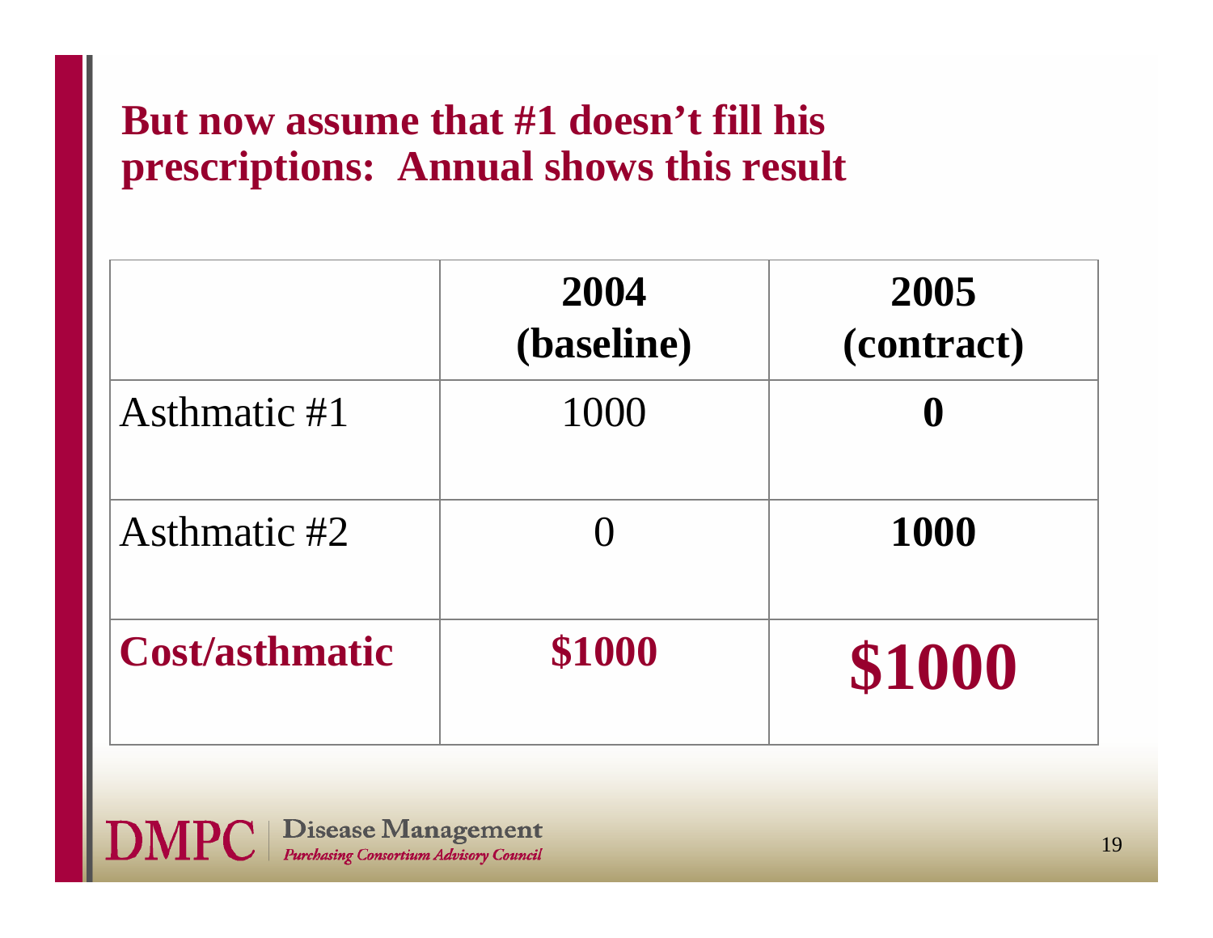## But now assume that #1 doesn't fill his prescriptions: Annual shows this result

| | 2004 (baseline) | 2005 (contract) |
|---|---|---|
| Asthmatic #1 | 1000 | **0** |
| Asthmatic #2 | 0 | **1000** |
| **Cost/asthmatic** | **$1000** | **$1000** |

DMPC | Disease Management *Purchasing Consortium Advisory Council*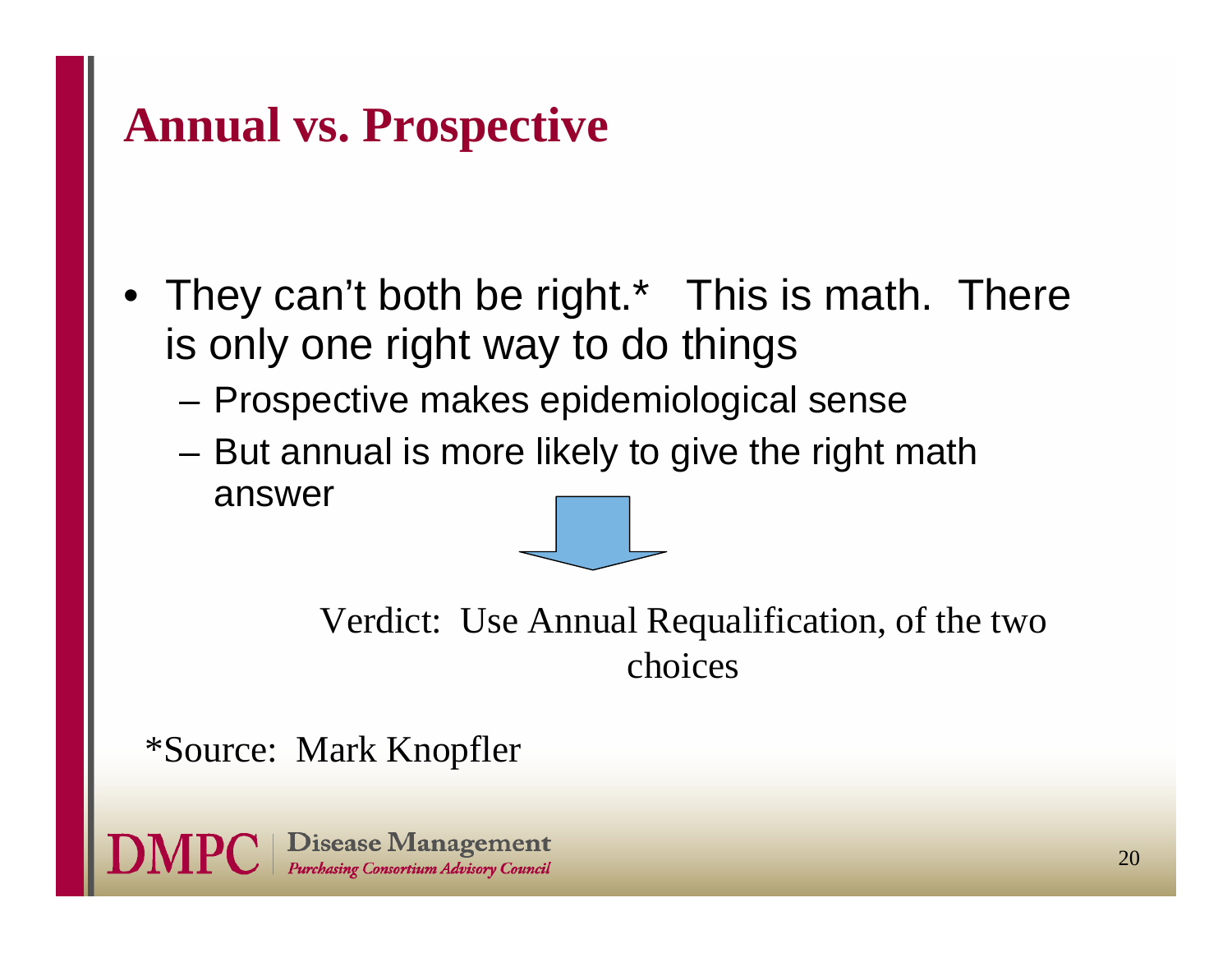# Annual vs. Prospective

- They can't both be right.* This is math. There is only one right way to do things
  - Prospective makes epidemiological sense
  - But annual is more likely to give the right math answer

Verdict: Use Annual Requalification, of the two choices

*Source: Mark Knopfler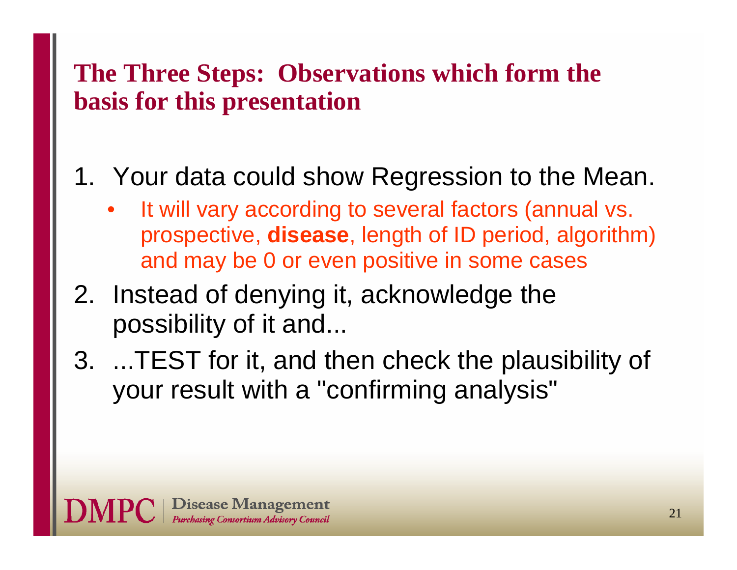## The Three Steps: Observations which form the basis for this presentation

1. Your data could show Regression to the Mean.
   - It will vary according to several factors (annual vs. prospective, **disease**, length of ID period, algorithm) and may be 0 or even positive in some cases
2. Instead of denying it, acknowledge the possibility of it and...
3. ...TEST for it, and then check the plausibility of your result with a "confirming analysis"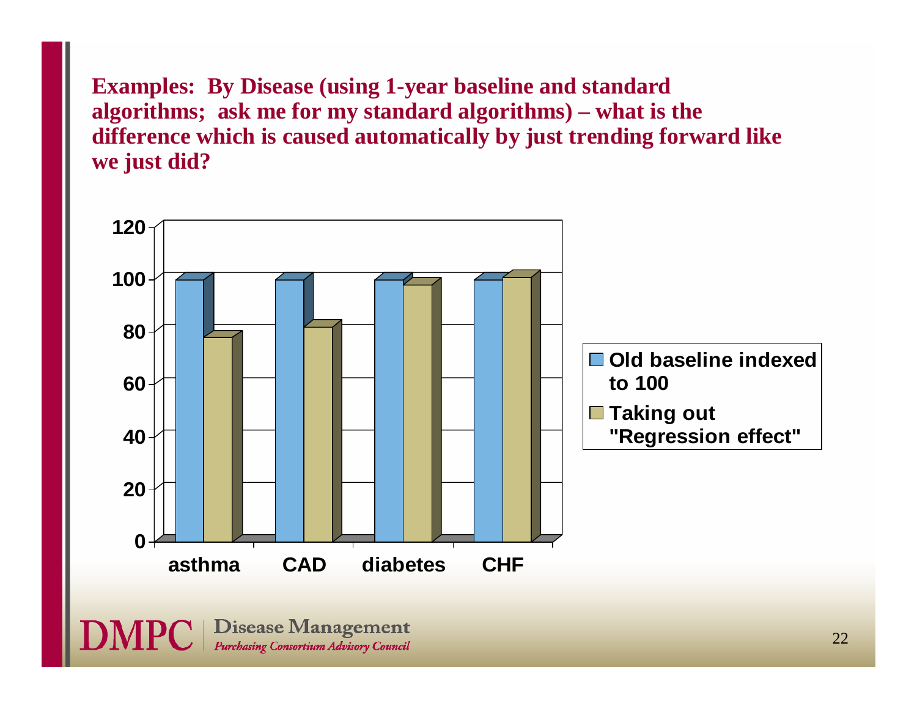**Examples: By Disease (using 1-year baseline and standard algorithms; ask me for my standard algorithms) – what is the difference which is caused automatically by just trending forward like we just did?**

| | asthma | CAD | diabetes | CHF |
|---|---|---|---|---|
| Old baseline indexed to 100 | 100 | 100 | 100 | 100 |
| Taking out "Regression effect" | 78 | 82 | 98 | 101 |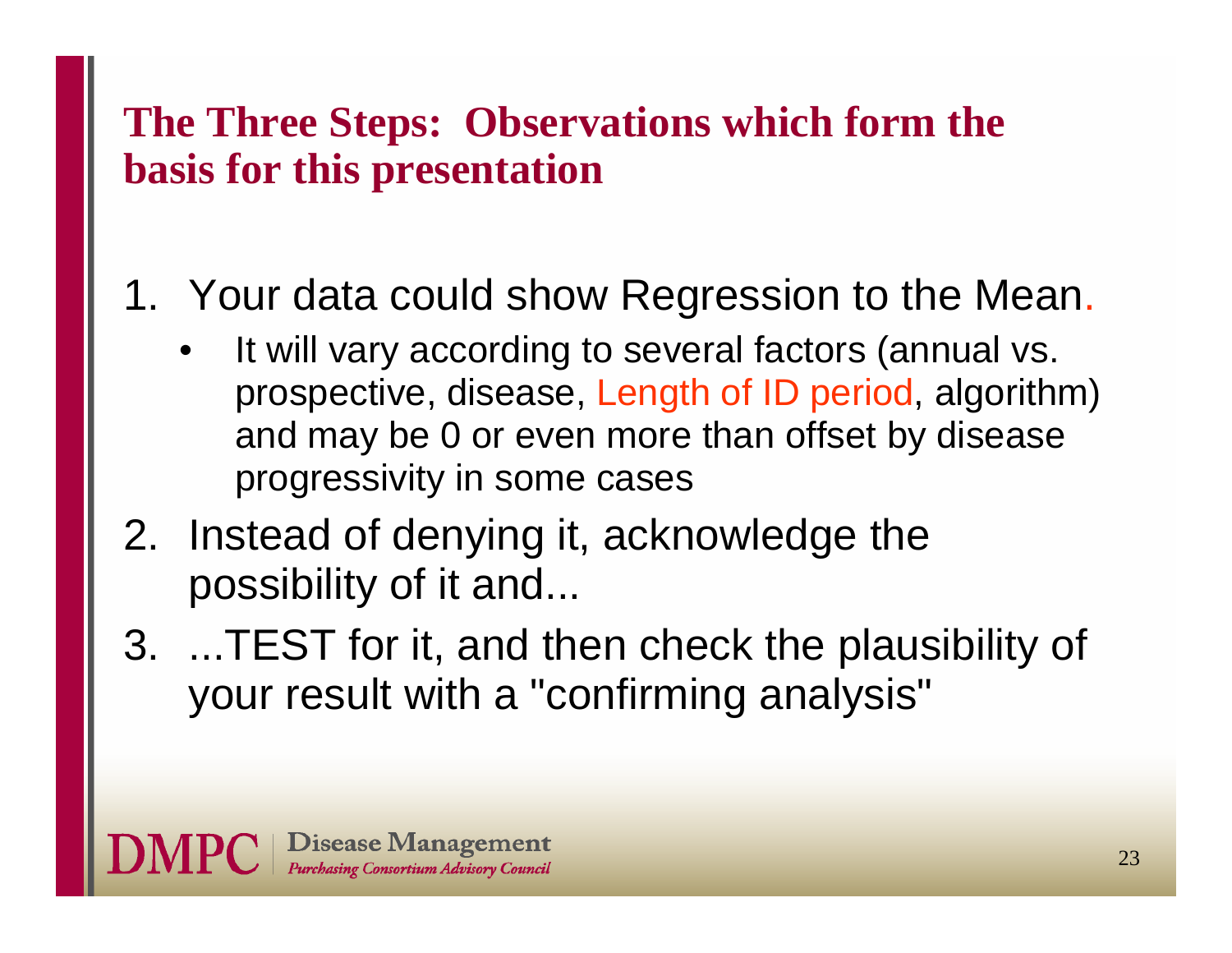## The Three Steps: Observations which form the basis for this presentation

1. Your data could show Regression to the Mean.
   - It will vary according to several factors (annual vs. prospective, disease, Length of ID period, algorithm) and may be 0 or even more than offset by disease progressivity in some cases
2. Instead of denying it, acknowledge the possibility of it and...
3. ...TEST for it, and then check the plausibility of your result with a "confirming analysis"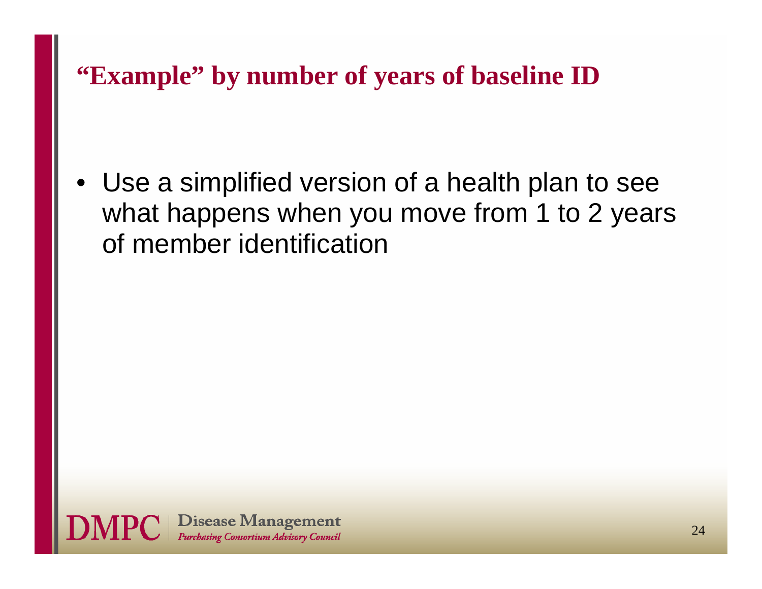## "Example" by number of years of baseline ID

- Use a simplified version of a health plan to see what happens when you move from 1 to 2 years of member identification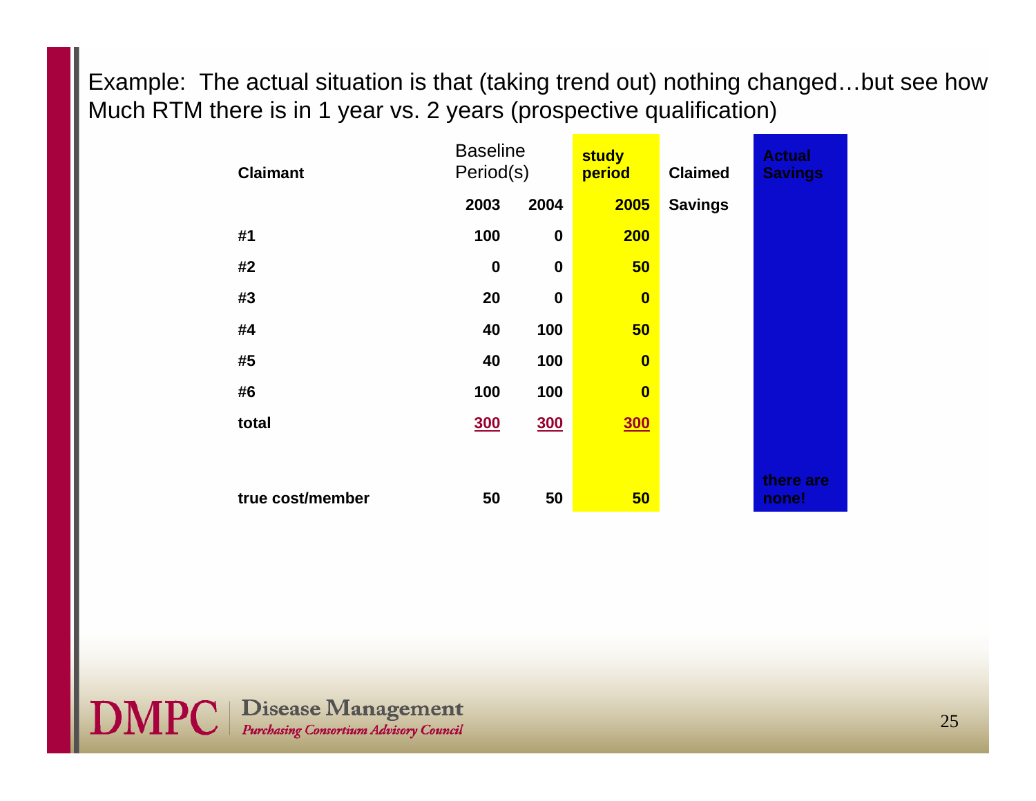Example: The actual situation is that (taking trend out) nothing changed…but see how Much RTM there is in 1 year vs. 2 years (prospective qualification)

| Claimant | Baseline Period(s) | | study period | Claimed | Actual Savings |
|---|---|---|---|---|---|
| | 2003 | 2004 | 2005 | Savings | |
| #1 | 100 | 0 | 200 | | |
| #2 | 0 | 0 | 50 | | |
| #3 | 20 | 0 | 0 | | |
| #4 | 40 | 100 | 50 | | |
| #5 | 40 | 100 | 0 | | |
| #6 | 100 | 100 | 0 | | |
| total | 300 | 300 | 300 | | |
| true cost/member | 50 | 50 | 50 | | there are none! |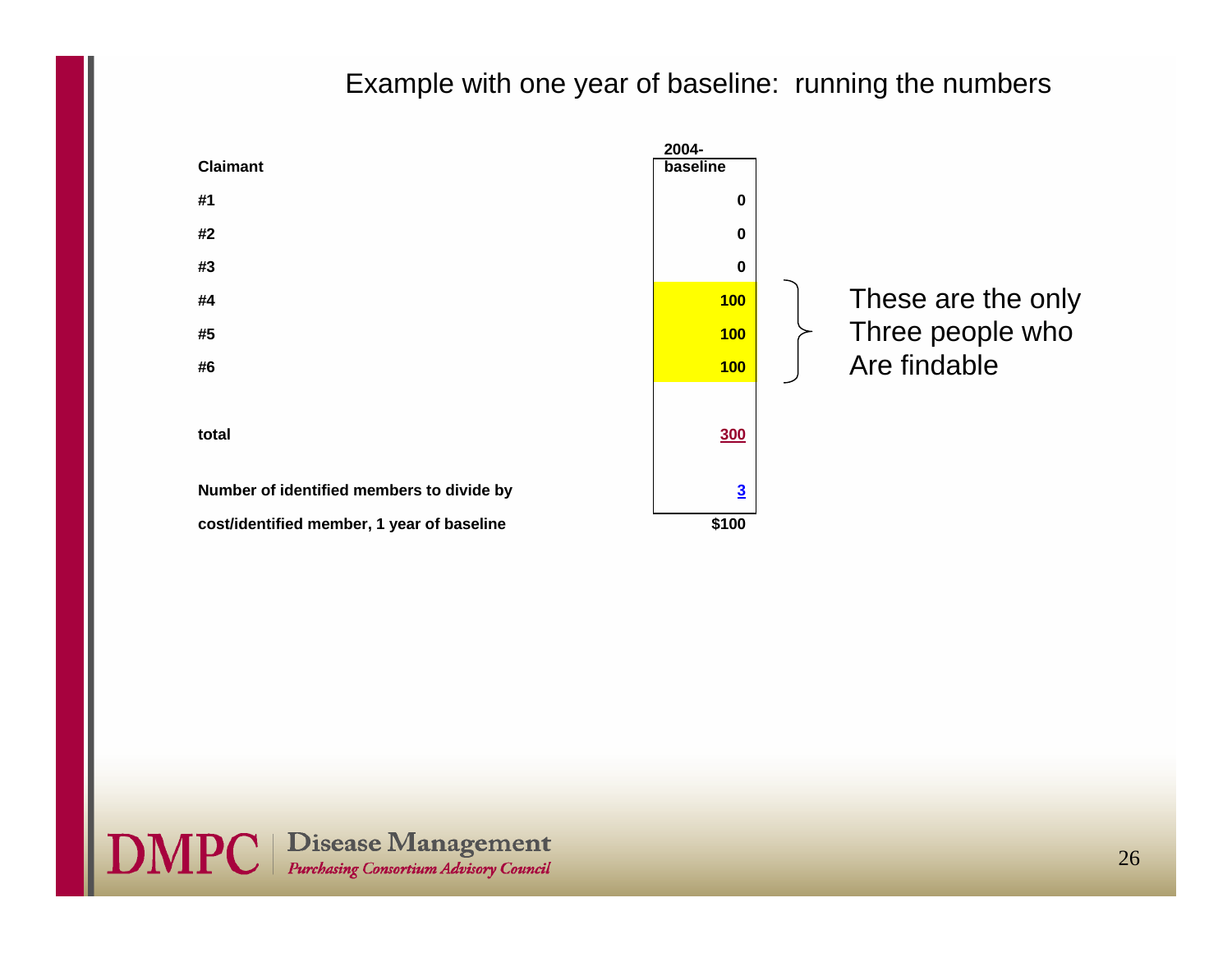# Example with one year of baseline: running the numbers

| Claimant | 2004-baseline |
|---|---|
| #1 | 0 |
| #2 | 0 |
| #3 | 0 |
| #4 | 100 |
| #5 | 100 |
| #6 | 100 |
| total | 300 |
| Number of identified members to divide by | 3 |
| cost/identified member, 1 year of baseline | $100 |

These are the only Three people who Are findable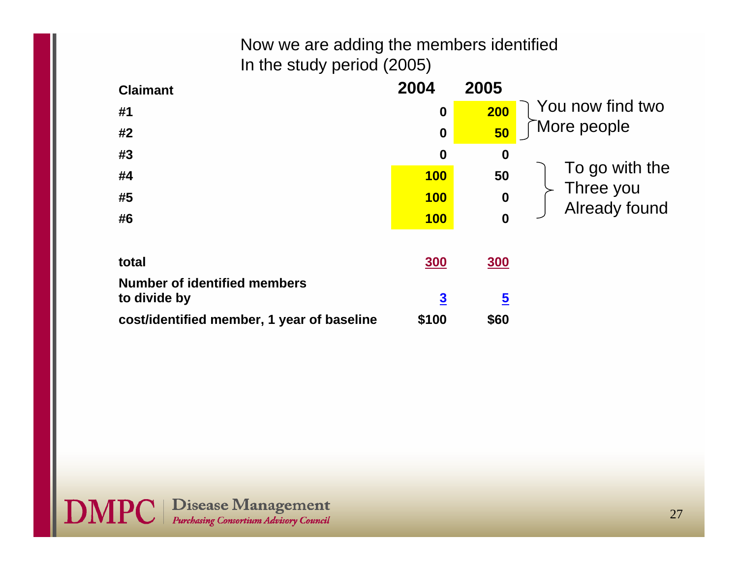Now we are adding the members identified
In the study period (2005)

| Claimant | 2004 | 2005 |
|---|---|---|
| #1 | 0 | 200 |
| #2 | 0 | 50 |
| #3 | 0 | 0 |
| #4 | 100 | 50 |
| #5 | 100 | 0 |
| #6 | 100 | 0 |
| | | |
| total | 300 | 300 |
| Number of identified members to divide by | 3 | 5 |
| cost/identified member, 1 year of baseline | $100 | $60 |

You now find two More people (#1, #2)

To go with the Three you Already found (#4, #5, #6)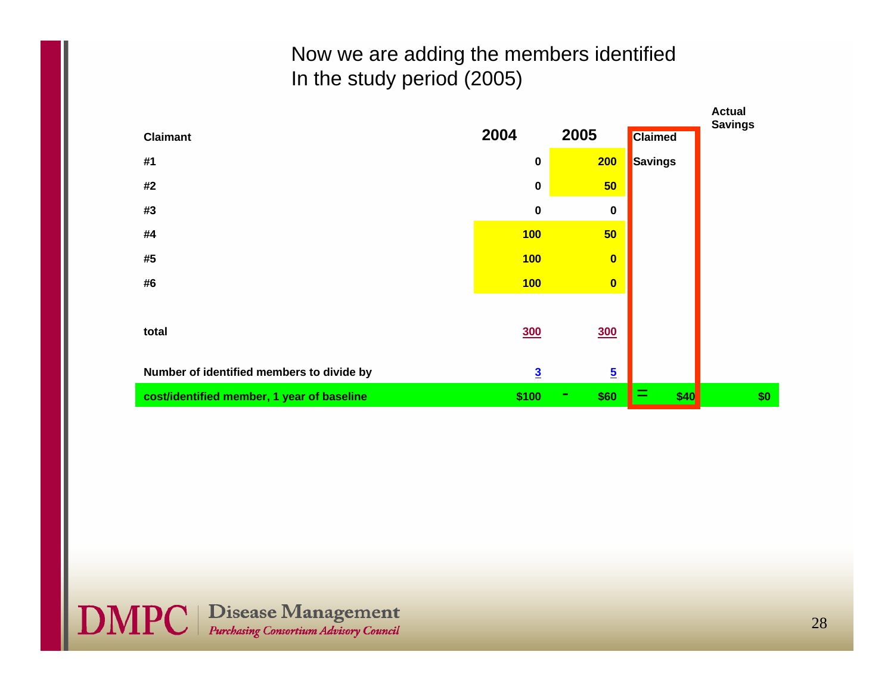Now we are adding the members identified
In the study period (2005)

| Claimant | 2004 | | 2005 | Claimed Savings | Actual Savings |
|---|---|---|---|---|---|
| #1 | 0 | | 200 | | |
| #2 | 0 | | 50 | | |
| #3 | 0 | | 0 | | |
| #4 | 100 | | 50 | | |
| #5 | 100 | | 0 | | |
| #6 | 100 | | 0 | | |
| total | 300 | | 300 | | |
| Number of identified members to divide by | 3 | | 5 | | |
| cost/identified member, 1 year of baseline | $100 | - | $60 | = $40 | $0 |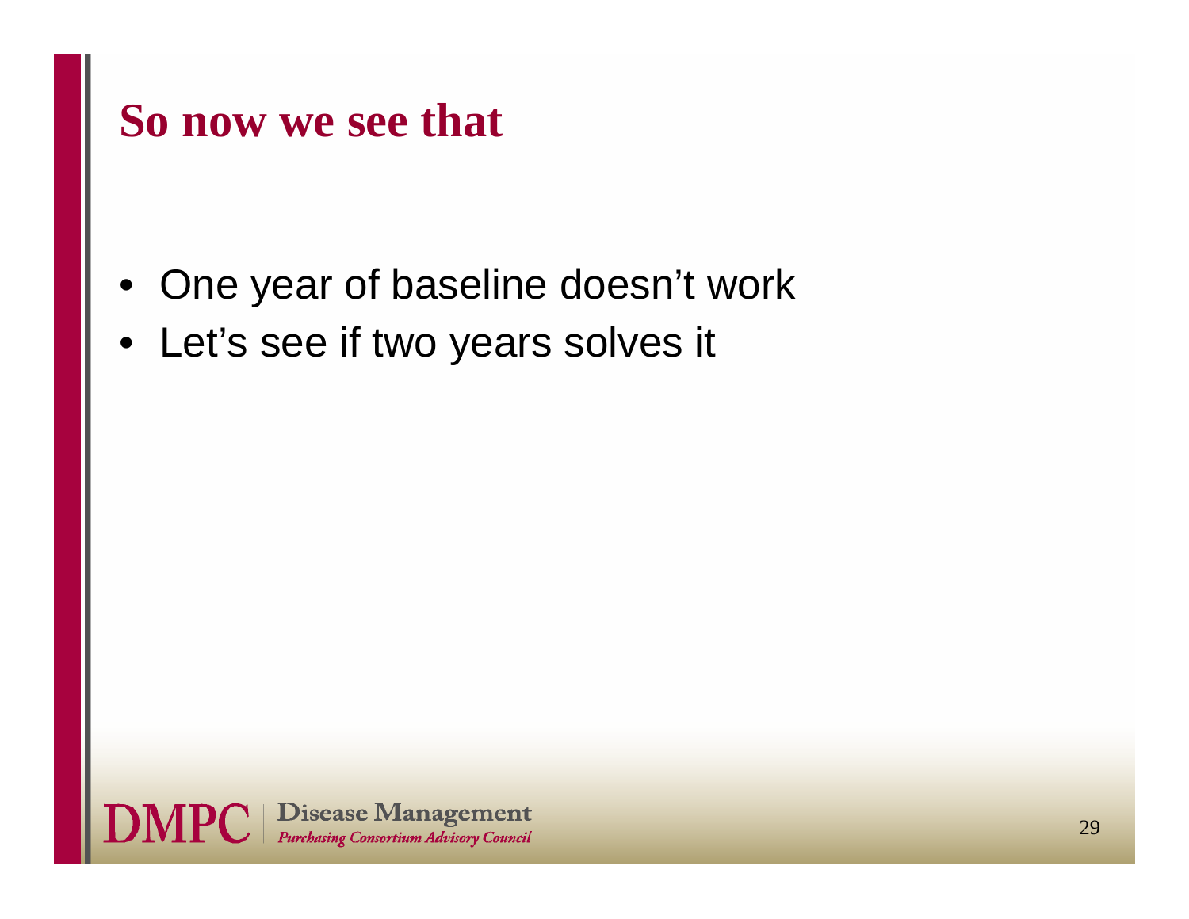# So now we see that

- One year of baseline doesn’t work
- Let’s see if two years solves it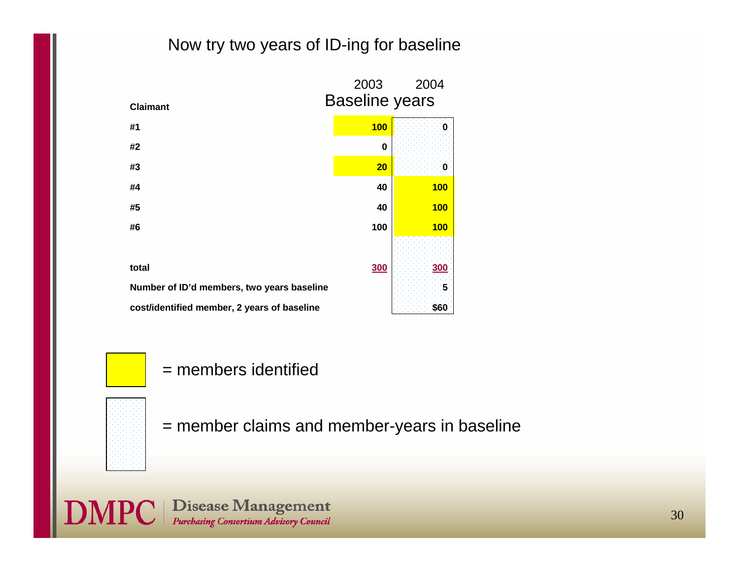# Now try two years of ID-ing for baseline

| Claimant | 2003 | 2004 |
|---|---|---|
| | Baseline years | |
| #1 | **100** | 0 |
| #2 | 0 | |
| #3 | **20** | 0 |
| #4 | 40 | **100** |
| #5 | 40 | **100** |
| #6 | 100 | **100** |
| total | 300 | 300 |
| Number of ID'd members, two years baseline | | 5 |
| cost/identified member, 2 years of baseline | | $60 |

= members identified

= member claims and member-years in baseline

**DMPC** | Disease Management *Purchasing Consortium Advisory Council*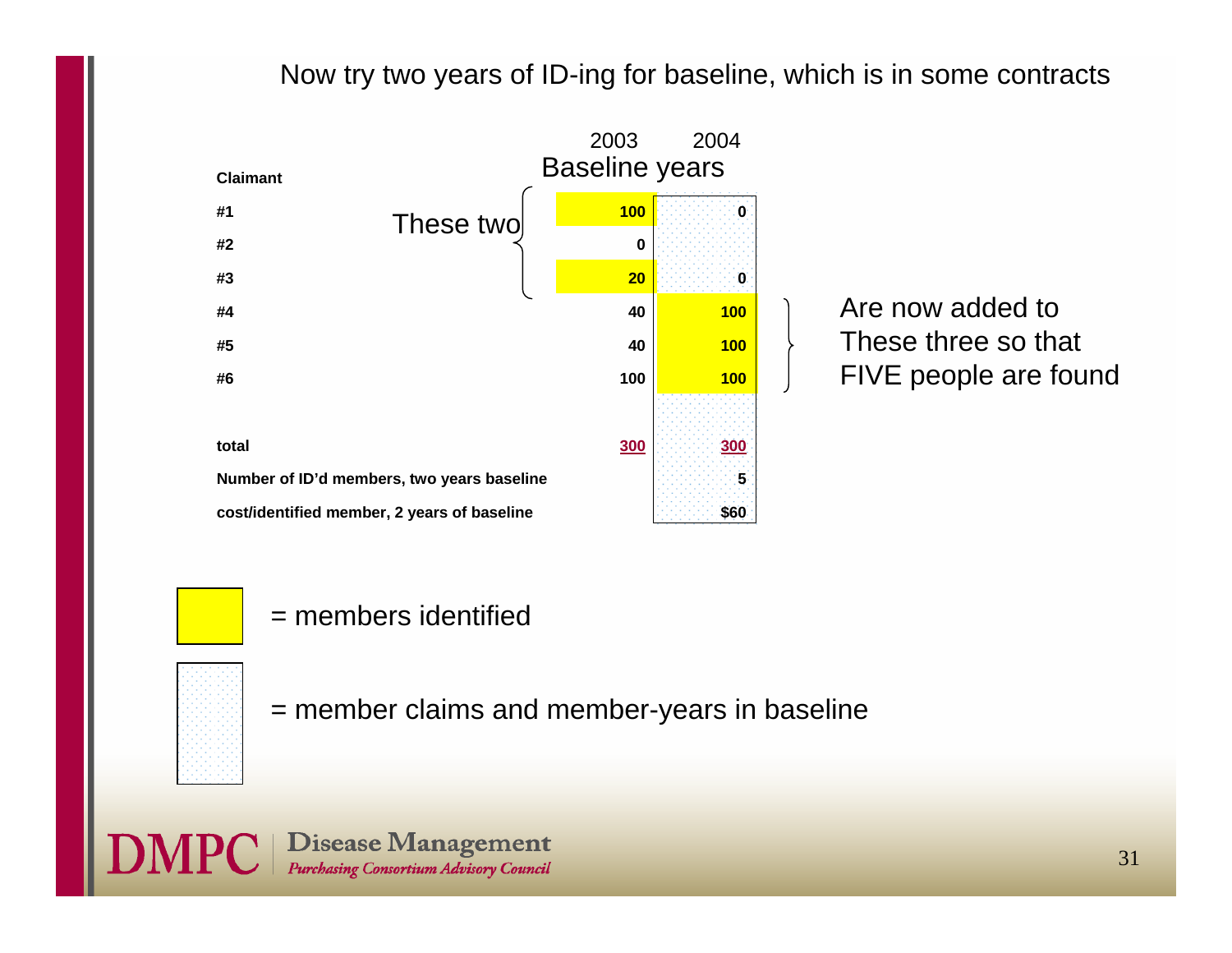## Now try two years of ID-ing for baseline, which is in some contracts

| Claimant | 2003 | 2004 |
|---|---|---|
| | Baseline years | |
| #1 | **100** | 0 |
| #2 | 0 | |
| #3 | **20** | 0 |
| #4 | 40 | **100** |
| #5 | 40 | **100** |
| #6 | 100 | **100** |
| total | 300 | 300 |
| Number of ID'd members, two years baseline | | 5 |
| cost/identified member, 2 years of baseline | | $60 |

These two (#1 and #3) are now added to these three (#4, #5, #6) so that FIVE people are found

Legend:

- Yellow = members identified
- Dotted = member claims and member-years in baseline

**DMPC** | Disease Management *Purchasing Consortium Advisory Council*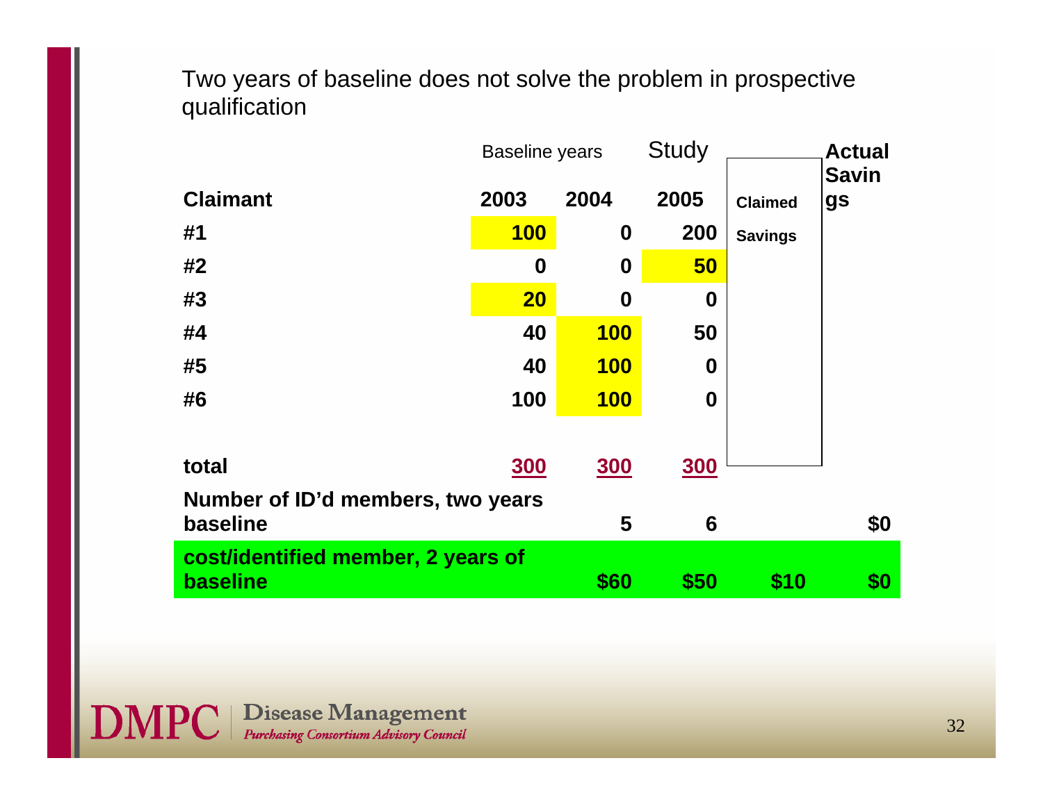Two years of baseline does not solve the problem in prospective qualification

| Claimant | Baseline years 2003 | Baseline years 2004 | Study 2005 | Claimed Savings | Actual Savings |
|---|---|---|---|---|---|
| #1 | 100 | 0 | 200 | | |
| #2 | 0 | 0 | 50 | | |
| #3 | 20 | 0 | 0 | | |
| #4 | 40 | 100 | 50 | | |
| #5 | 40 | 100 | 0 | | |
| #6 | 100 | 100 | 0 | | |
| total | 300 | 300 | 300 | | |
| Number of ID'd members, two years baseline | | 5 | 6 | | $0 |
| cost/identified member, 2 years of baseline | | $60 | $50 | $10 | $0 |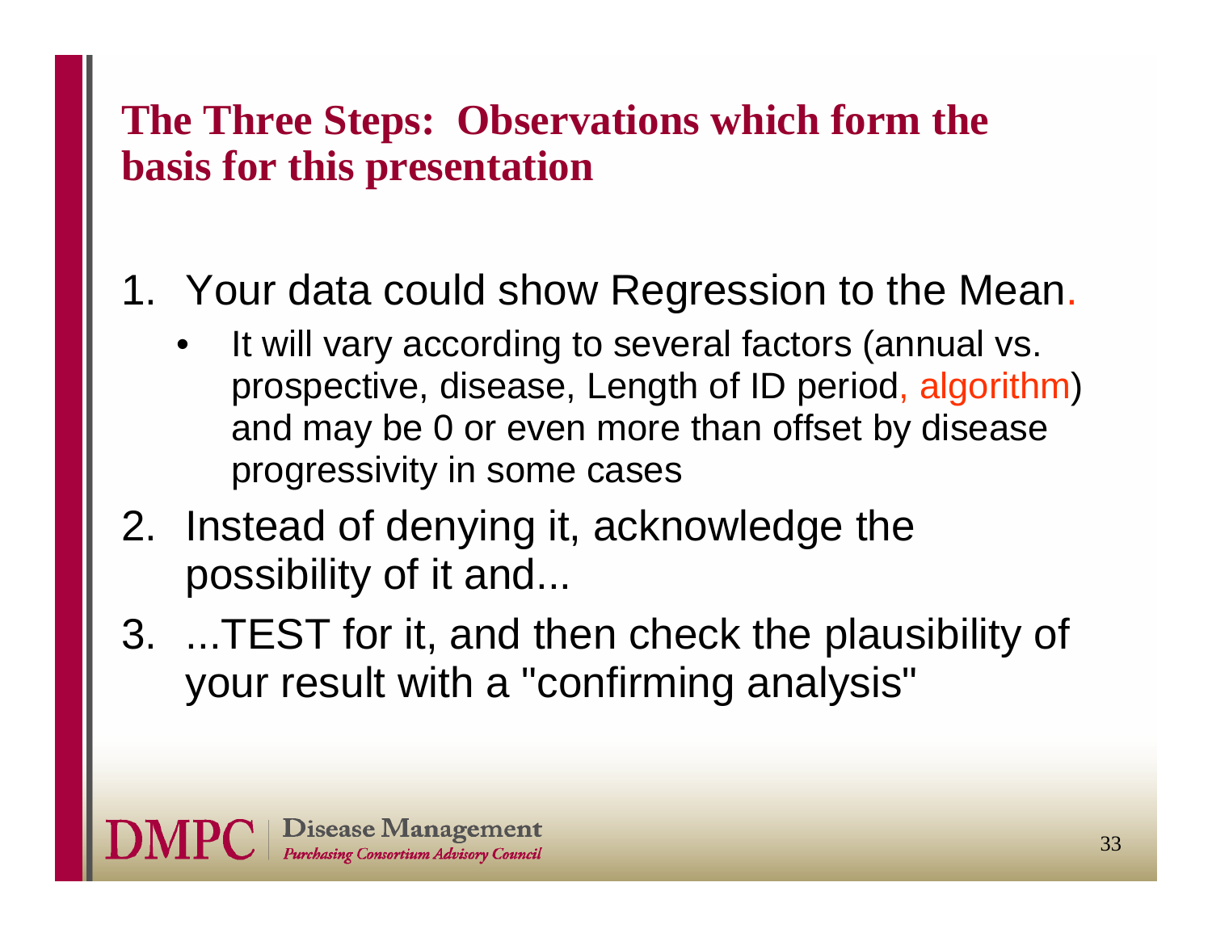## The Three Steps: Observations which form the basis for this presentation

1. Your data could show Regression to the Mean.
   - It will vary according to several factors (annual vs. prospective, disease, Length of ID period, algorithm) and may be 0 or even more than offset by disease progressivity in some cases
2. Instead of denying it, acknowledge the possibility of it and...
3. ...TEST for it, and then check the plausibility of your result with a "confirming analysis"

**DMPC** | Disease Management *Purchasing Consortium Advisory Council*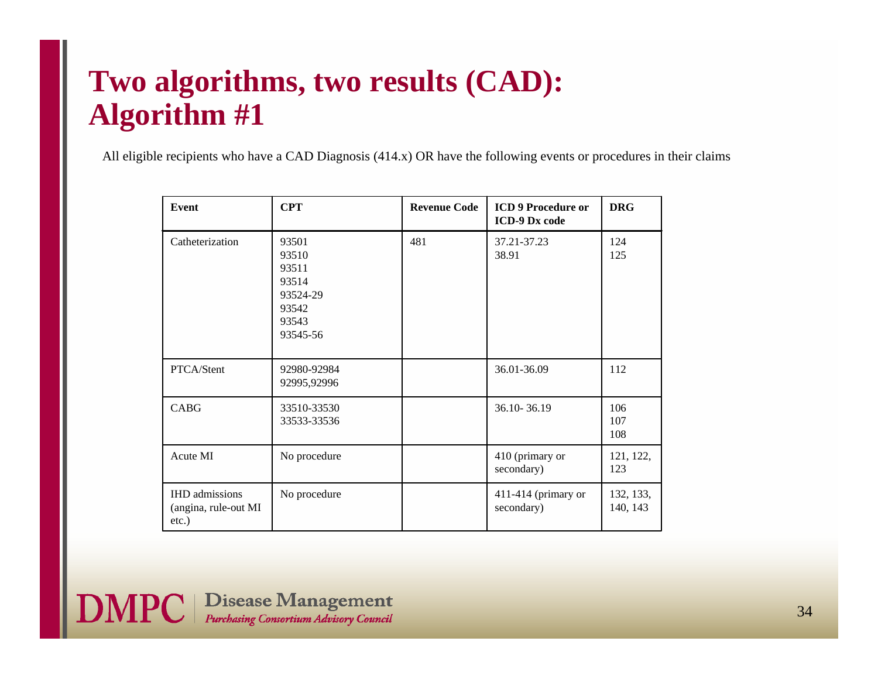# Two algorithms, two results (CAD): Algorithm #1

All eligible recipients who have a CAD Diagnosis (414.x) OR have the following events or procedures in their claims

| Event | CPT | Revenue Code | ICD 9 Procedure or ICD-9 Dx code | DRG |
|---|---|---|---|---|
| Catheterization | 93501<br>93510<br>93511<br>93514<br>93524-29<br>93542<br>93543<br>93545-56 | 481 | 37.21-37.23<br>38.91 | 124<br>125 |
| PTCA/Stent | 92980-92984<br>92995,92996 | | 36.01-36.09 | 112 |
| CABG | 33510-33530<br>33533-33536 | | 36.10- 36.19 | 106<br>107<br>108 |
| Acute MI | No procedure | | 410 (primary or secondary) | 121, 122, 123 |
| IHD admissions (angina, rule-out MI etc.) | No procedure | | 411-414 (primary or secondary) | 132, 133, 140, 143 |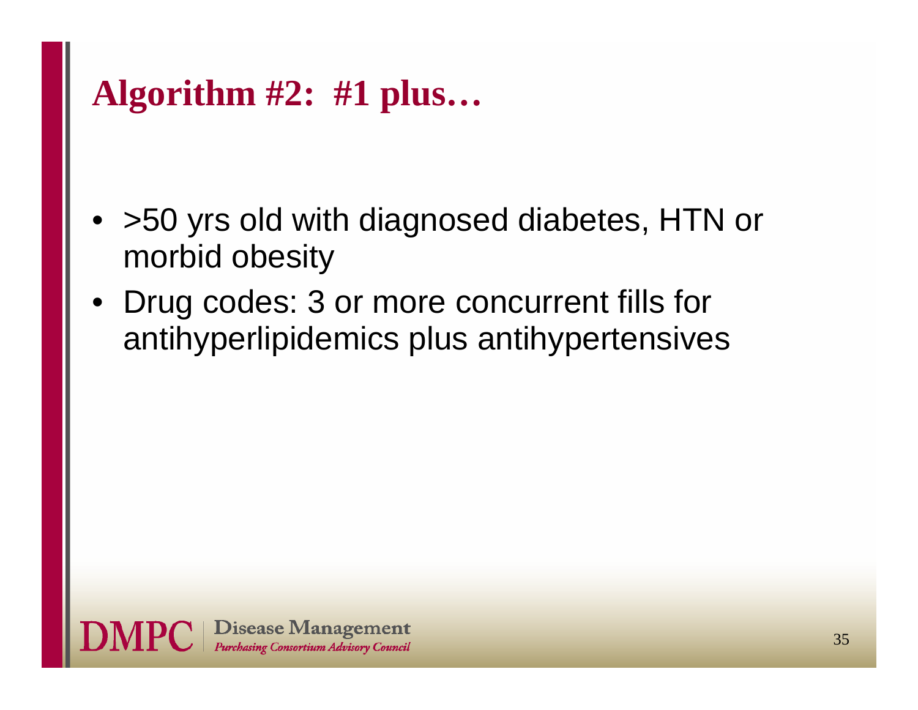# Algorithm #2: #1 plus…

- >50 yrs old with diagnosed diabetes, HTN or morbid obesity
- Drug codes: 3 or more concurrent fills for antihyperlipidemics plus antihypertensives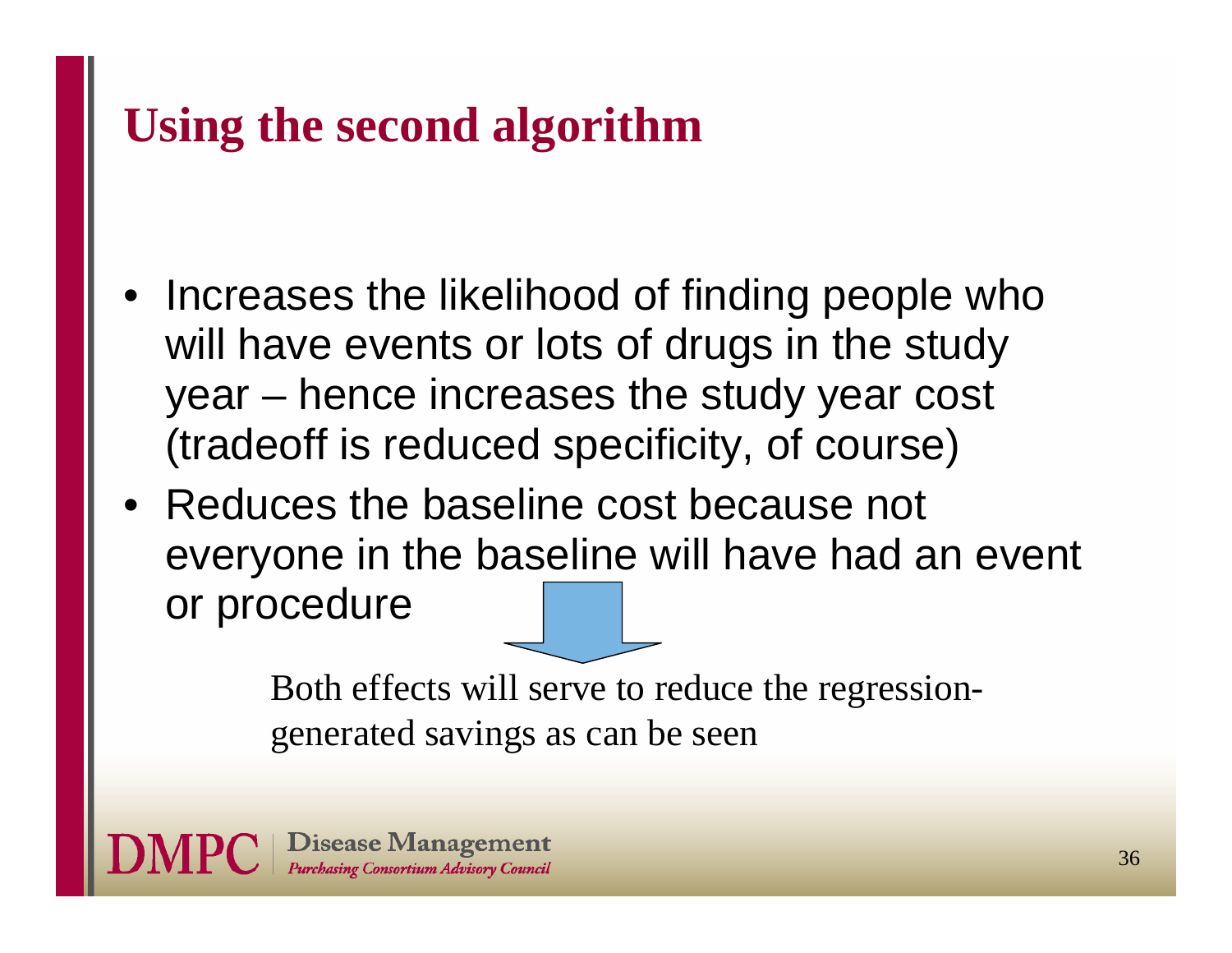# Using the second algorithm

- Increases the likelihood of finding people who will have events or lots of drugs in the study year – hence increases the study year cost (tradeoff is reduced specificity, of course)
- Reduces the baseline cost because not everyone in the baseline will have had an event or procedure

Both effects will serve to reduce the regression-generated savings as can be seen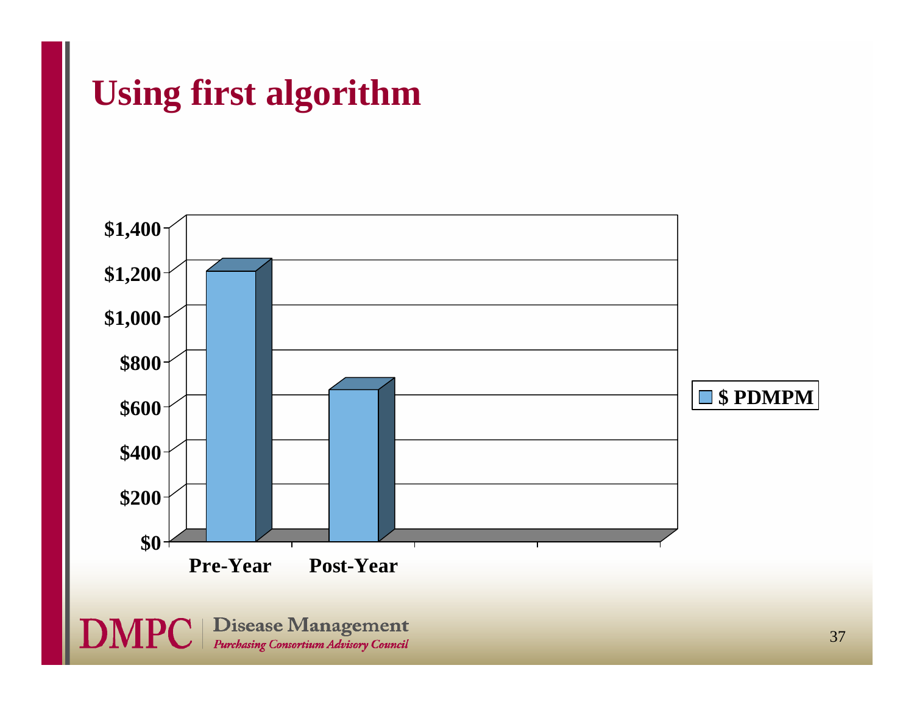# Using first algorithm

| | $ PDMPM |
|---|---|
| Pre-Year | ~$1,190 |
| Post-Year | ~$660 |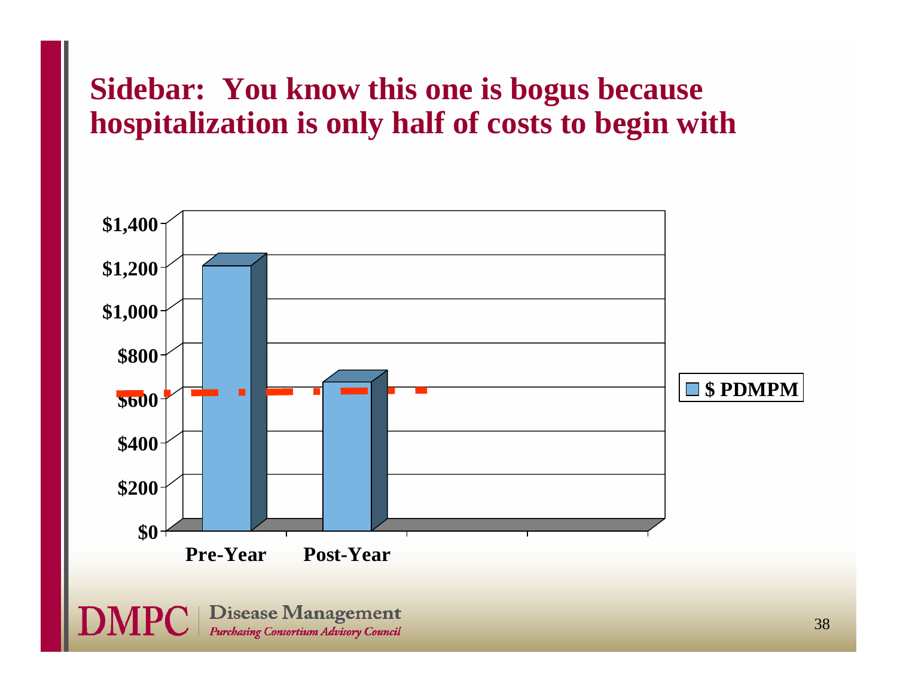# Sidebar: You know this one is bogus because hospitalization is only half of costs to begin with

| | $ PDMPM |
|---|---|
| Pre-Year | $1,200 |
| Post-Year | $650 |

*Y-axis: $0 – $1,400; dashed line at approximately $600*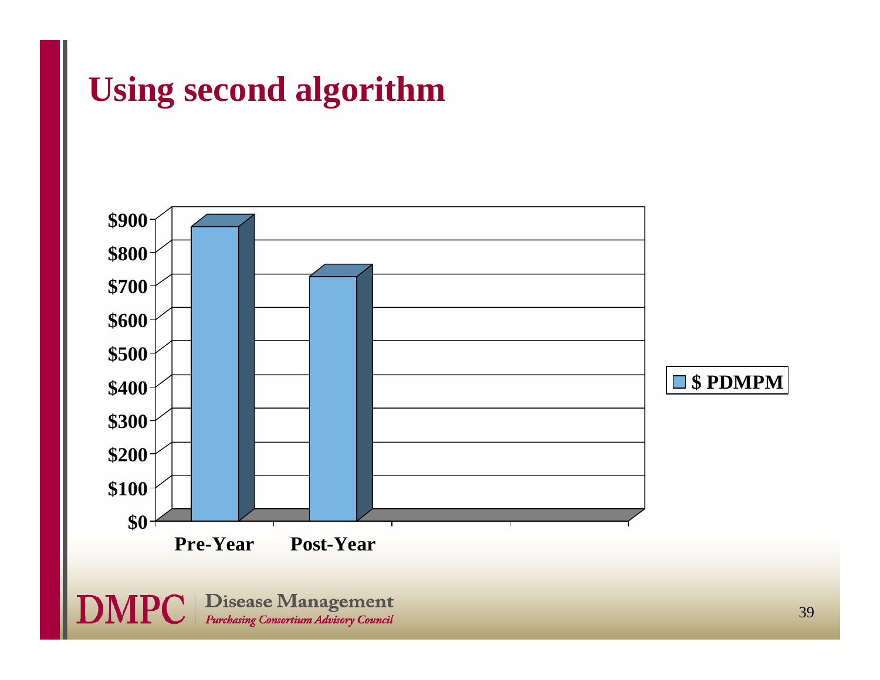# Using second algorithm

| | $ PDMPM |
|---|---|
| Pre-Year | ~$870 |
| Post-Year | ~$720 |

DMPC Disease Management Purchasing Consortium Advisory Council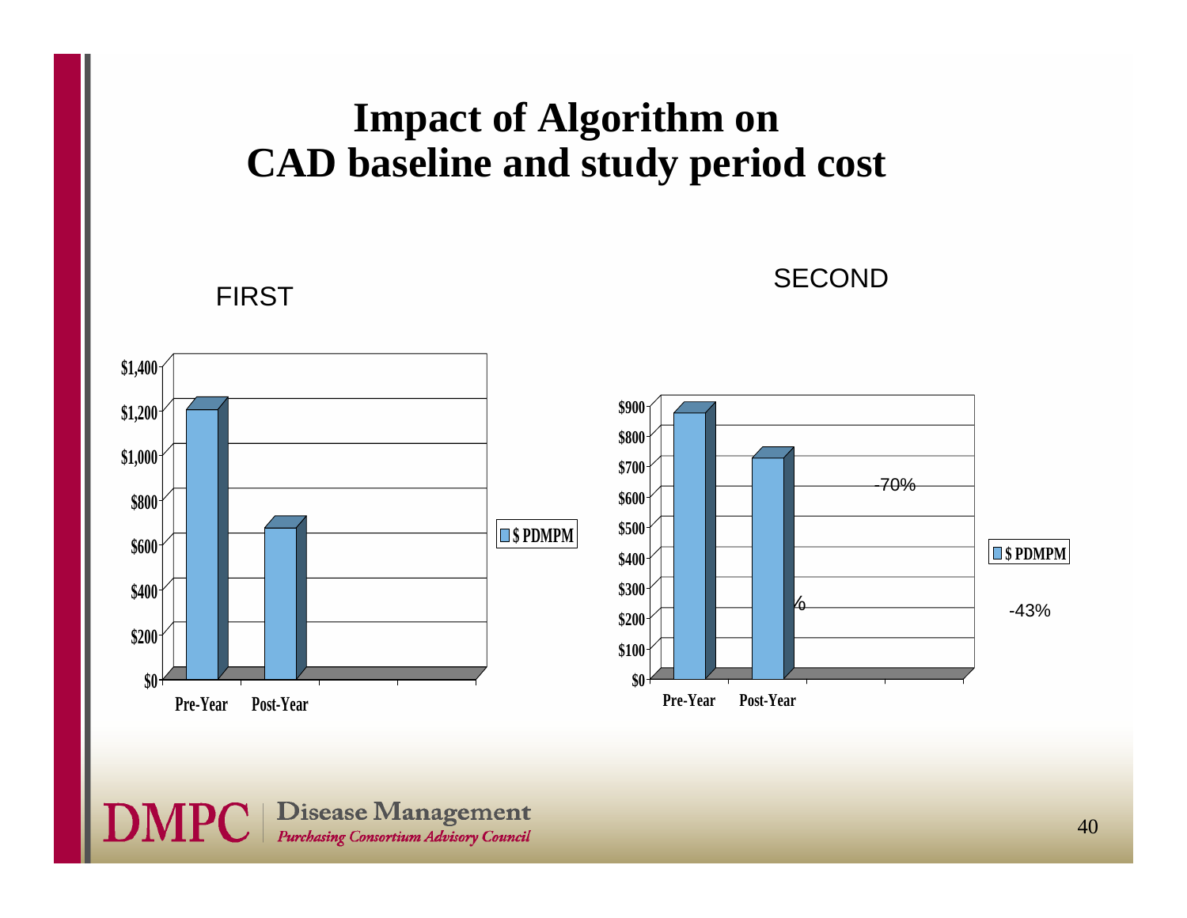# Impact of Algorithm on CAD baseline and study period cost

FIRST

| | $ PDMPM |
|---|---|
| Pre-Year | $1,200 |
| Post-Year | $660 |

SECOND

| | $ PDMPM |
|---|---|
| Pre-Year | $870 |
| Post-Year | $720 |

-70%

%

-43%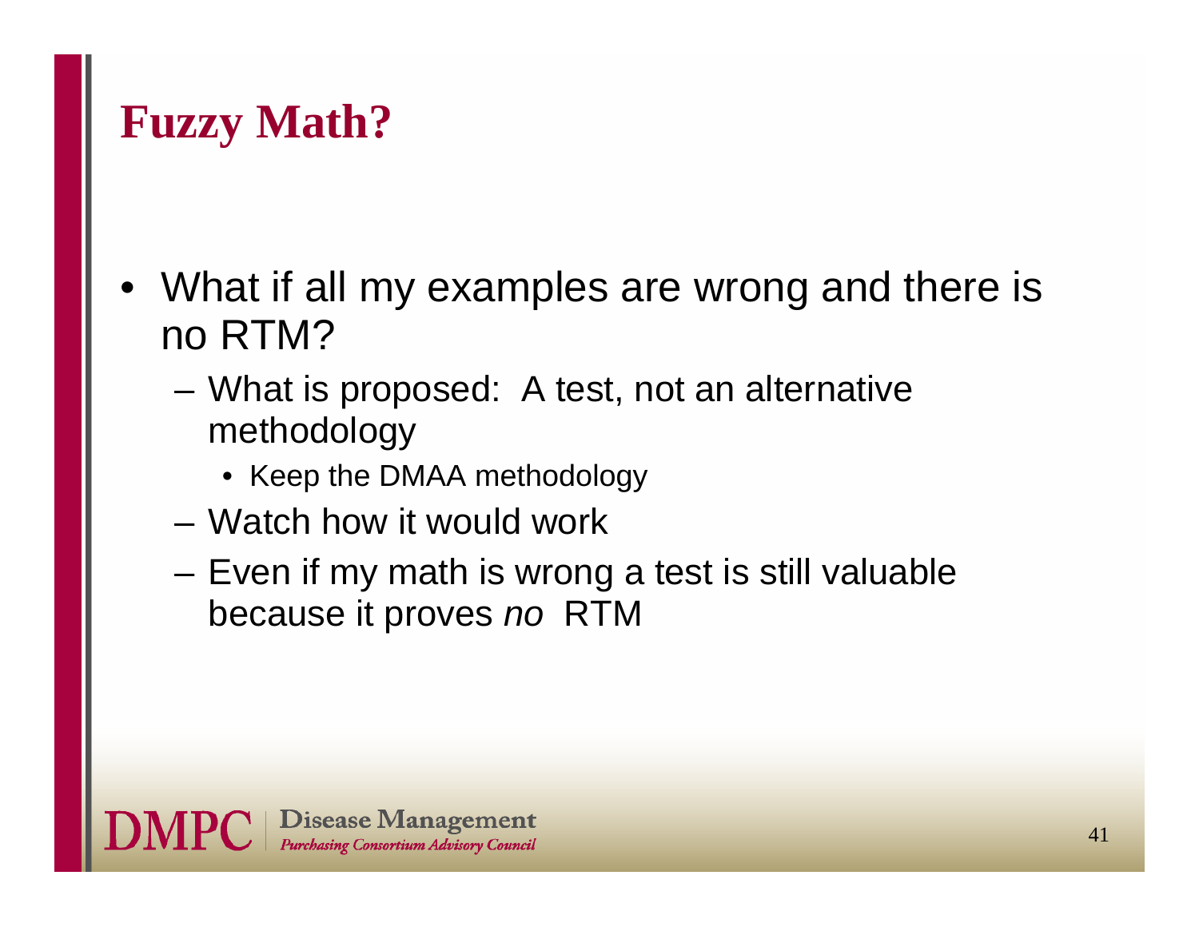# Fuzzy Math?

- What if all my examples are wrong and there is no RTM?
  - What is proposed: A test, not an alternative methodology
    - Keep the DMAA methodology
  - Watch how it would work
  - Even if my math is wrong a test is still valuable because it proves *no* RTM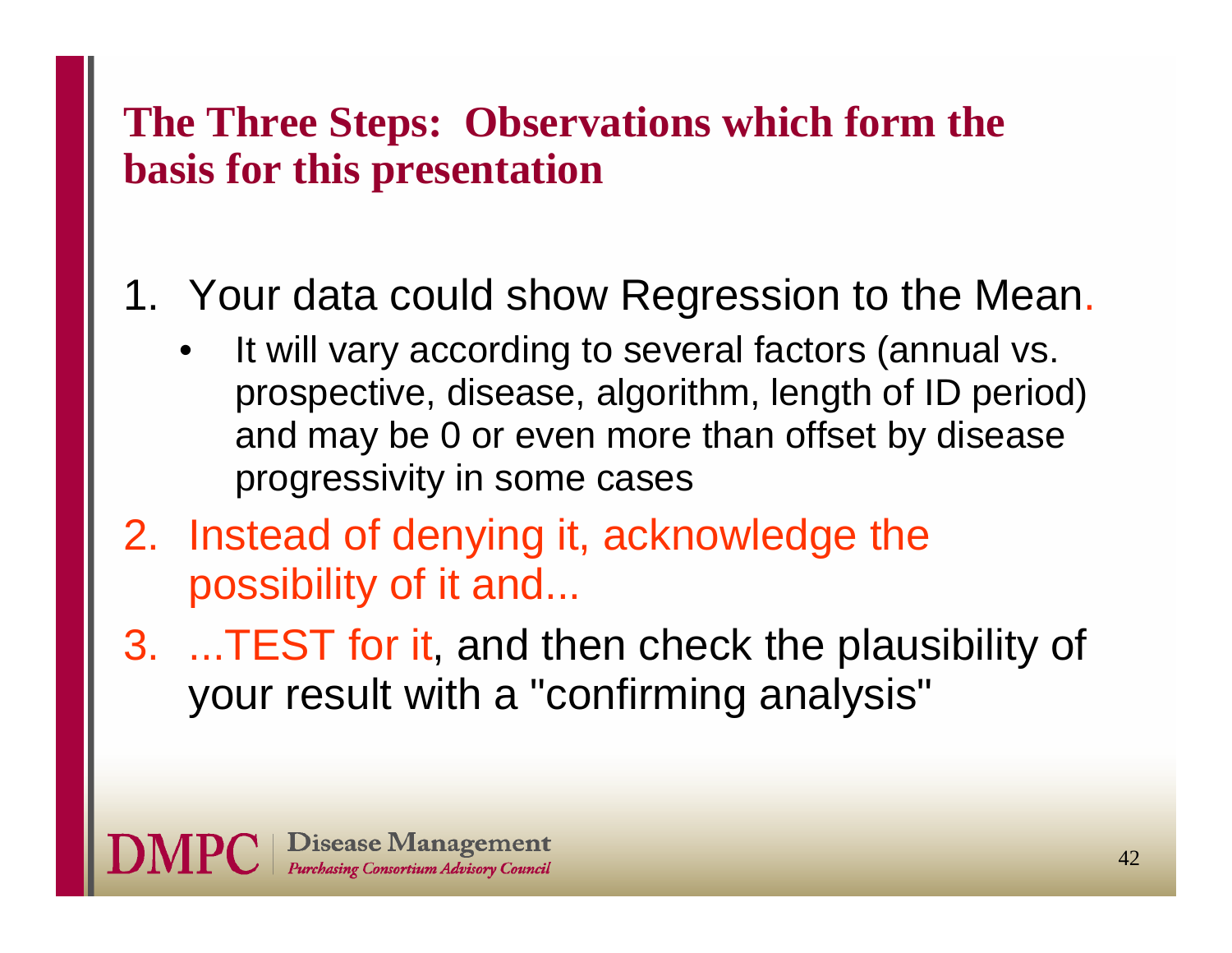## The Three Steps: Observations which form the basis for this presentation

1. Your data could show Regression to the Mean.
   - It will vary according to several factors (annual vs. prospective, disease, algorithm, length of ID period) and may be 0 or even more than offset by disease progressivity in some cases
2. Instead of denying it, acknowledge the possibility of it and...
3. ...TEST for it, and then check the plausibility of your result with a "confirming analysis"

DMPC | Disease Management Purchasing Consortium Advisory Council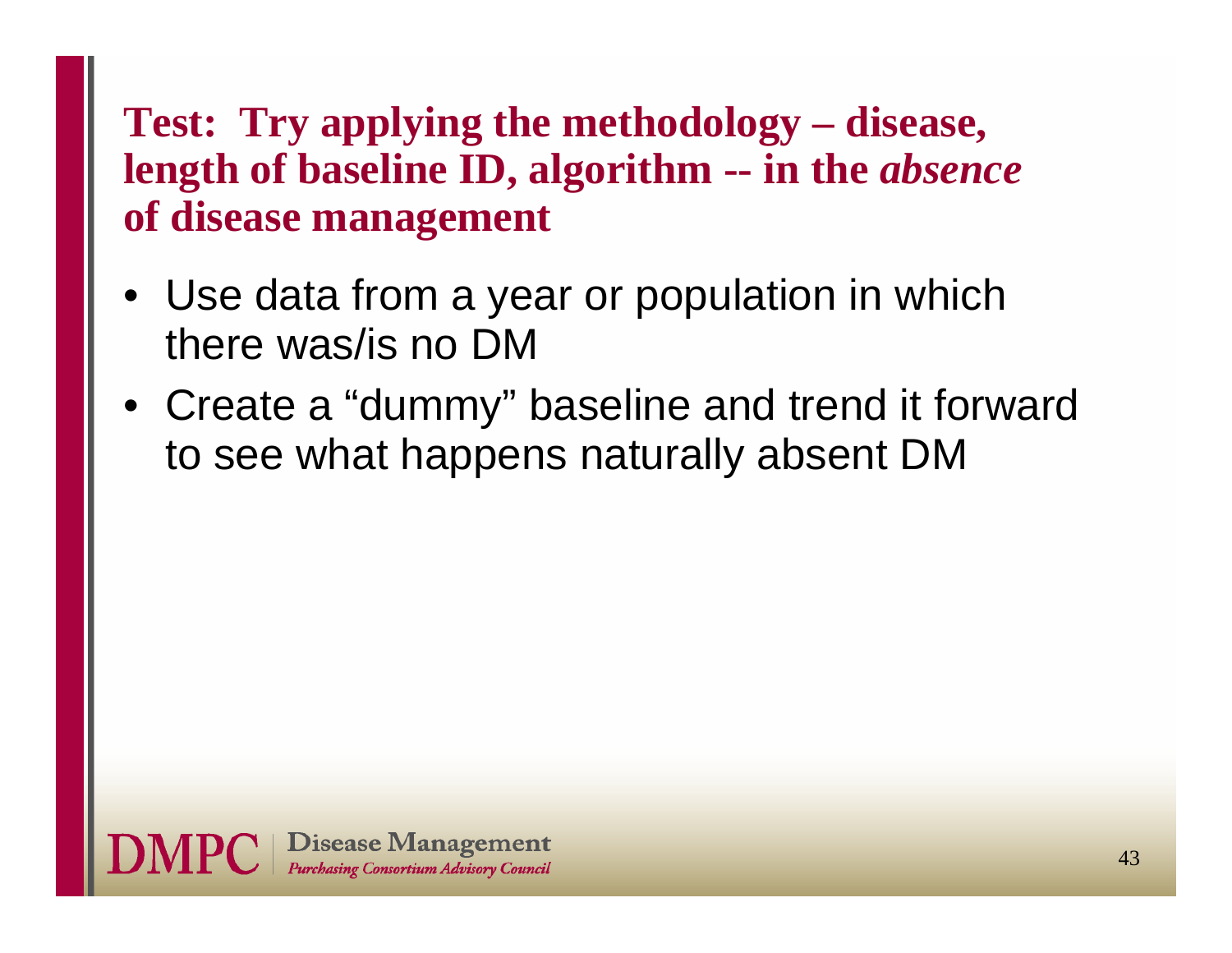## Test: Try applying the methodology – disease, length of baseline ID, algorithm -- in the *absence* of disease management

- Use data from a year or population in which there was/is no DM
- Create a "dummy" baseline and trend it forward to see what happens naturally absent DM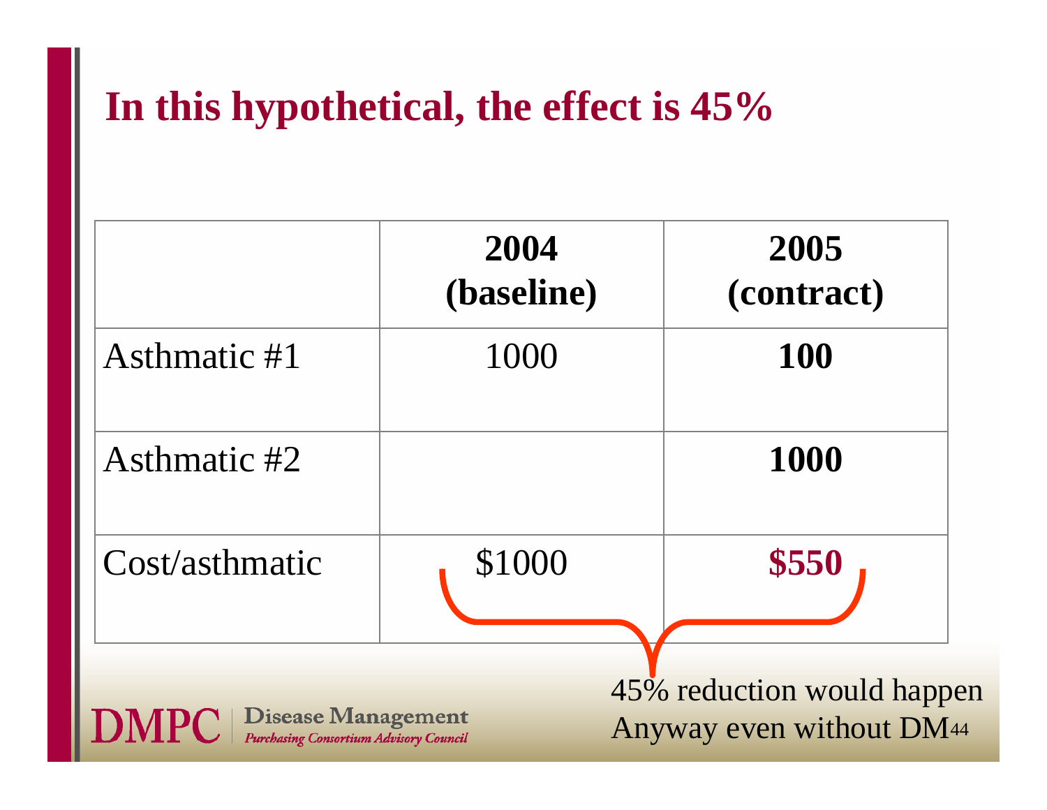# In this hypothetical, the effect is 45%

|  | 2004 (baseline) | 2005 (contract) |
| --- | --- | --- |
| Asthmatic #1 | 1000 | **100** |
| Asthmatic #2 |  | **1000** |
| Cost/asthmatic | $1000 | **$550** |

45% reduction would happen Anyway even without DM

DMPC | Disease Management *Purchasing Consortium Advisory Council*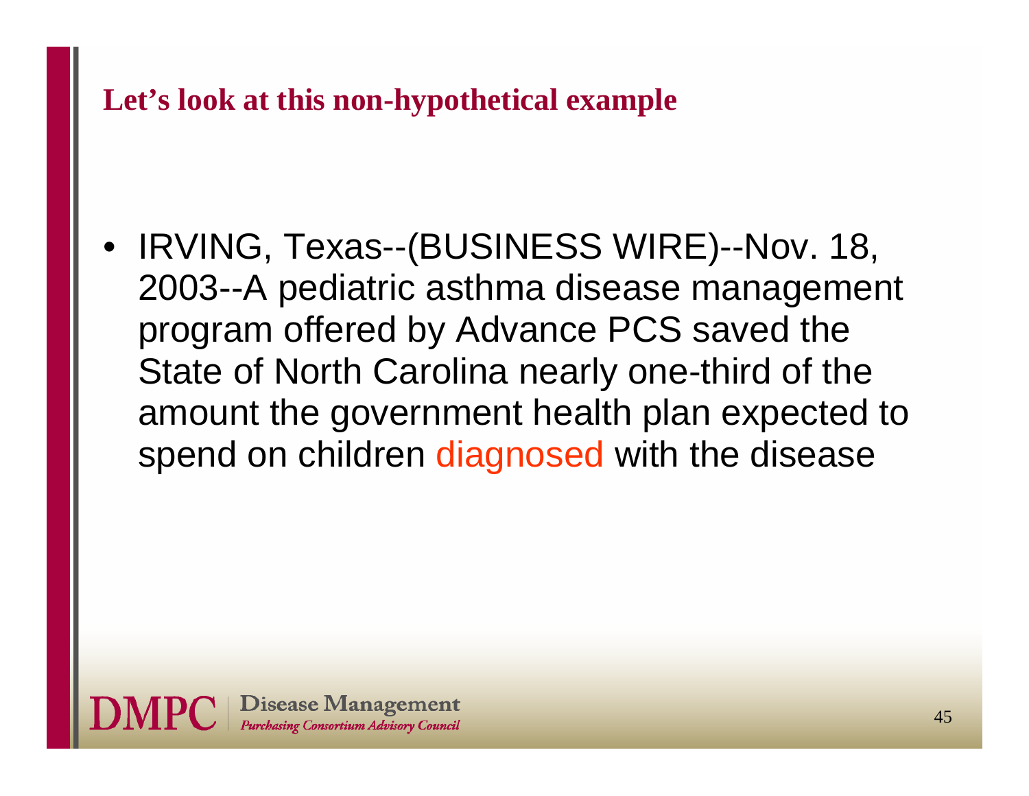## Let's look at this non-hypothetical example

- IRVING, Texas--(BUSINESS WIRE)--Nov. 18, 2003--A pediatric asthma disease management program offered by Advance PCS saved the State of North Carolina nearly one-third of the amount the government health plan expected to spend on children diagnosed with the disease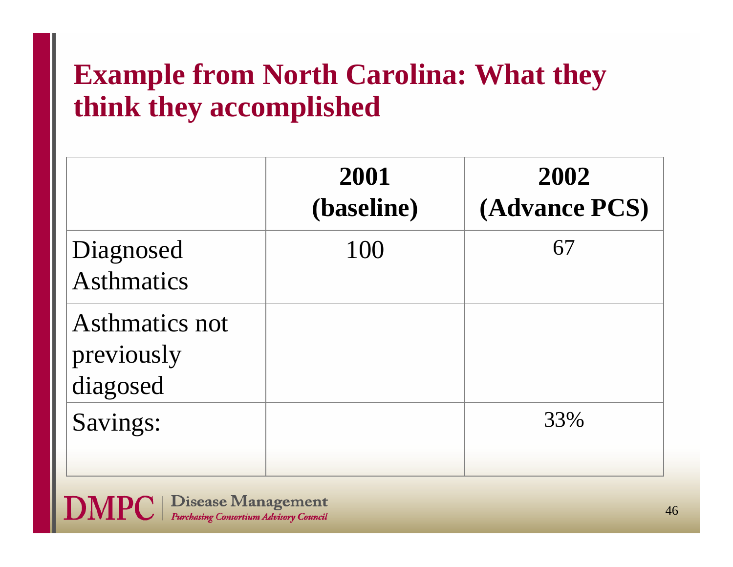# Example from North Carolina: What they think they accomplished

| | 2001 (baseline) | 2002 (Advance PCS) |
|---|---|---|
| Diagnosed Asthmatics | 100 | 67 |
| Asthmatics not previously diagosed | | |
| Savings: | | 33% |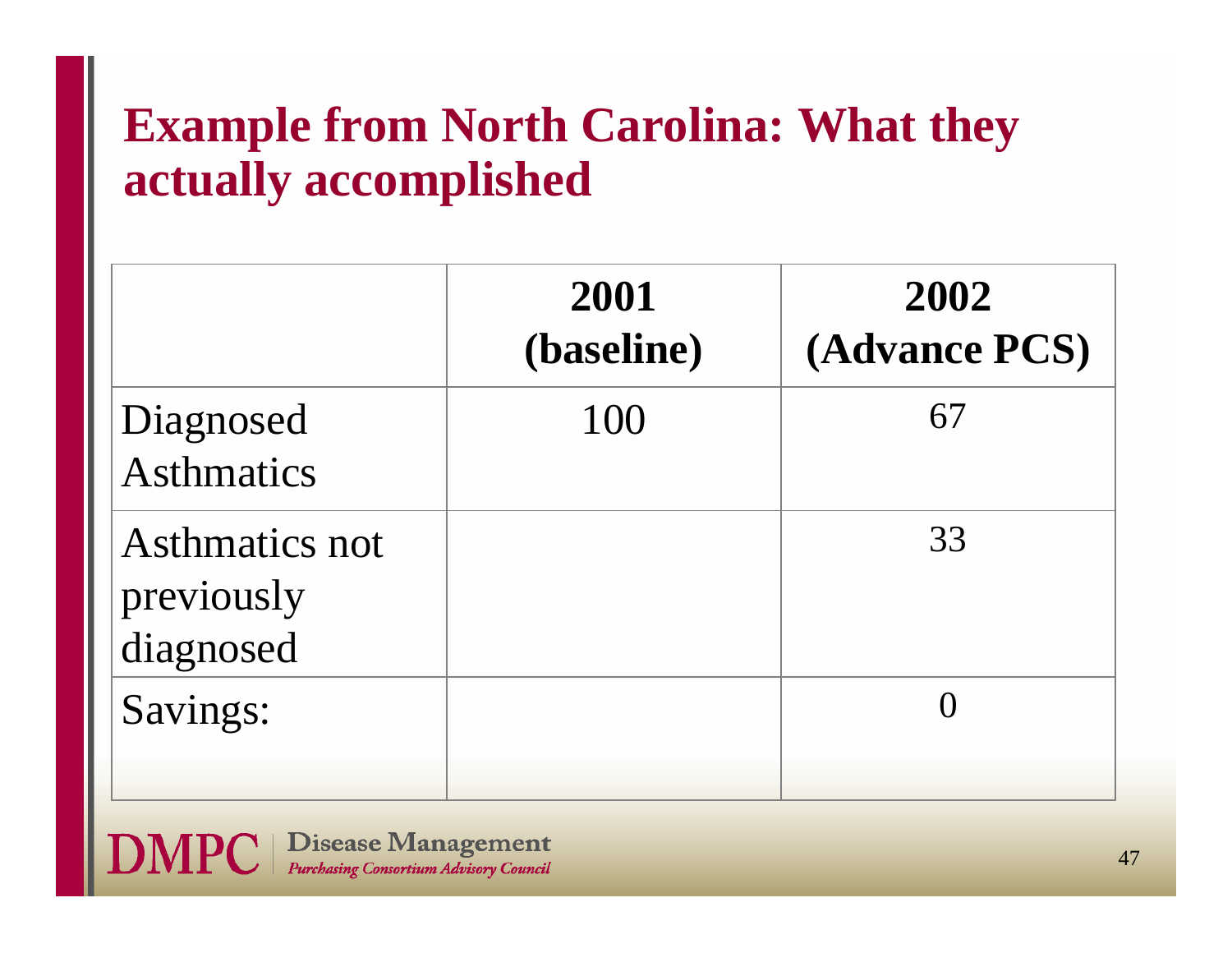# Example from North Carolina: What they actually accomplished

| | 2001 (baseline) | 2002 (Advance PCS) |
|---|---|---|
| Diagnosed Asthmatics | 100 | 67 |
| Asthmatics not previously diagnosed | | 33 |
| Savings: | | 0 |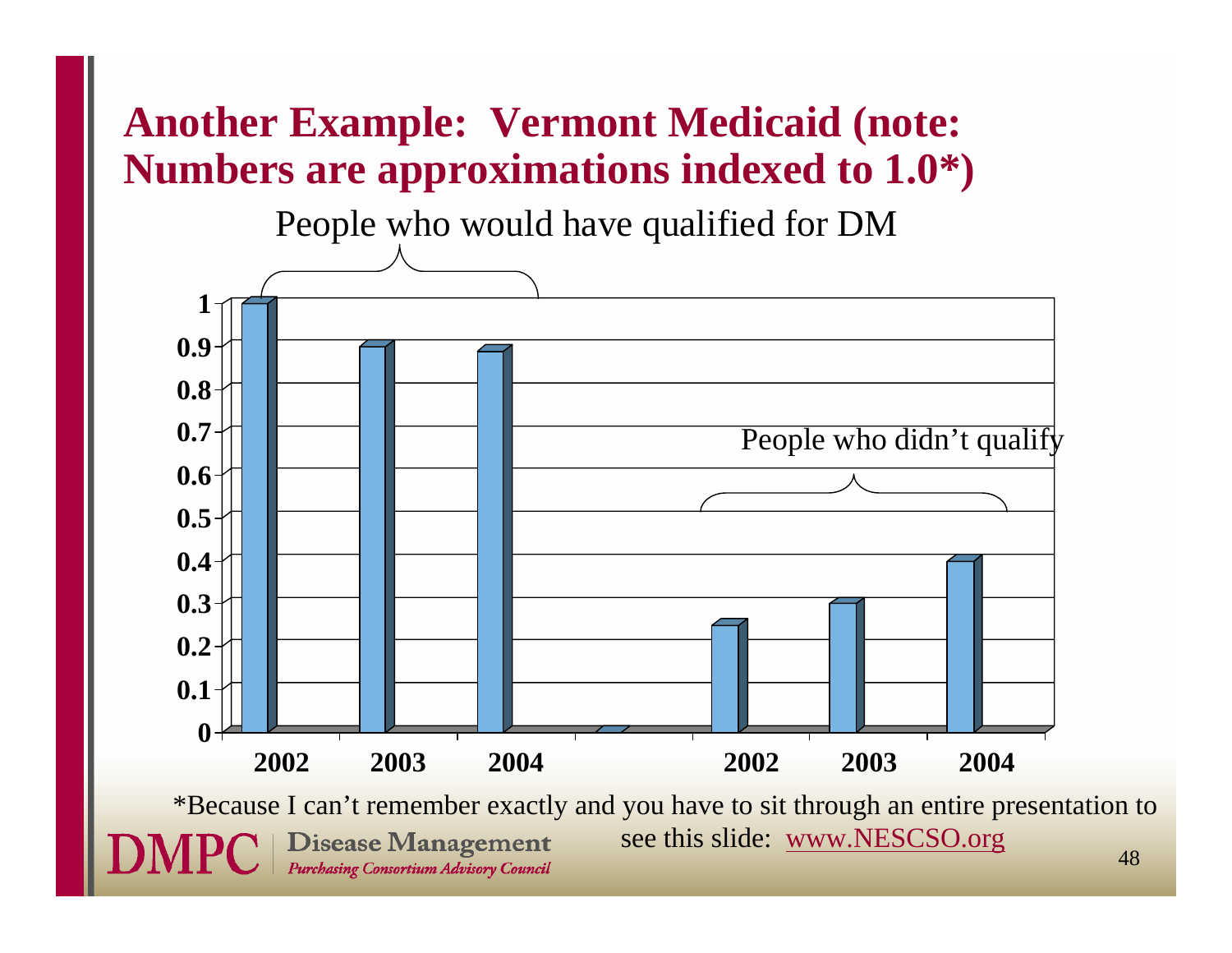# Another Example: Vermont Medicaid (note: Numbers are approximations indexed to 1.0*)

People who would have qualified for DM

People who didn't qualify

| | People who would have qualified for DM | People who didn't qualify |
|---|---|---|
| 2002 | 1.0 | 0.25 |
| 2003 | 0.9 | 0.3 |
| 2004 | 0.89 | 0.4 |

*Because I can't remember exactly and you have to sit through an entire presentation to see this slide: www.NESCSO.org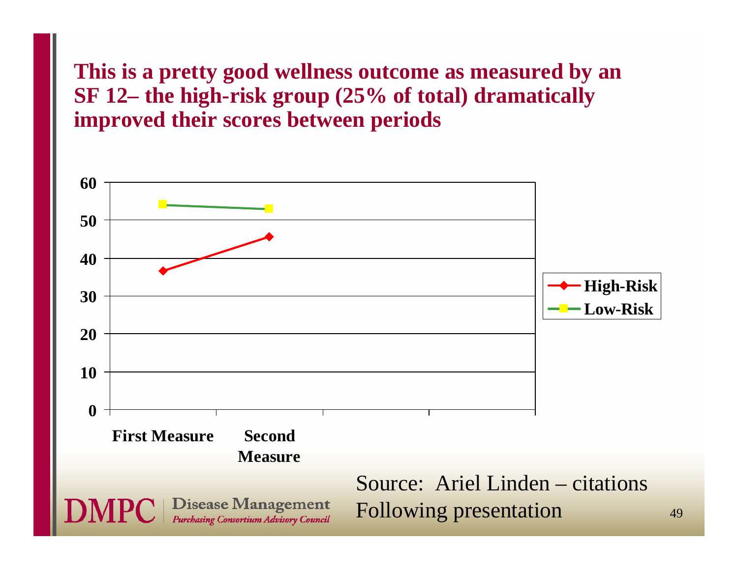## This is a pretty good wellness outcome as measured by an SF 12– the high-risk group (25% of total) dramatically improved their scores between periods

| | First Measure | Second Measure |
|---|---|---|
| High-Risk | ~37 | ~46 |
| Low-Risk | ~54 | ~53 |

Source: Ariel Linden – citations Following presentation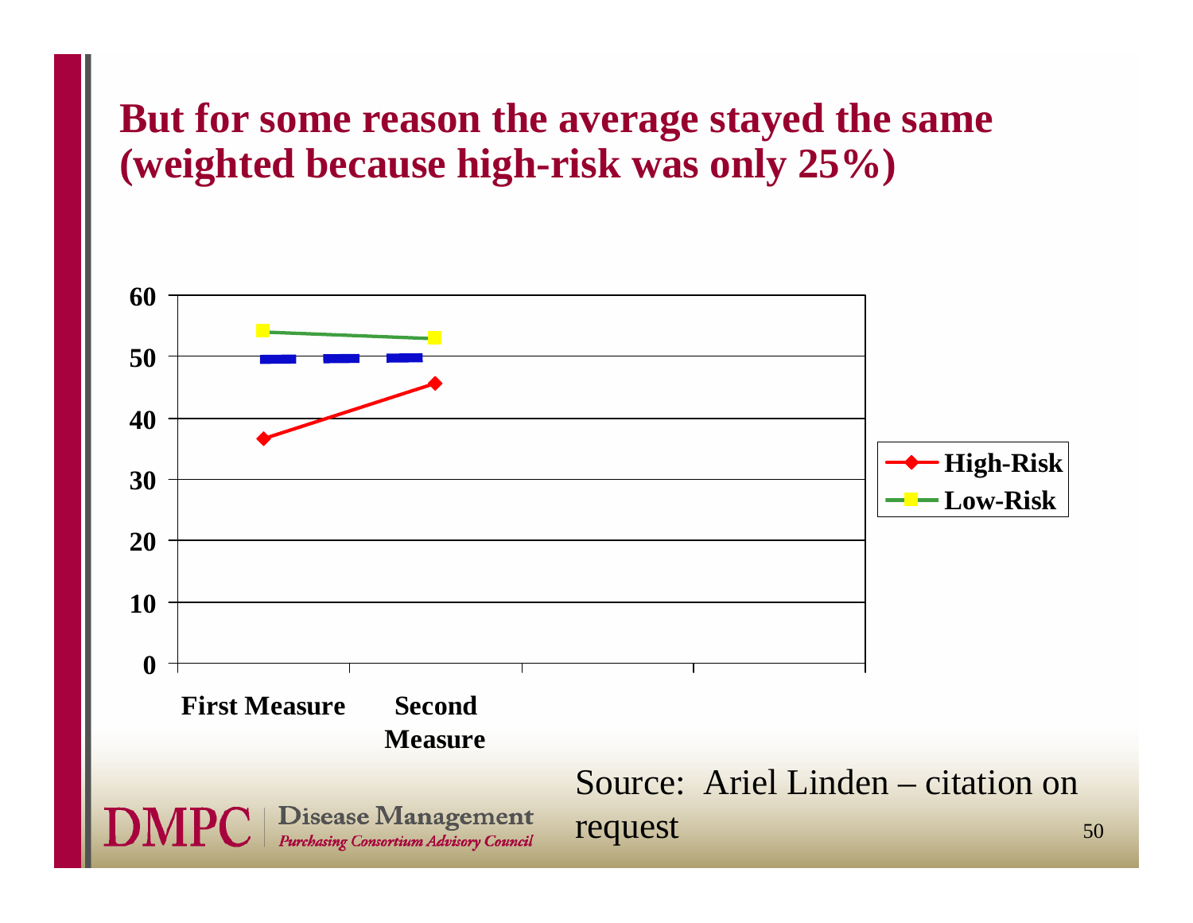## But for some reason the average stayed the same (weighted because high-risk was only 25%)

| | High-Risk | Low-Risk |
|---|---|---|
| First Measure | ~37 | ~54 |
| Second Measure | ~46 | ~53 |

Source: Ariel Linden – citation on request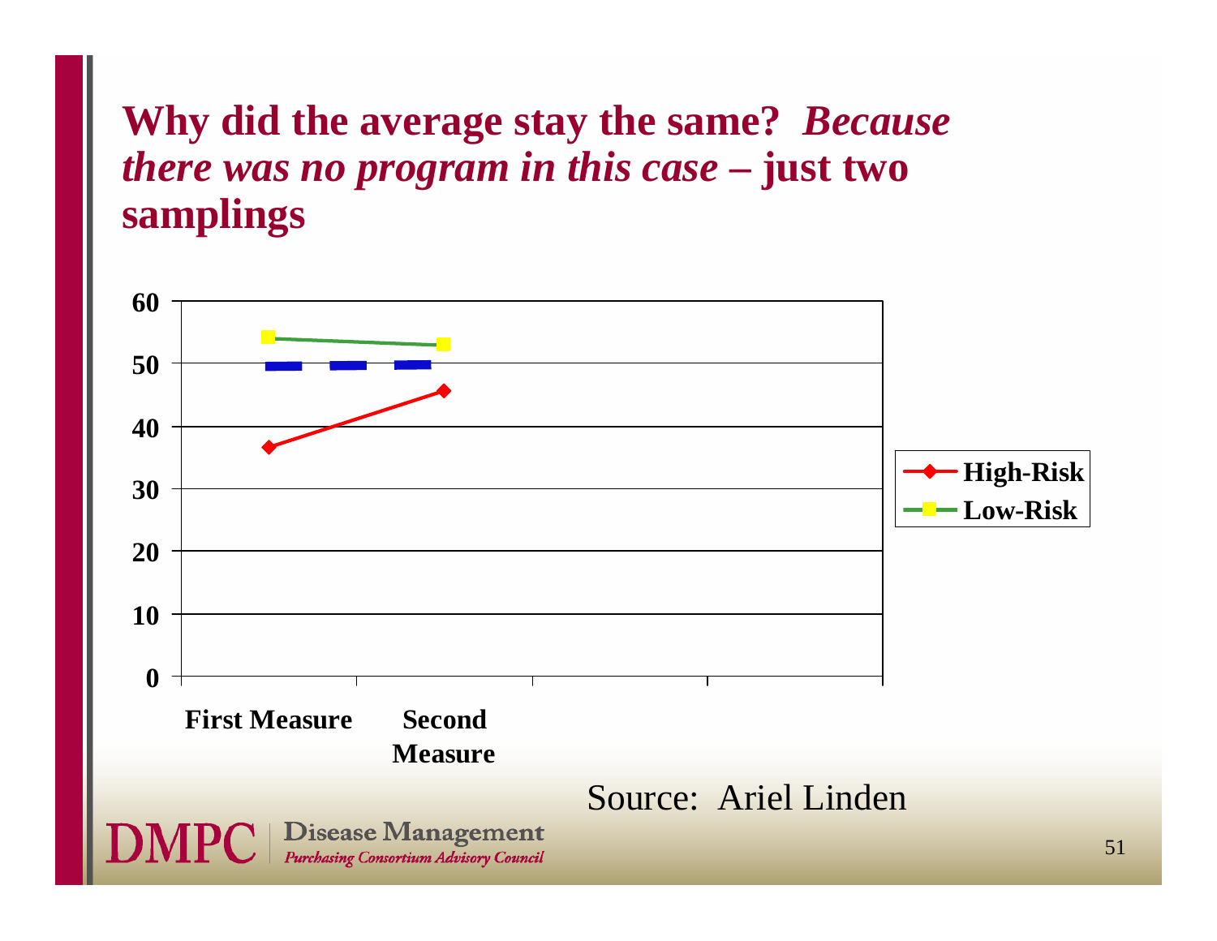## Why did the average stay the same? *Because there was no program in this case* – just two samplings

| | First Measure | Second Measure |
|---|---|---|
| High-Risk | ~37 | ~46 |
| Low-Risk | ~54 | ~53 |

Source: Ariel Linden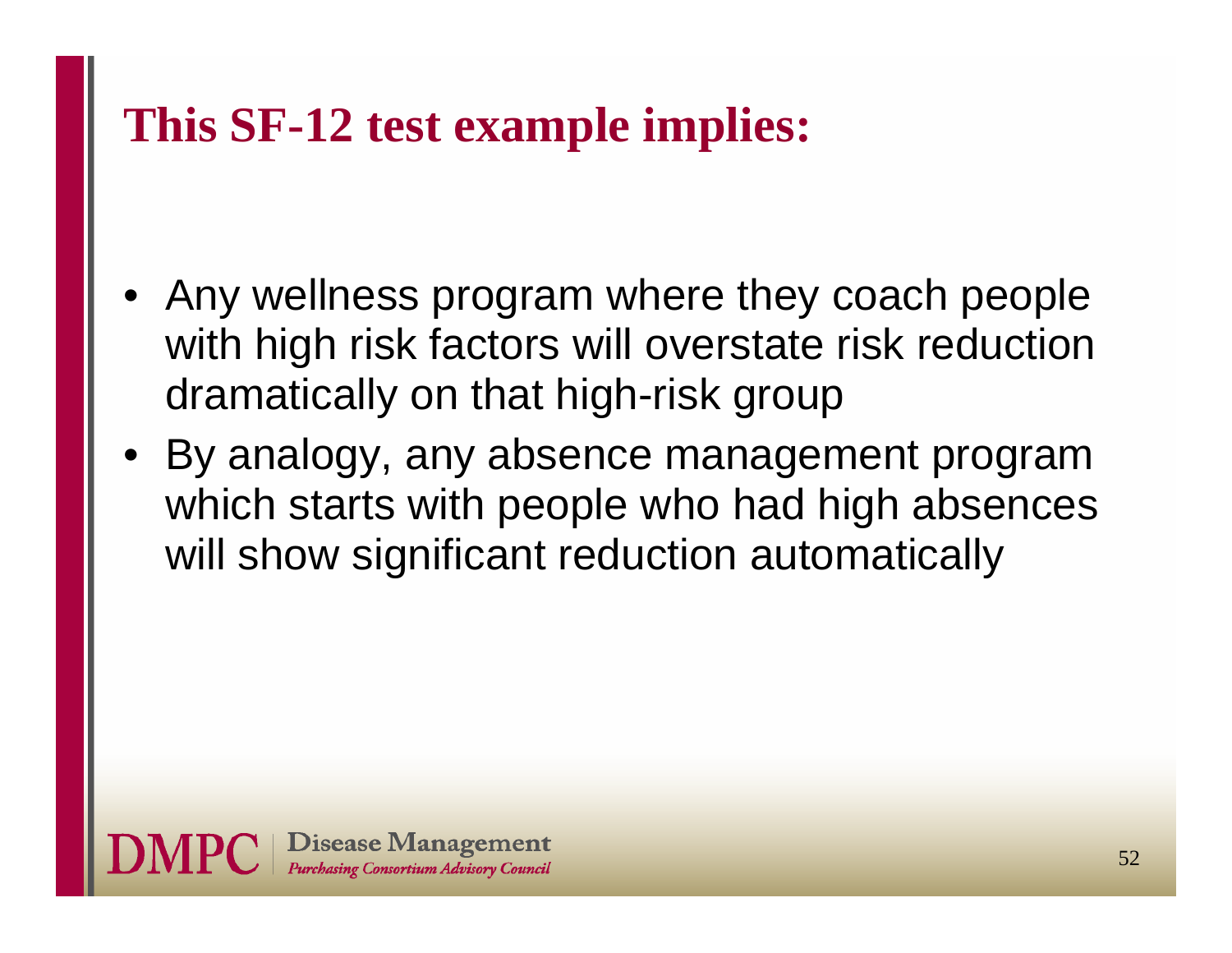# This SF-12 test example implies:

- Any wellness program where they coach people with high risk factors will overstate risk reduction dramatically on that high-risk group
- By analogy, any absence management program which starts with people who had high absences will show significant reduction automatically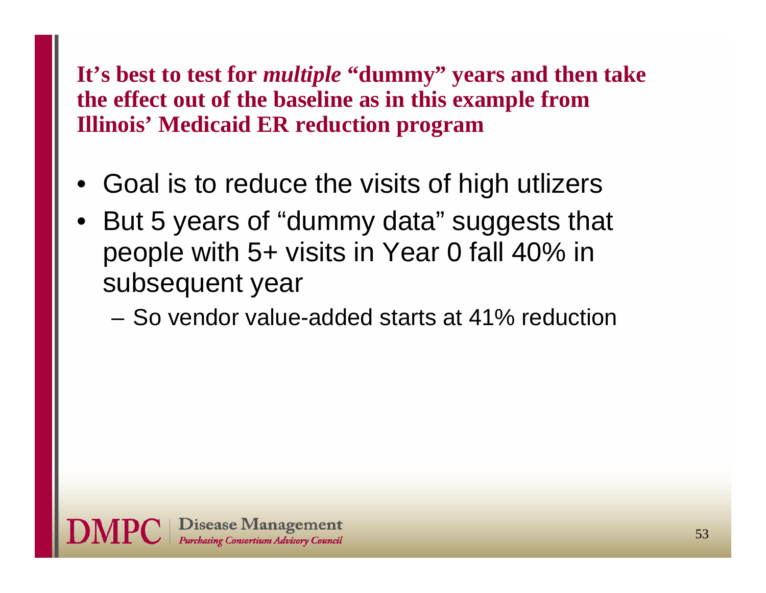## It's best to test for *multiple* "dummy" years and then take the effect out of the baseline as in this example from Illinois' Medicaid ER reduction program

- Goal is to reduce the visits of high utlizers
- But 5 years of "dummy data" suggests that people with 5+ visits in Year 0 fall 40% in subsequent year
  - So vendor value-added starts at 41% reduction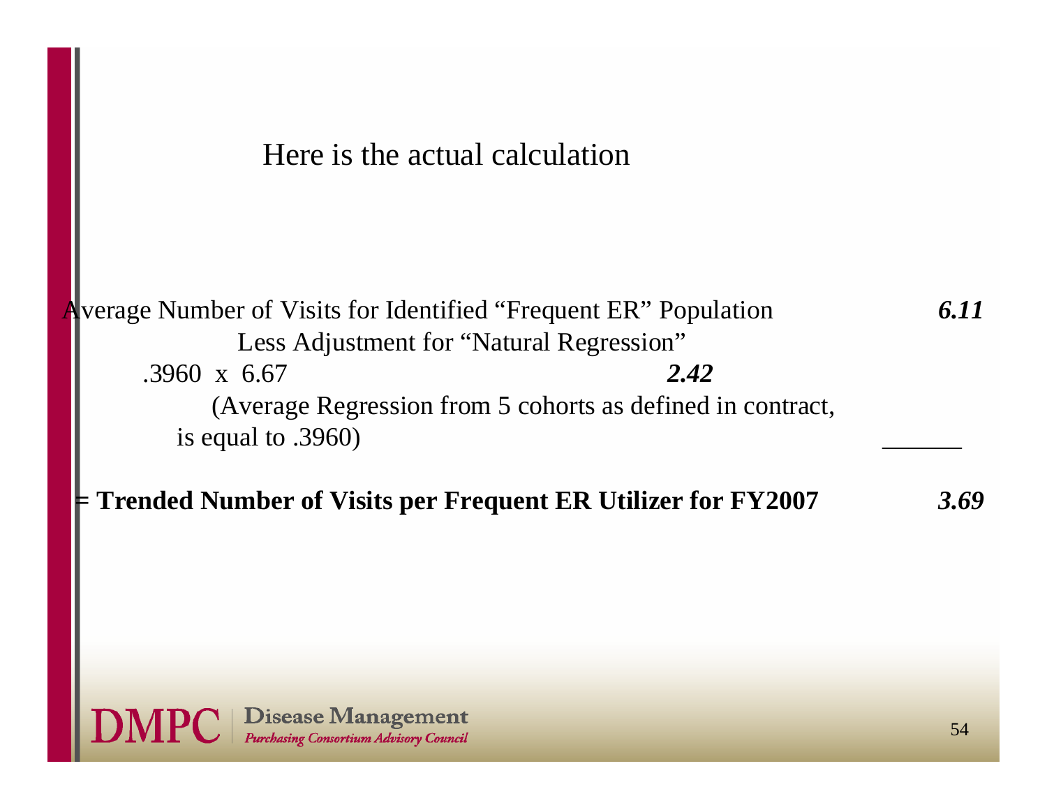# Here is the actual calculation

Average Number of Visits for Identified "Frequent ER" Population ***6.11***

Less Adjustment for "Natural Regression"

.3960 x 6.67 ***2.42***

(Average Regression from 5 cohorts as defined in contract, is equal to .3960)

**= Trended Number of Visits per Frequent ER Utilizer for FY2007** ***3.69***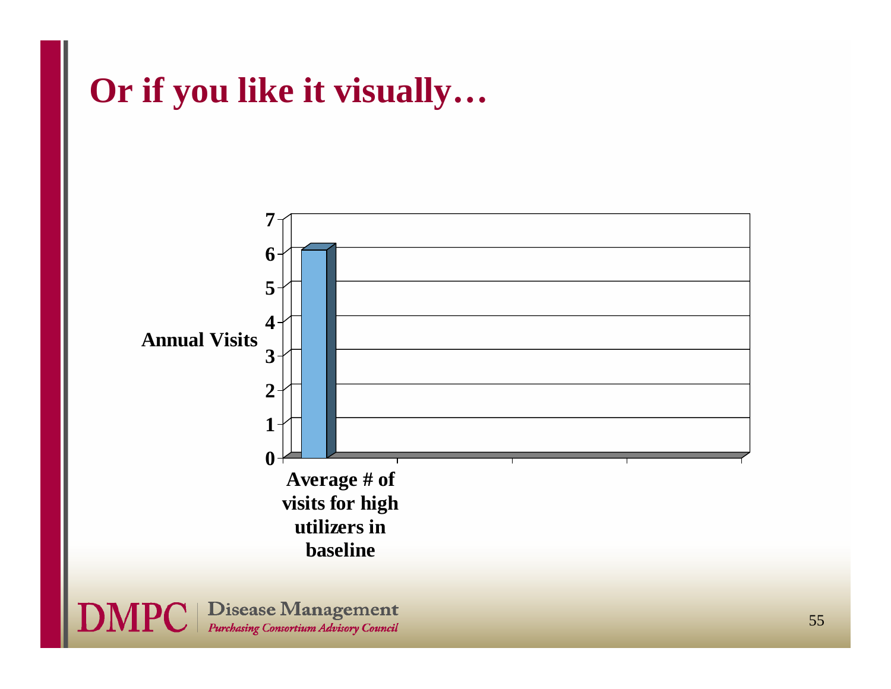# Or if you like it visually…

| | Annual Visits |
|---|---|
| Average # of visits for high utilizers in baseline | 6 |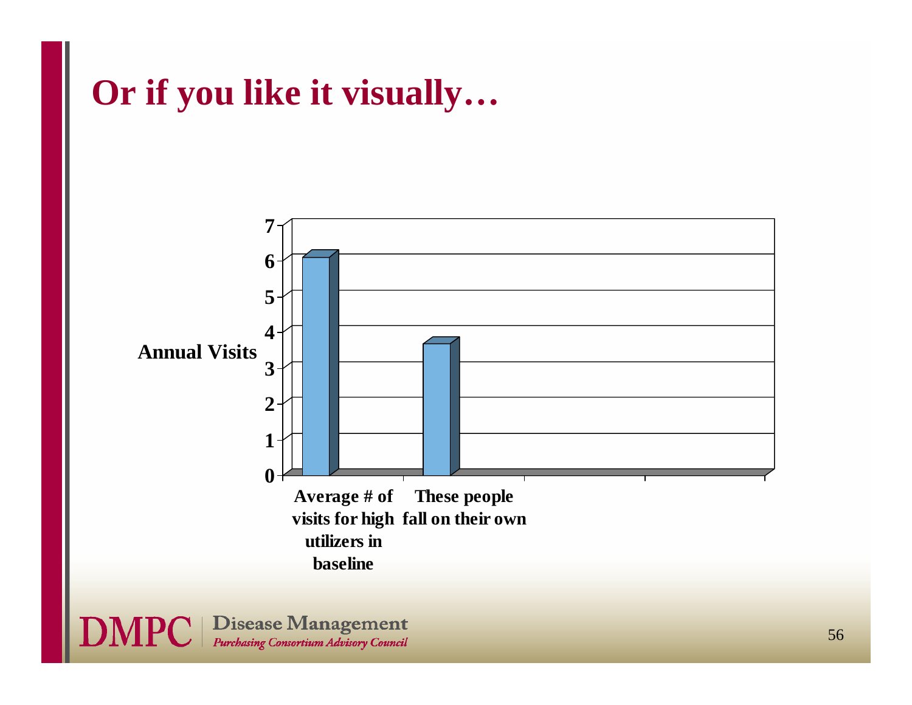# Or if you like it visually…

| | Annual Visits |
|---|---|
| Average # of visits for high utilizers in baseline | 6 |
| These people fall on their own | 3.6 |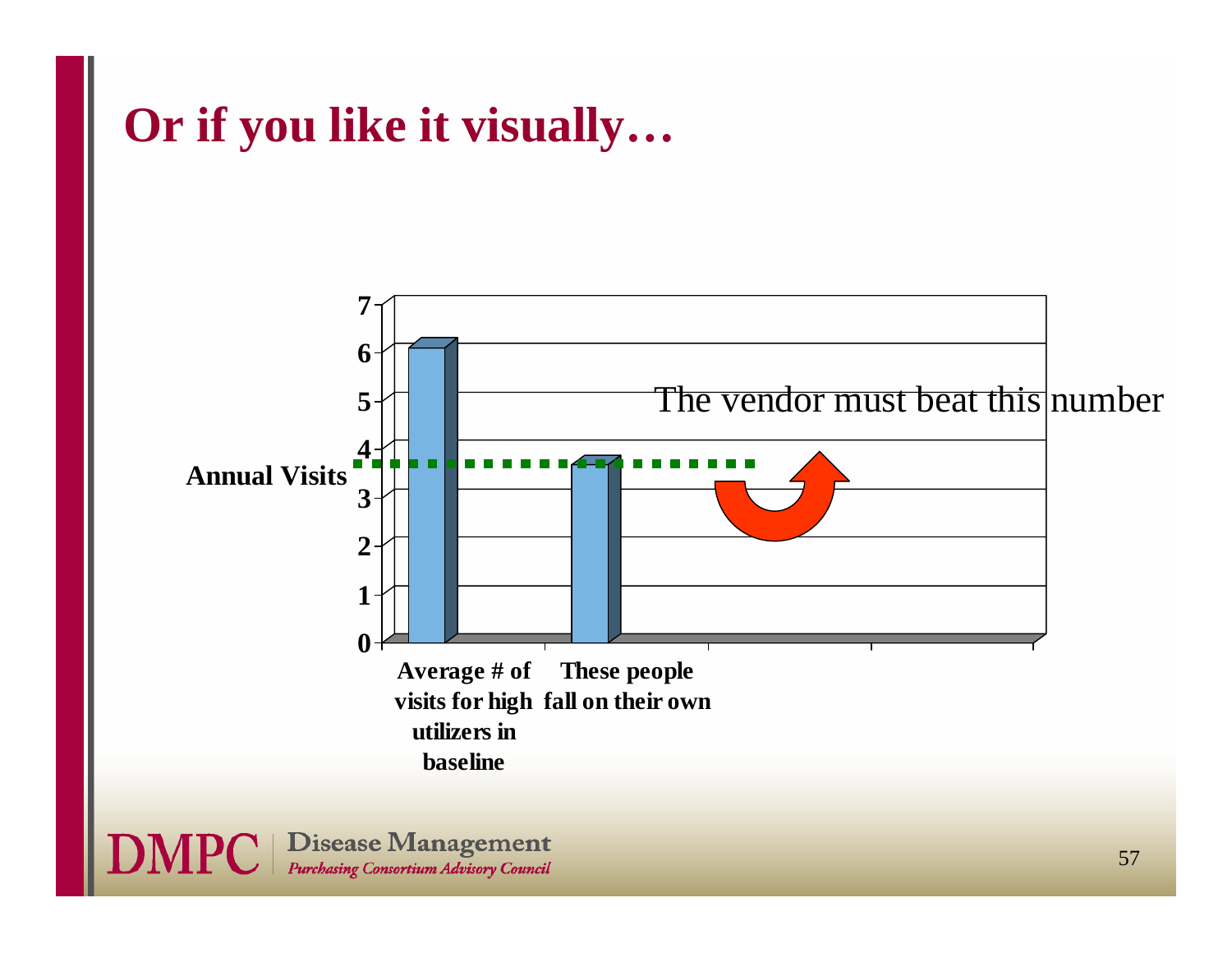# Or if you like it visually…

Annual Visits

7
6
5
4
3
2
1
0

Average # of visits for high utilizers in baseline

These people fall on their own

The vendor must beat this number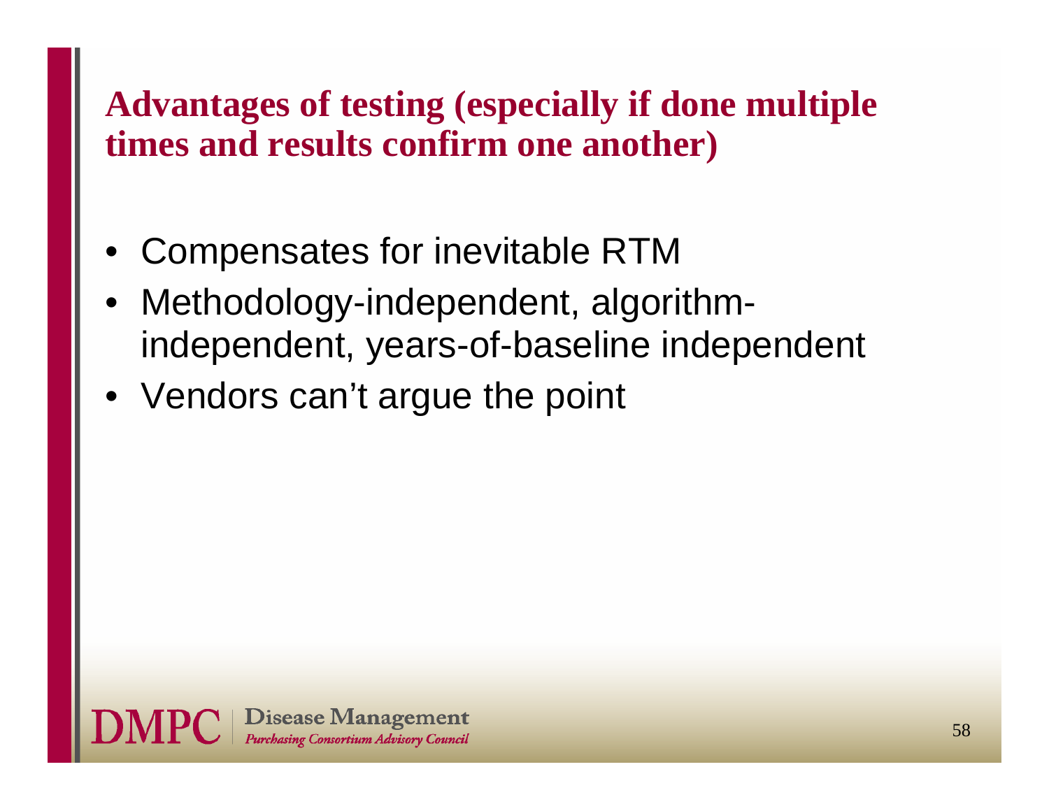## Advantages of testing (especially if done multiple times and results confirm one another)

- Compensates for inevitable RTM
- Methodology-independent, algorithm-independent, years-of-baseline independent
- Vendors can't argue the point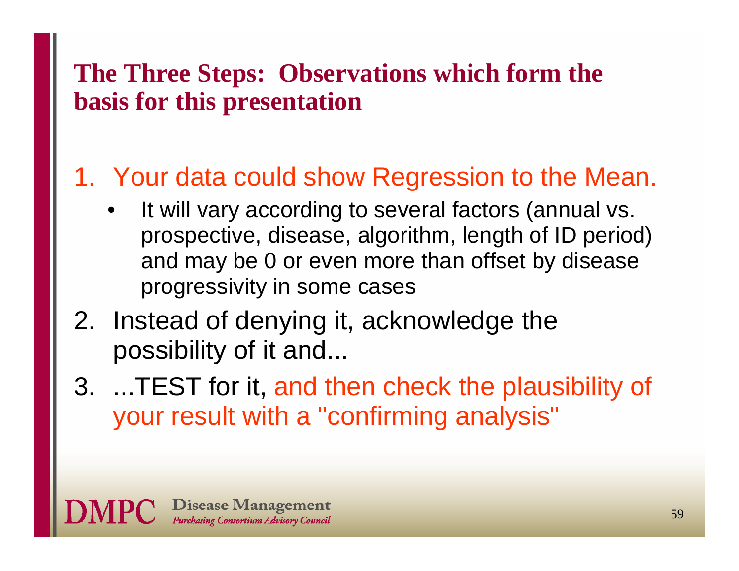## The Three Steps: Observations which form the basis for this presentation

1. Your data could show Regression to the Mean.
   - It will vary according to several factors (annual vs. prospective, disease, algorithm, length of ID period) and may be 0 or even more than offset by disease progressivity in some cases
2. Instead of denying it, acknowledge the possibility of it and...
3. ...TEST for it, and then check the plausibility of your result with a "confirming analysis"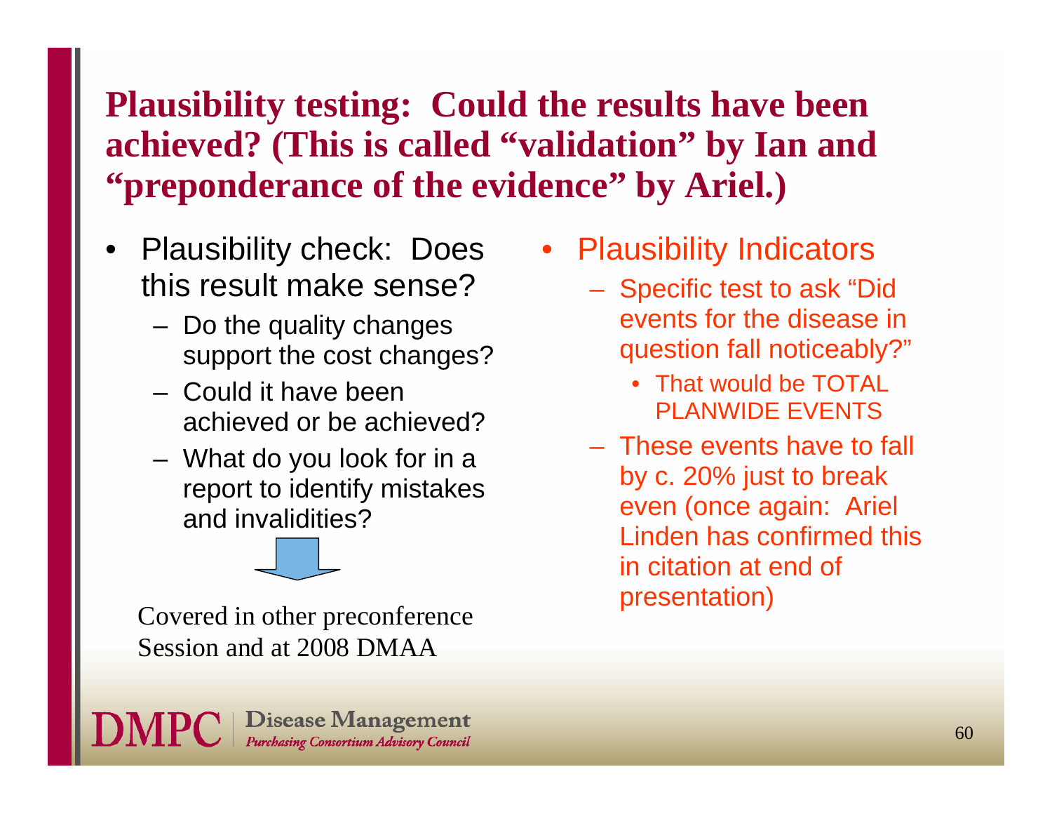# Plausibility testing: Could the results have been achieved? (This is called "validation" by Ian and "preponderance of the evidence" by Ariel.)

- Plausibility check: Does this result make sense?
  - Do the quality changes support the cost changes?
  - Could it have been achieved or be achieved?
  - What do you look for in a report to identify mistakes and invalidities?

Covered in other preconference Session and at 2008 DMAA

- Plausibility Indicators
  - Specific test to ask "Did events for the disease in question fall noticeably?"
    - That would be TOTAL PLANWIDE EVENTS
  - These events have to fall by c. 20% just to break even (once again: Ariel Linden has confirmed this in citation at end of presentation)

**DMPC** | Disease Management *Purchasing Consortium Advisory Council*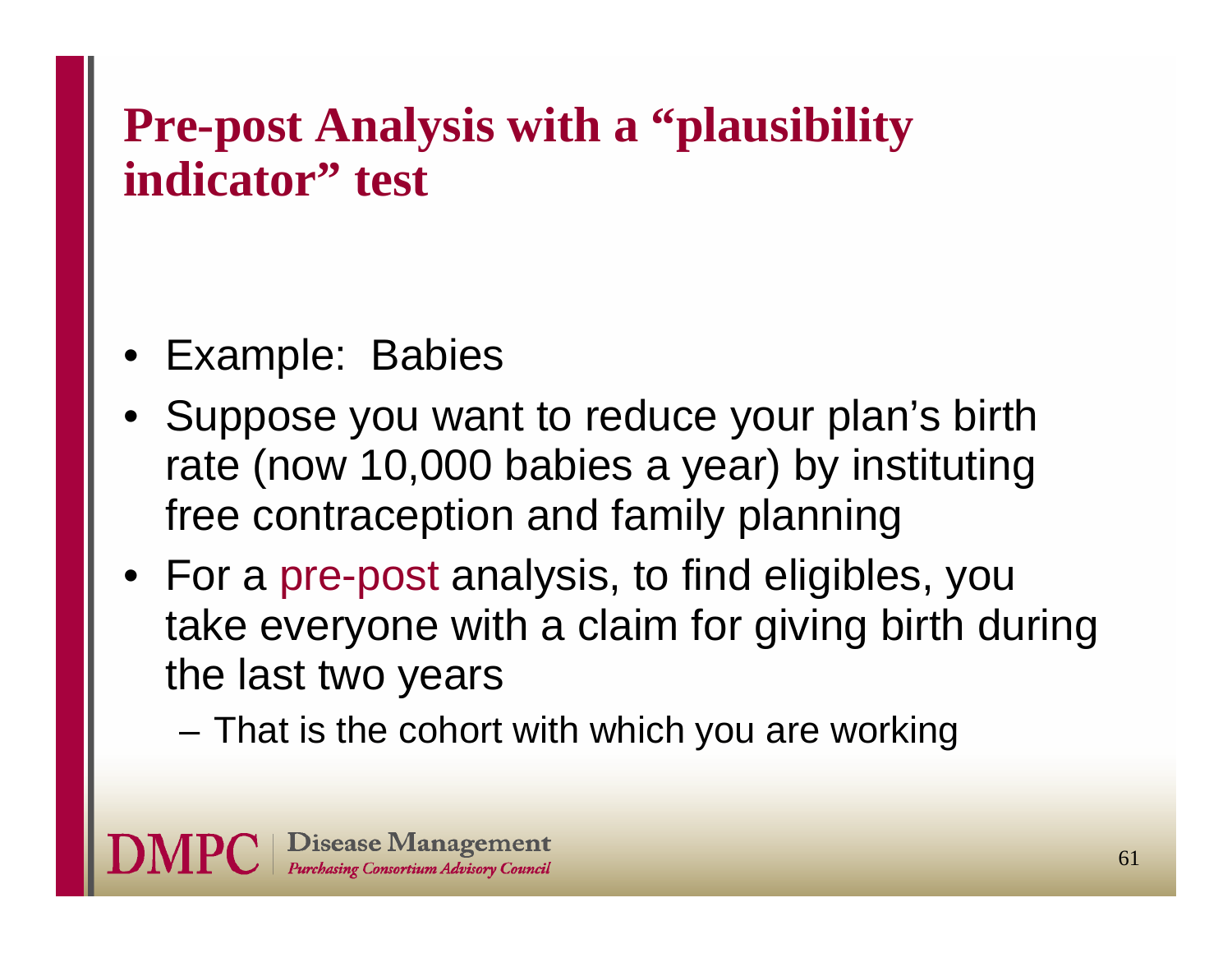# Pre-post Analysis with a "plausibility indicator" test

- Example:  Babies
- Suppose you want to reduce your plan's birth rate (now 10,000 babies a year) by instituting free contraception and family planning
- For a pre-post analysis, to find eligibles, you take everyone with a claim for giving birth during the last two years
  - That is the cohort with which you are working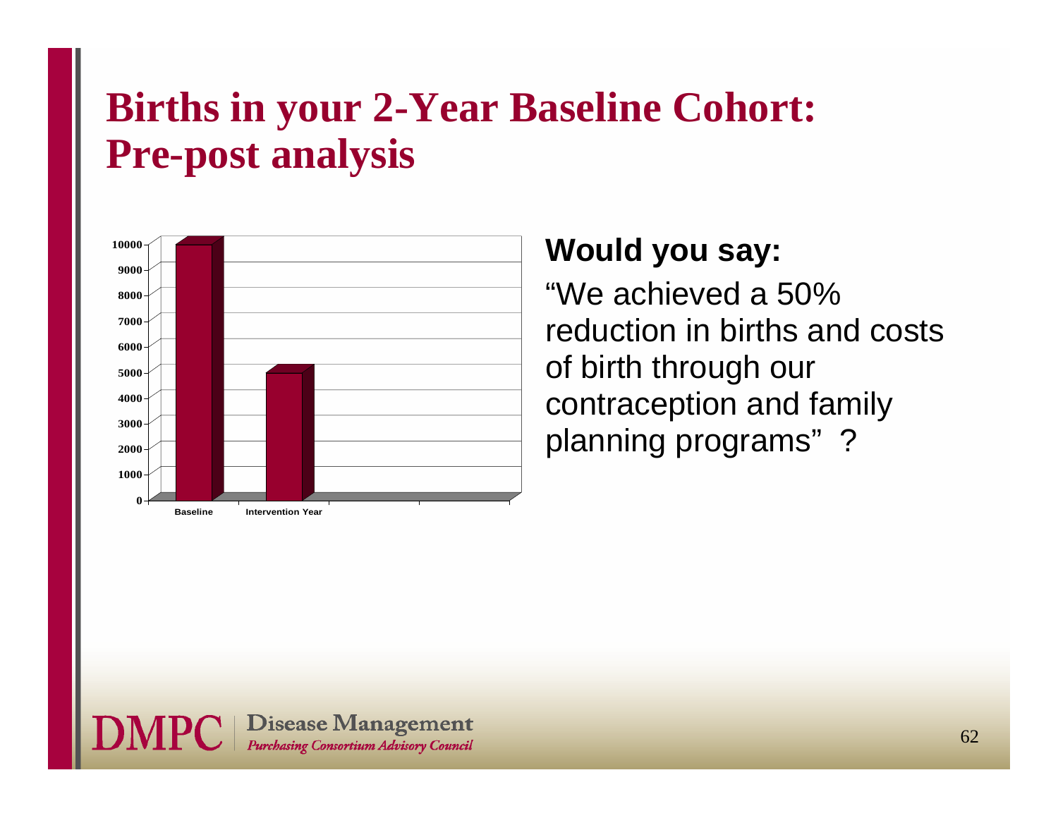# Births in your 2-Year Baseline Cohort: Pre-post analysis

| | Births |
|---|---|
| Baseline | ~10000 |
| Intervention Year | ~5000 |

**Would you say:**

"We achieved a 50% reduction in births and costs of birth through our contraception and family planning programs" ?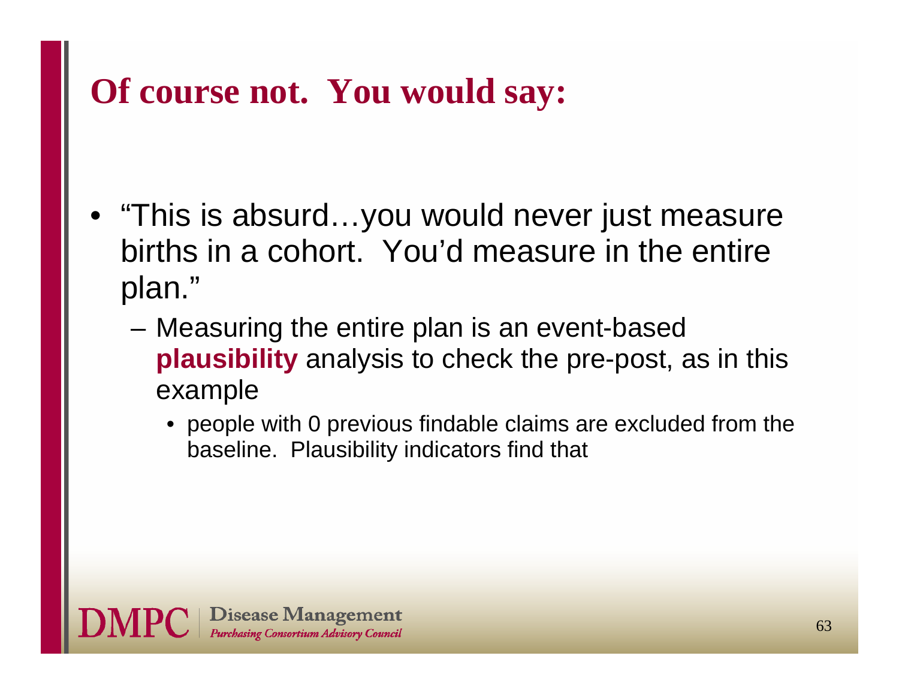# Of course not. You would say:

- "This is absurd…you would never just measure births in a cohort. You'd measure in the entire plan."
  - Measuring the entire plan is an event-based **plausibility** analysis to check the pre-post, as in this example
    - people with 0 previous findable claims are excluded from the baseline. Plausibility indicators find that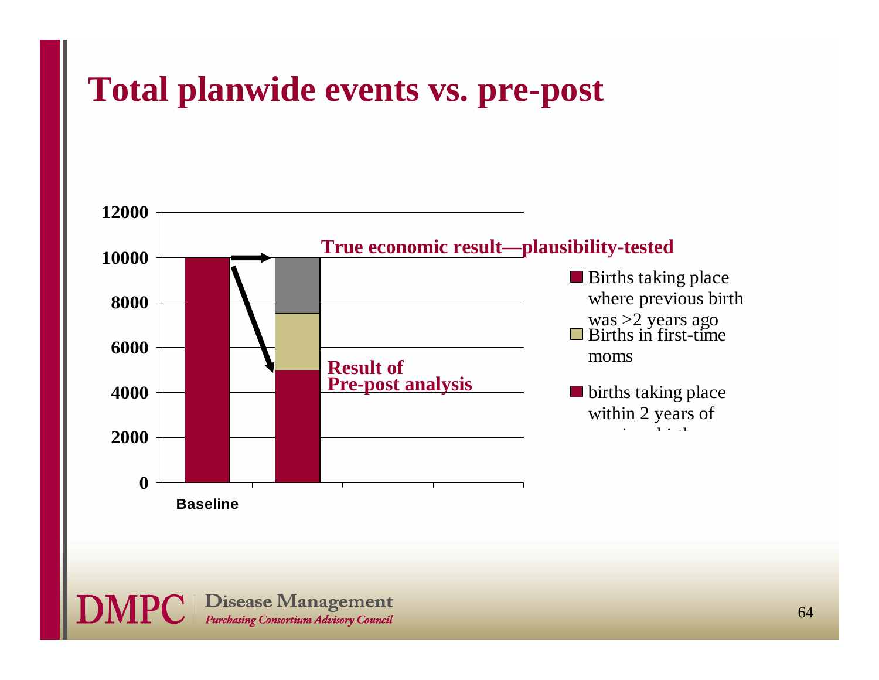# Total planwide events vs. pre-post

True economic result—plausibility-tested

Result of Pre-post analysis

| | Births taking place within 2 years of previous birth | Births in first-time moms | Births taking place where previous birth was >2 years ago |
|---|---|---|---|
| Baseline | 10000 | | |
| (post) | 5000 | 2500 | 2500 |

- Births taking place where previous birth was >2 years ago
- Births in first-time moms
- births taking place within 2 years of previous birth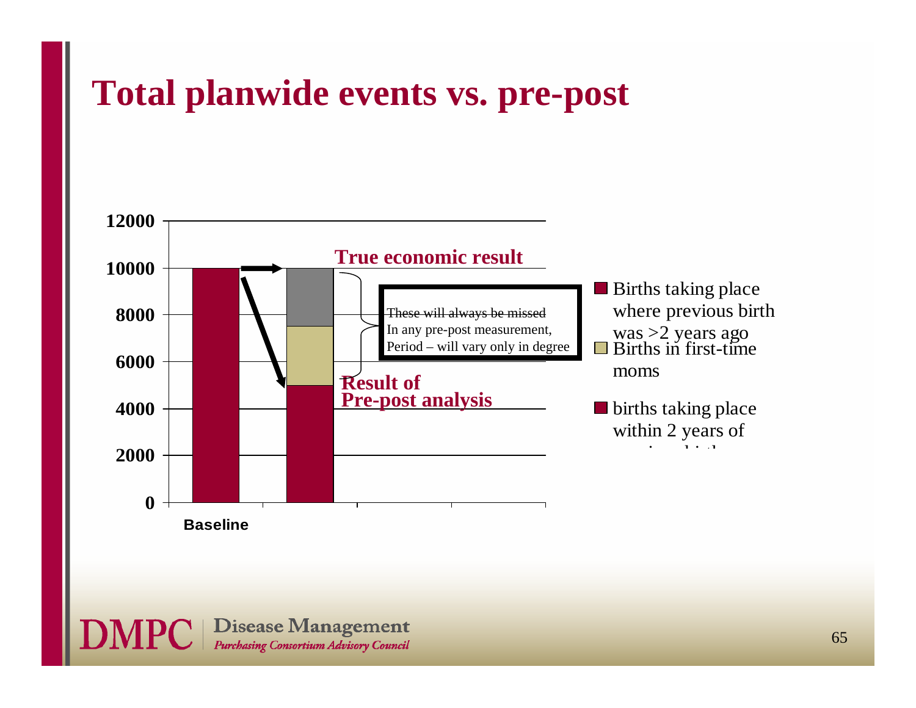# Total planwide events vs. pre-post

12000
10000
8000
6000
4000
2000
0

Baseline

True economic result

These will always be missed
In any pre-post measurement,
Period – will vary only in degree

Result of
Pre-post analysis

- Births taking place where previous birth was >2 years ago
- Births in first-time moms
- births taking place within 2 years of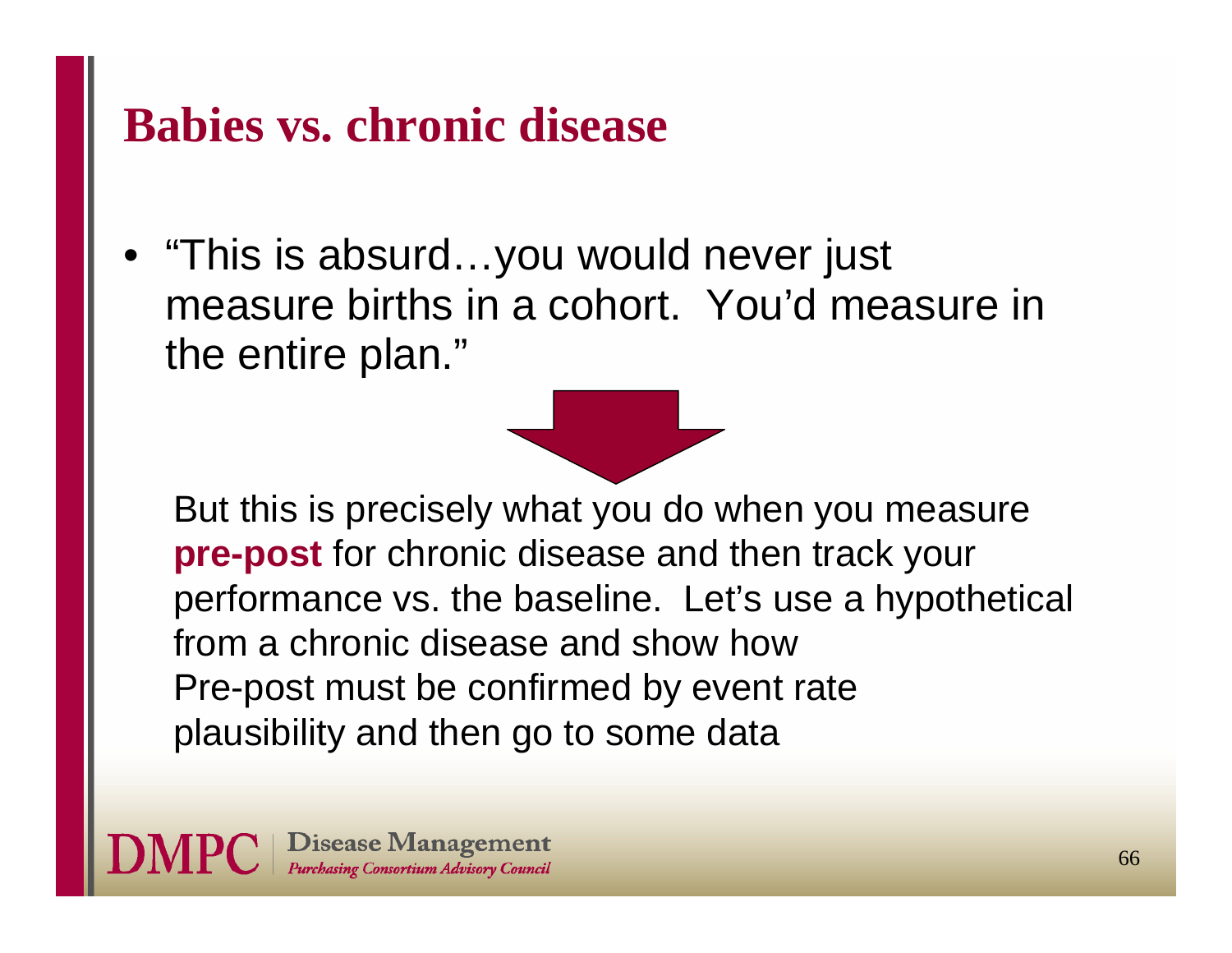# Babies vs. chronic disease

- "This is absurd…you would never just measure births in a cohort. You'd measure in the entire plan."

But this is precisely what you do when you measure **pre-post** for chronic disease and then track your performance vs. the baseline. Let's use a hypothetical from a chronic disease and show how Pre-post must be confirmed by event rate plausibility and then go to some data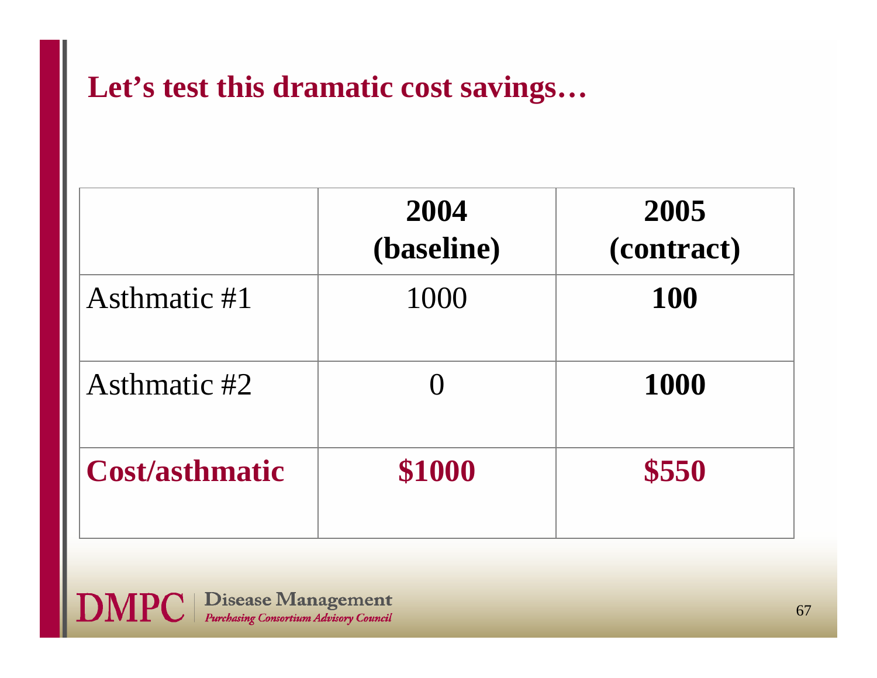## Let's test this dramatic cost savings…

| | **2004 (baseline)** | **2005 (contract)** |
|---|---|---|
| Asthmatic #1 | 1000 | **100** |
| Asthmatic #2 | 0 | **1000** |
| **Cost/asthmatic** | **$1000** | **$550** |

**DMPC** | Disease Management *Purchasing Consortium Advisory Council*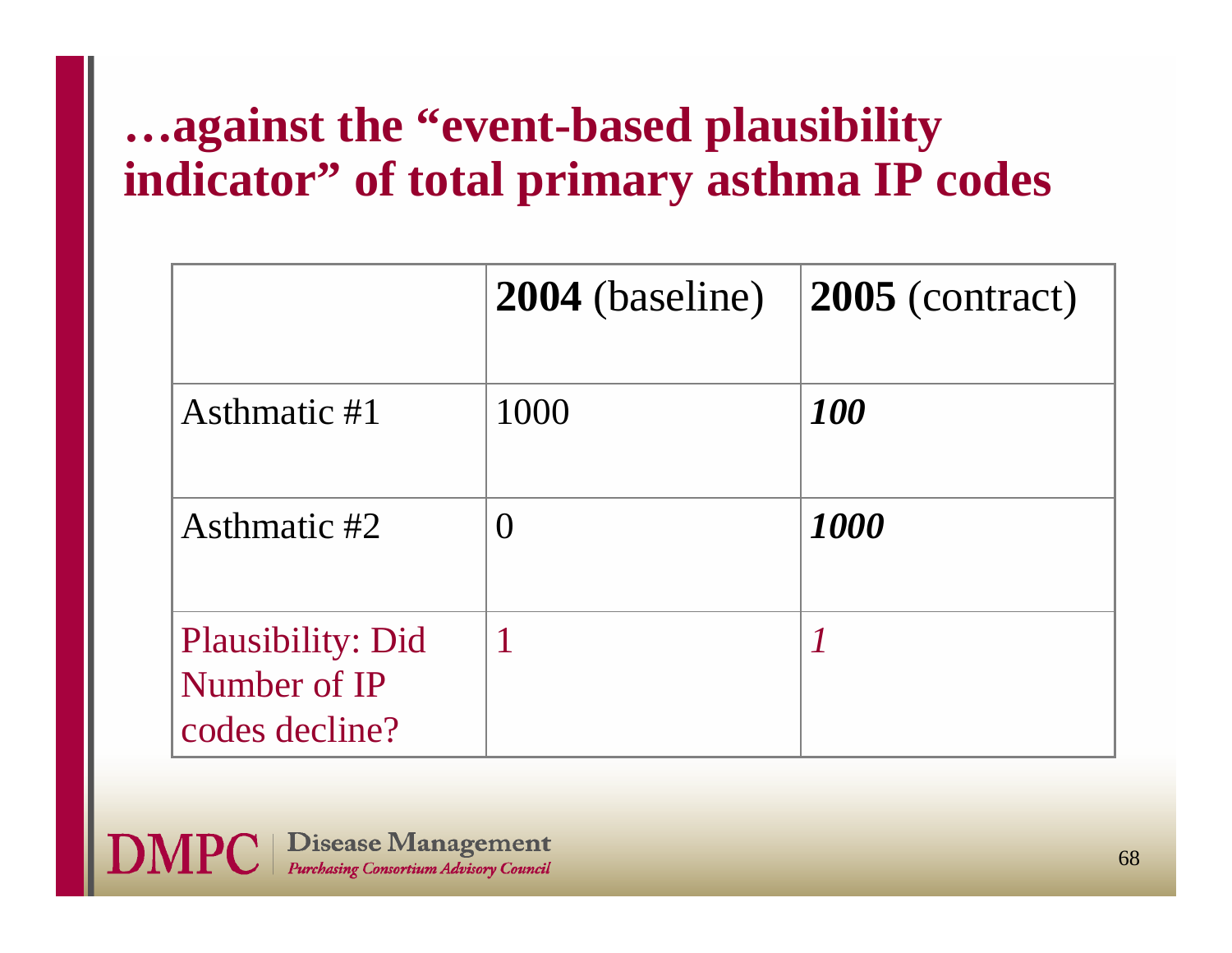# …against the "event-based plausibility indicator" of total primary asthma IP codes

| | **2004** (baseline) | **2005** (contract) |
|---|---|---|
| Asthmatic #1 | 1000 | ***100*** |
| Asthmatic #2 | 0 | ***1000*** |
| Plausibility: Did Number of IP codes decline? | 1 | *1* |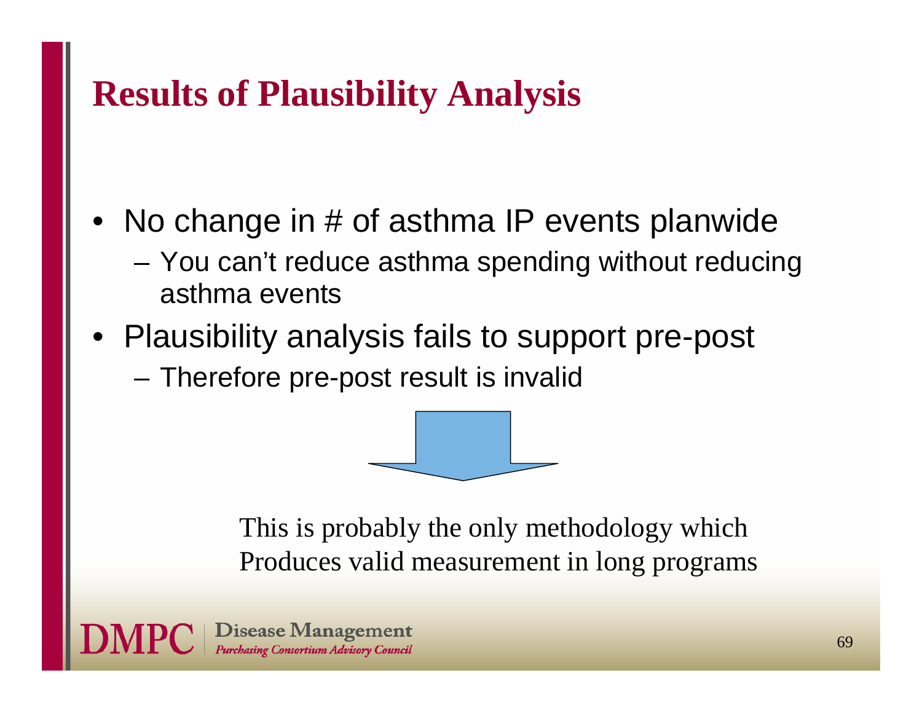# Results of Plausibility Analysis

- No change in # of asthma IP events planwide
  - You can't reduce asthma spending without reducing asthma events
- Plausibility analysis fails to support pre-post
  - Therefore pre-post result is invalid

This is probably the only methodology which Produces valid measurement in long programs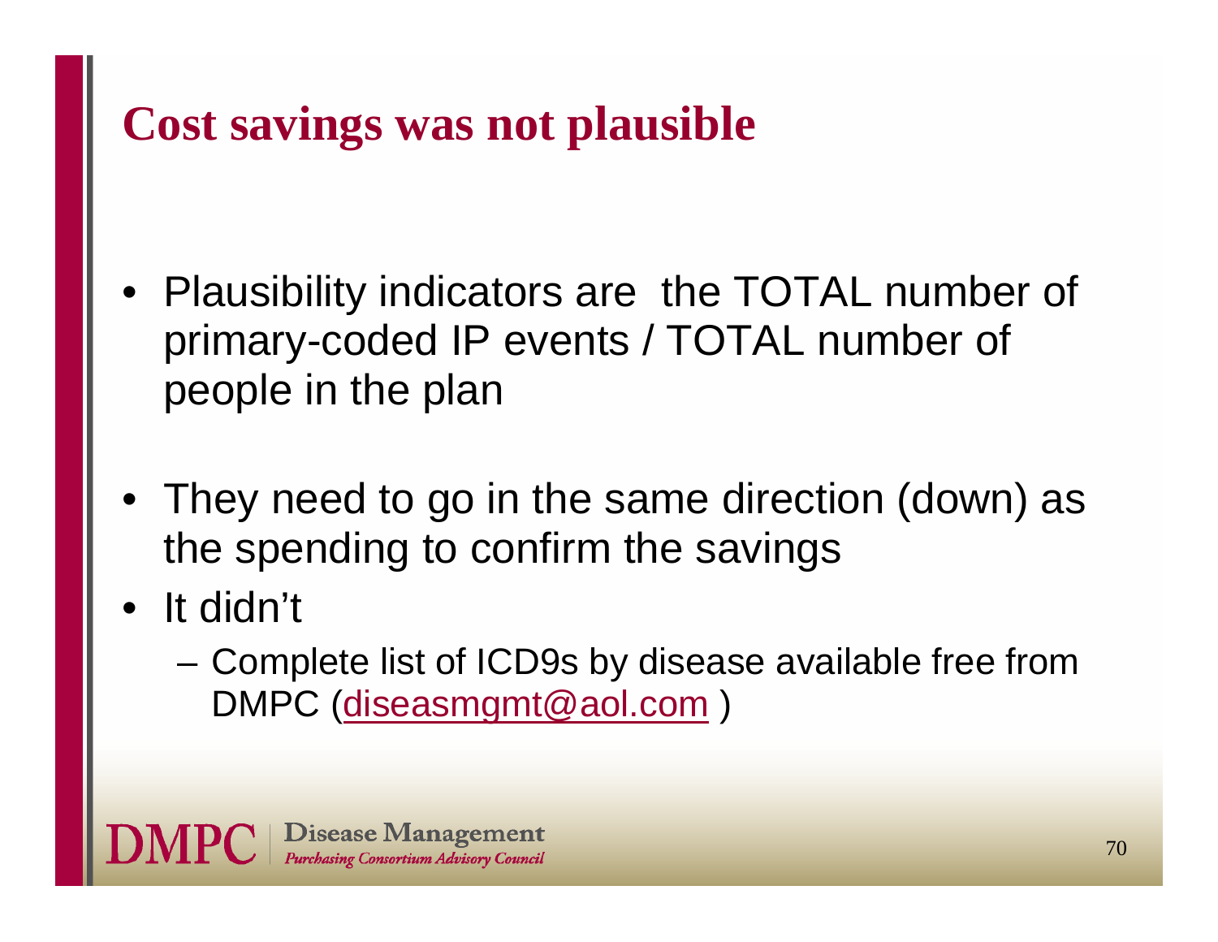# Cost savings was not plausible

- Plausibility indicators are the TOTAL number of primary-coded IP events / TOTAL number of people in the plan
- They need to go in the same direction (down) as the spending to confirm the savings
- It didn't
  - Complete list of ICD9s by disease available free from DMPC (diseasmgmt@aol.com )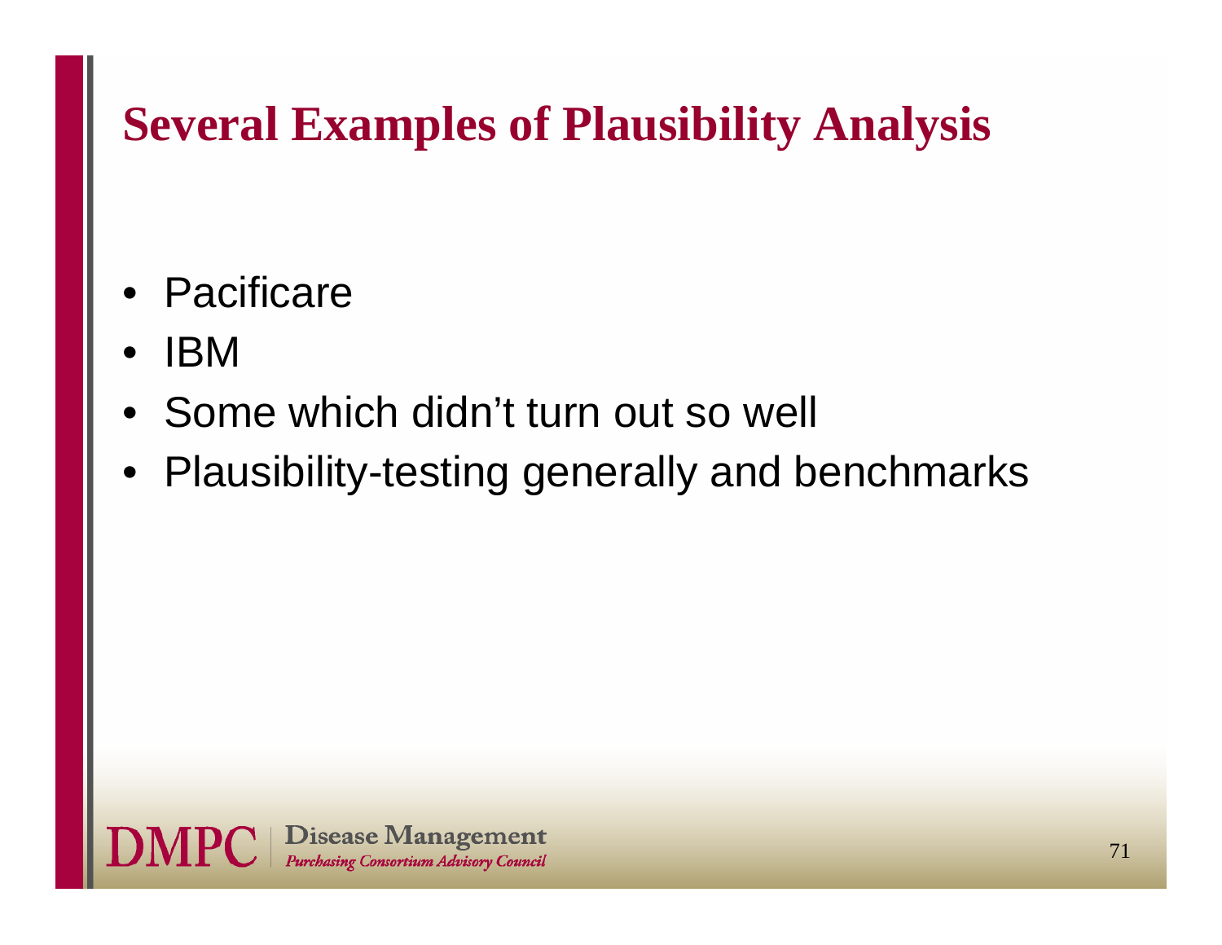# Several Examples of Plausibility Analysis

- Pacificare
- IBM
- Some which didn't turn out so well
- Plausibility-testing generally and benchmarks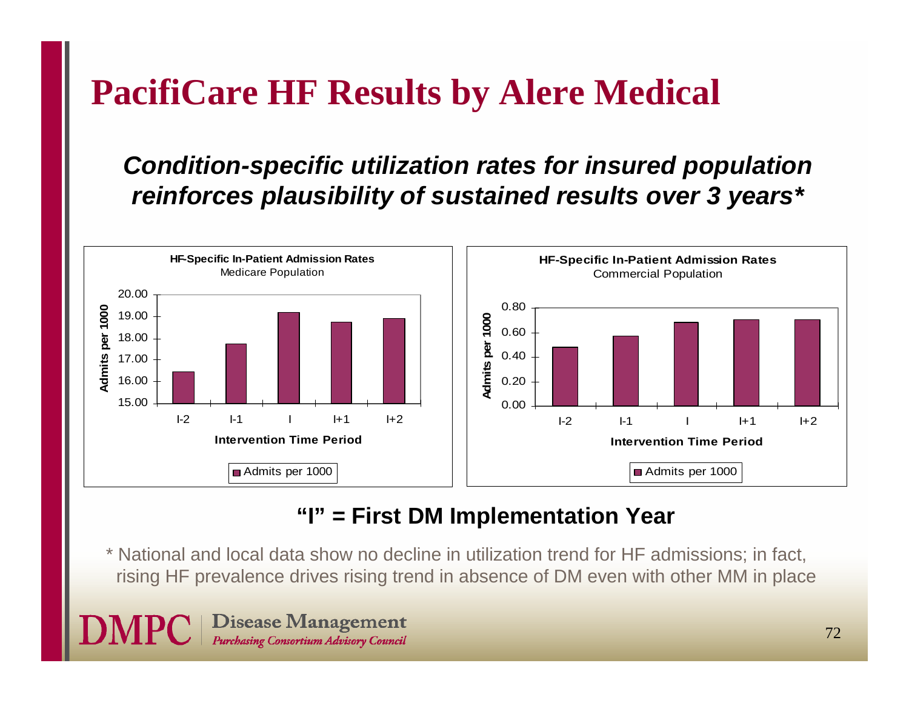# PacifiCare HF Results by Alere Medical

***Condition-specific utilization rates for insured population reinforces plausibility of sustained results over 3 years****

**HF-Specific In-Patient Admission Rates**
Medicare Population

| Intervention Time Period | Admits per 1000 |
|---|---|
| I-2 | ~16.4 |
| I-1 | ~17.7 |
| I | ~19.2 |
| I+1 | ~18.7 |
| I+2 | ~18.9 |

**HF-Specific In-Patient Admission Rates**
Commercial Population

| Intervention Time Period | Admits per 1000 |
|---|---|
| I-2 | ~0.48 |
| I-1 | ~0.57 |
| I | ~0.68 |
| I+1 | ~0.70 |
| I+2 | ~0.70 |

**"I" = First DM Implementation Year**

\* National and local data show no decline in utilization trend for HF admissions; in fact, rising HF prevalence drives rising trend in absence of DM even with other MM in place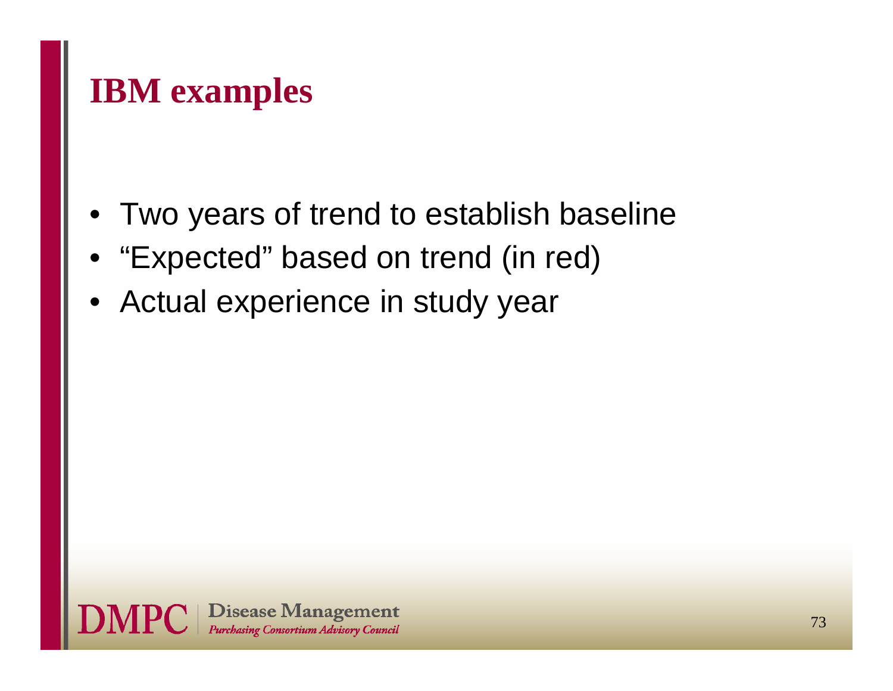# IBM examples

- Two years of trend to establish baseline
- "Expected" based on trend (in red)
- Actual experience in study year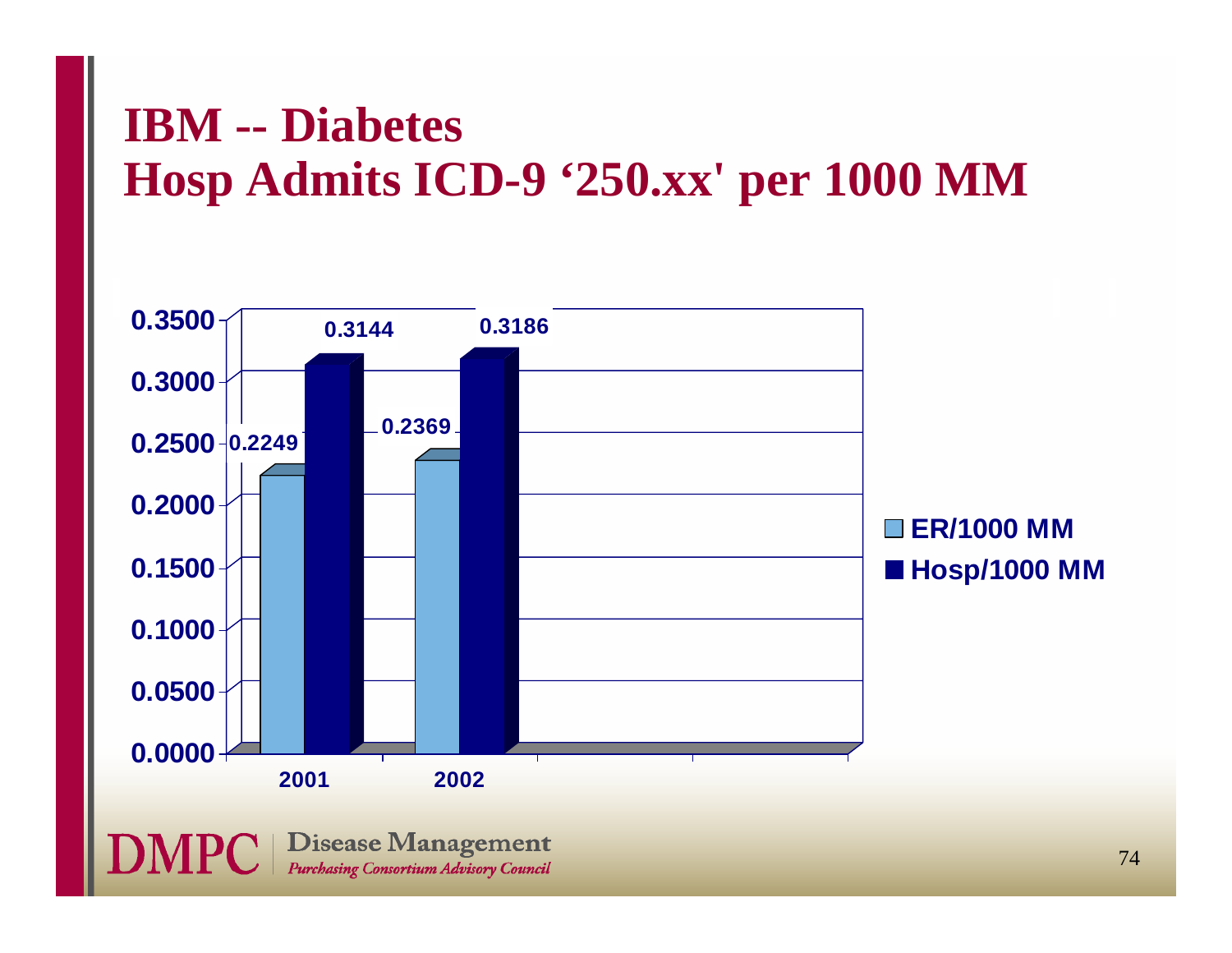# IBM -- Diabetes
# Hosp Admits ICD-9 '250.xx' per 1000 MM

| Year | ER/1000 MM | Hosp/1000 MM |
|---|---|---|
| 2001 | 0.2249 | 0.3144 |
| 2002 | 0.2369 | 0.3186 |

**DMPC** | Disease Management *Purchasing Consortium Advisory Council*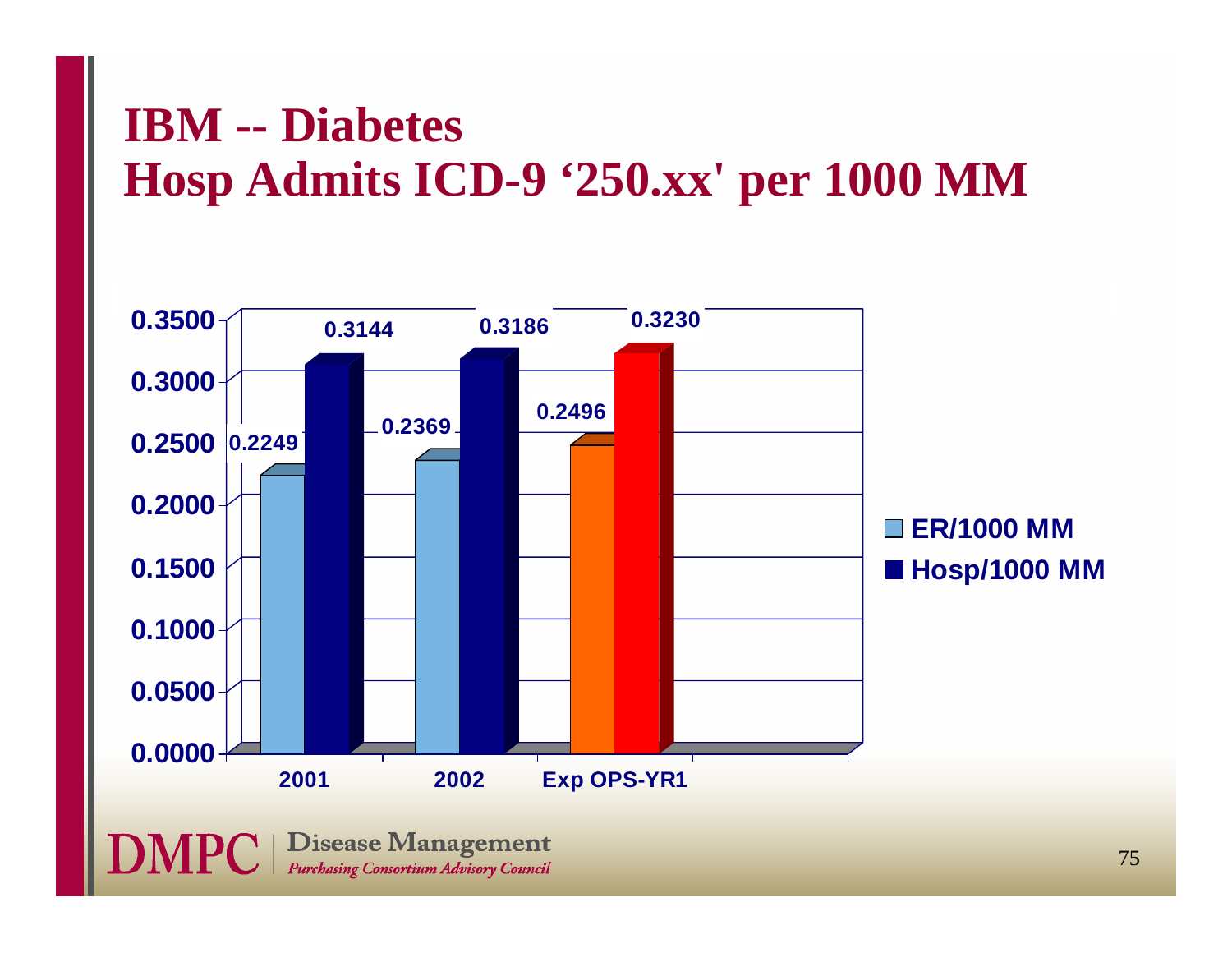# IBM -- Diabetes
# Hosp Admits ICD-9 '250.xx' per 1000 MM

| | ER/1000 MM | Hosp/1000 MM |
|---|---|---|
| 2001 | 0.2249 | 0.3144 |
| 2002 | 0.2369 | 0.3186 |
| Exp OPS-YR1 | 0.2496 | 0.3230 |

**DMPC** Disease Management *Purchasing Consortium Advisory Council*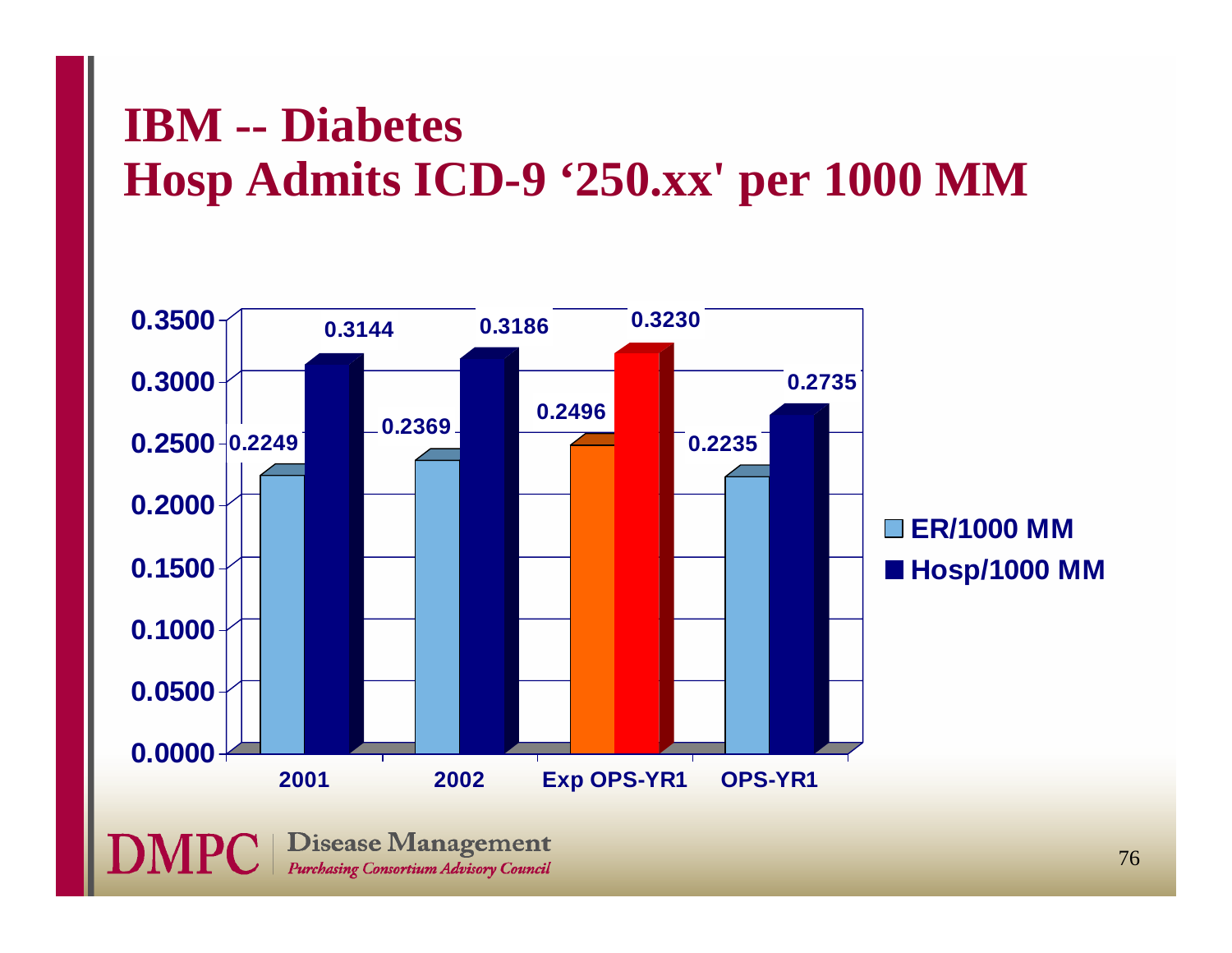# IBM -- Diabetes
# Hosp Admits ICD-9 '250.xx' per 1000 MM

| | ER/1000 MM | Hosp/1000 MM |
|---|---|---|
| 2001 | 0.2249 | 0.3144 |
| 2002 | 0.2369 | 0.3186 |
| Exp OPS-YR1 | 0.2496 | 0.3230 |
| OPS-YR1 | 0.2235 | 0.2735 |

**DMPC** | Disease Management
*Purchasing Consortium Advisory Council*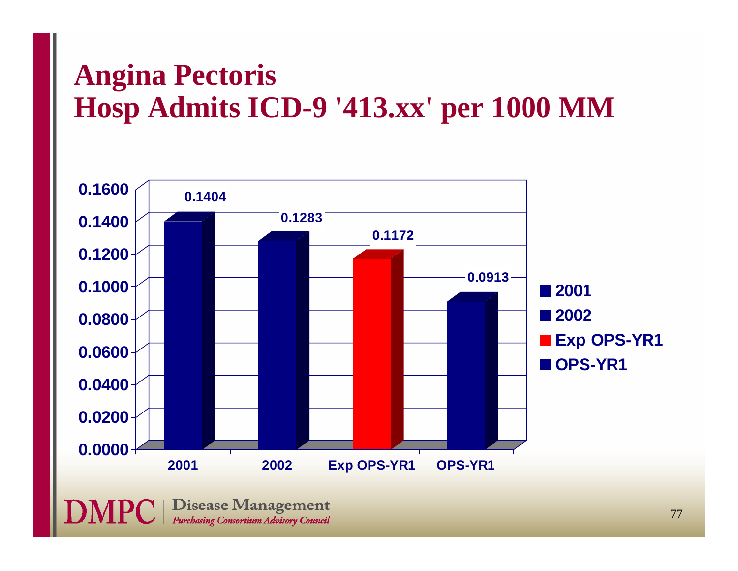# Angina Pectoris
# Hosp Admits ICD-9 '413.xx' per 1000 MM

| | Value |
|---|---|
| 2001 | 0.1404 |
| 2002 | 0.1283 |
| Exp OPS-YR1 | 0.1172 |
| OPS-YR1 | 0.0913 |

**DMPC** Disease Management
*Purchasing Consortium Advisory Council*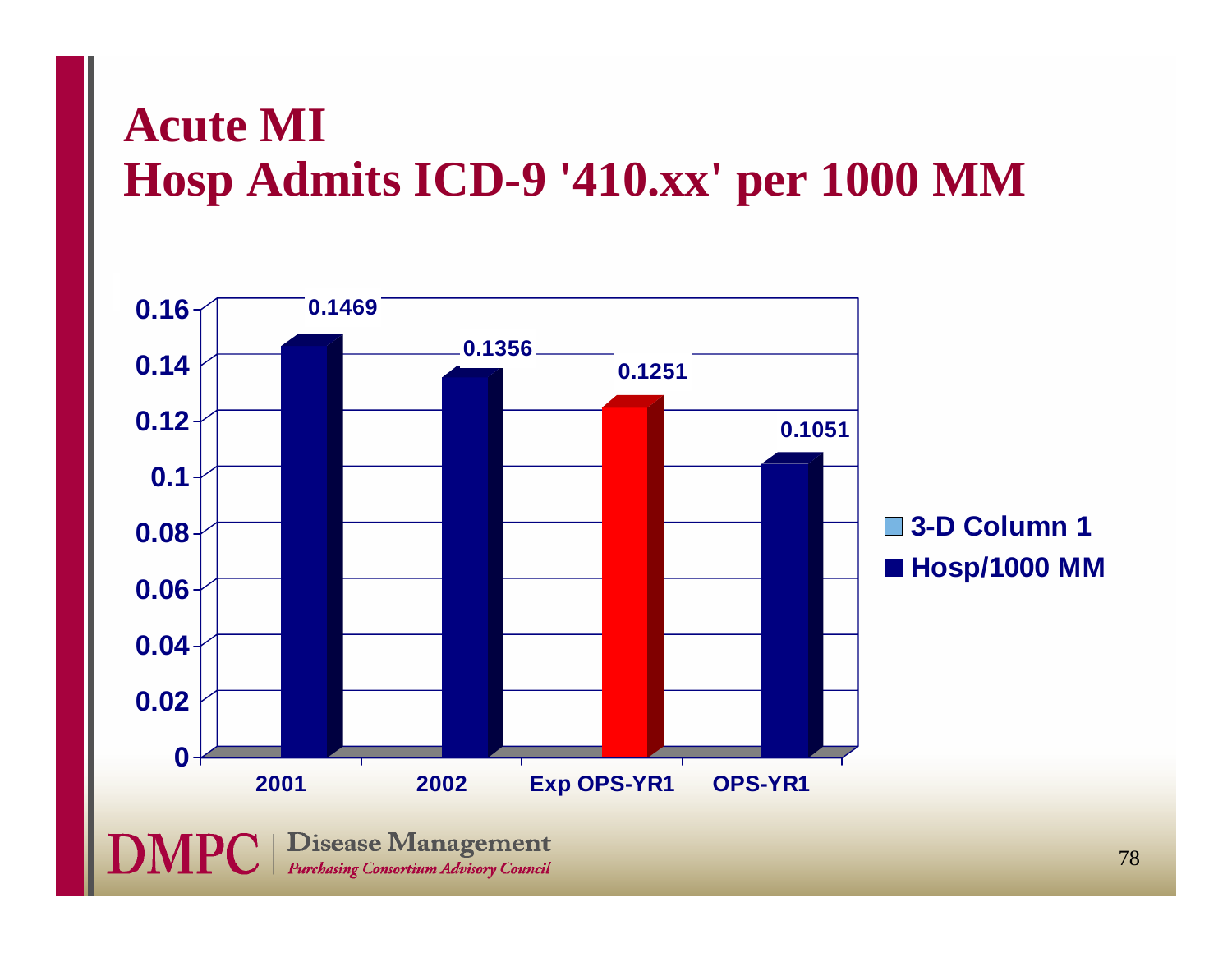# Acute MI
# Hosp Admits ICD-9 '410.xx' per 1000 MM

| | Hosp/1000 MM |
|---|---|
| 2001 | 0.1469 |
| 2002 | 0.1356 |
| Exp OPS-YR1 | 0.1251 |
| OPS-YR1 | 0.1051 |

Legend: 3-D Column 1; Hosp/1000 MM

**DMPC** | Disease Management *Purchasing Consortium Advisory Council*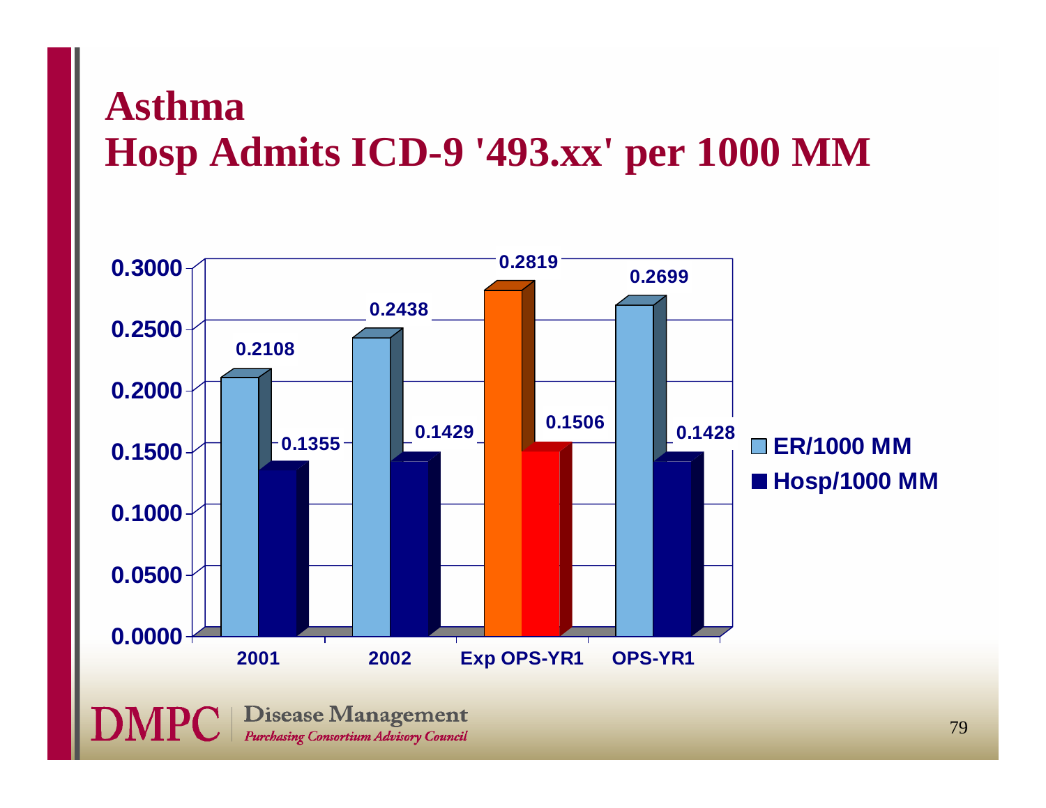# Asthma
# Hosp Admits ICD-9 '493.xx' per 1000 MM

| | ER/1000 MM | Hosp/1000 MM |
|---|---|---|
| 2001 | 0.2108 | 0.1355 |
| 2002 | 0.2438 | 0.1429 |
| Exp OPS-YR1 | 0.2819 | 0.1506 |
| OPS-YR1 | 0.2699 | 0.1428 |

DMPC | Disease Management
*Purchasing Consortium Advisory Council*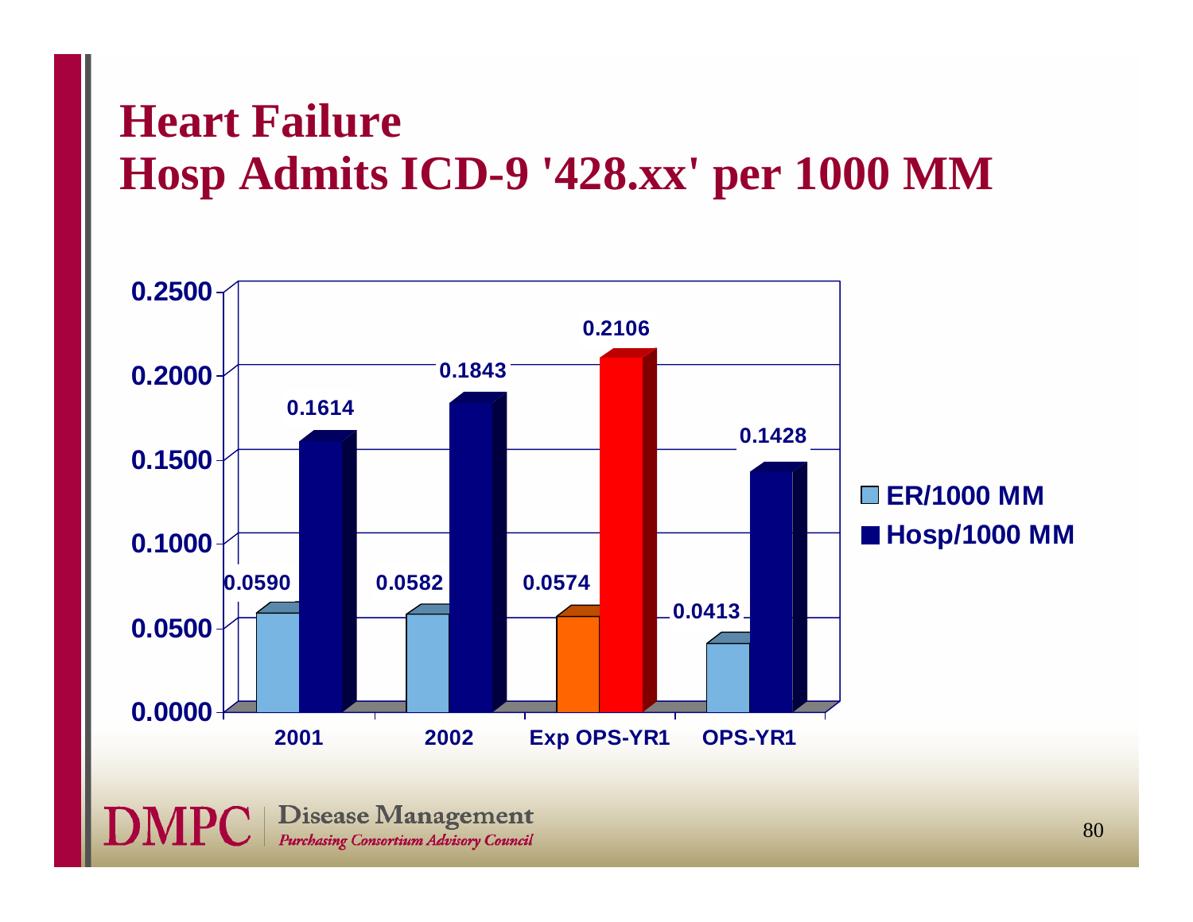# Heart Failure
# Hosp Admits ICD-9 '428.xx' per 1000 MM

| | ER/1000 MM | Hosp/1000 MM |
|---|---|---|
| 2001 | 0.0590 | 0.1614 |
| 2002 | 0.0582 | 0.1843 |
| Exp OPS-YR1 | 0.0574 | 0.2106 |
| OPS-YR1 | 0.0413 | 0.1428 |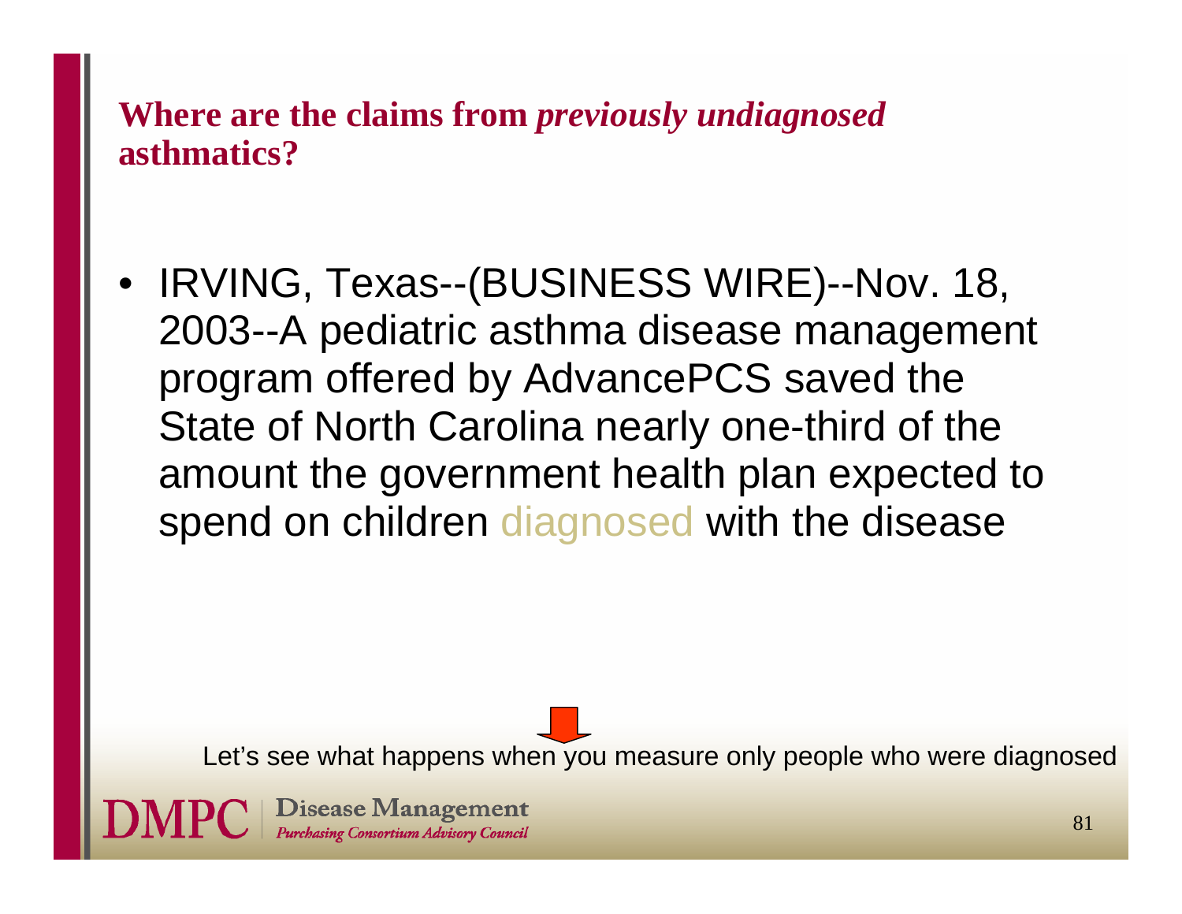## Where are the claims from *previously undiagnosed* asthmatics?

- IRVING, Texas--(BUSINESS WIRE)--Nov. 18, 2003--A pediatric asthma disease management program offered by AdvancePCS saved the State of North Carolina nearly one-third of the amount the government health plan expected to spend on children diagnosed with the disease

Let's see what happens when you measure only people who were diagnosed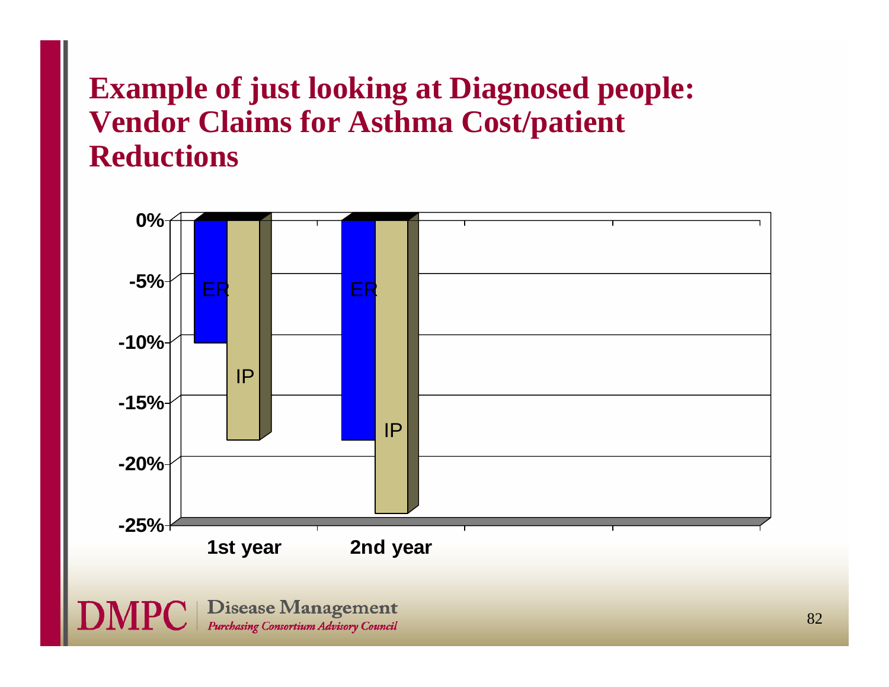# Example of just looking at Diagnosed people: Vendor Claims for Asthma Cost/patient Reductions

| | ER | IP |
|---|---|---|
| 1st year | -10% | -18% |
| 2nd year | -18% | -24% |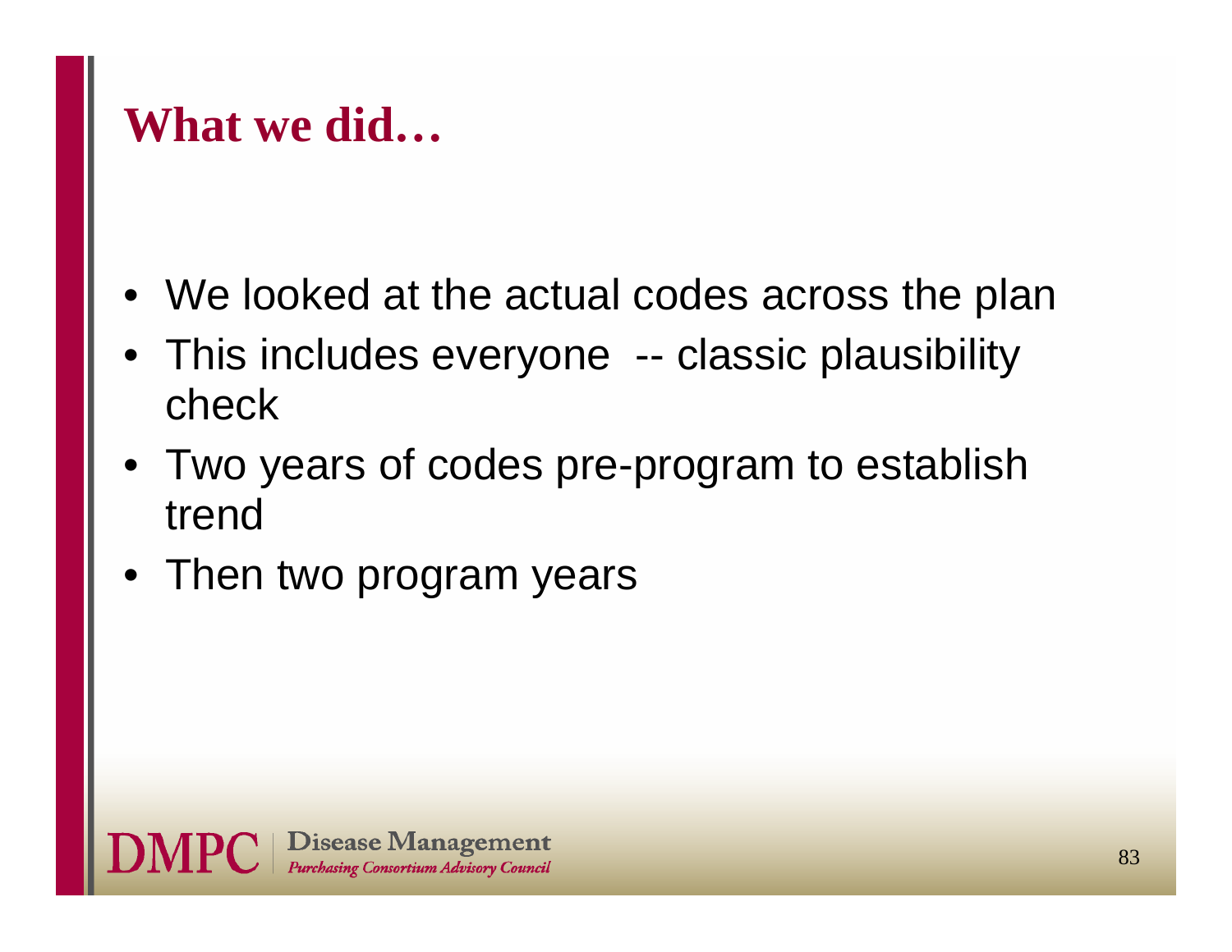# What we did…

- We looked at the actual codes across the plan
- This includes everyone -- classic plausibility check
- Two years of codes pre-program to establish trend
- Then two program years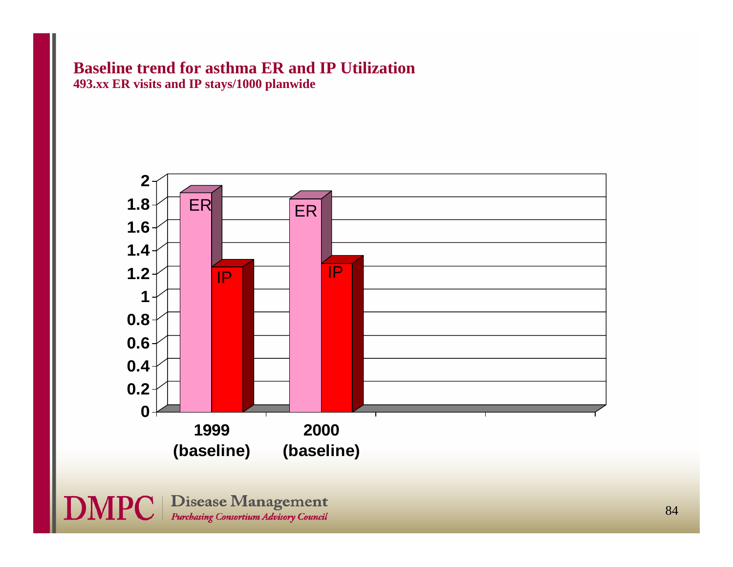## Baseline trend for asthma ER and IP Utilization

**493.xx ER visits and IP stays/1000 planwide**

| | ER | IP |
|---|---|---|
| 1999 (baseline) | ~1.88 | ~1.24 |
| 2000 (baseline) | ~1.83 | ~1.27 |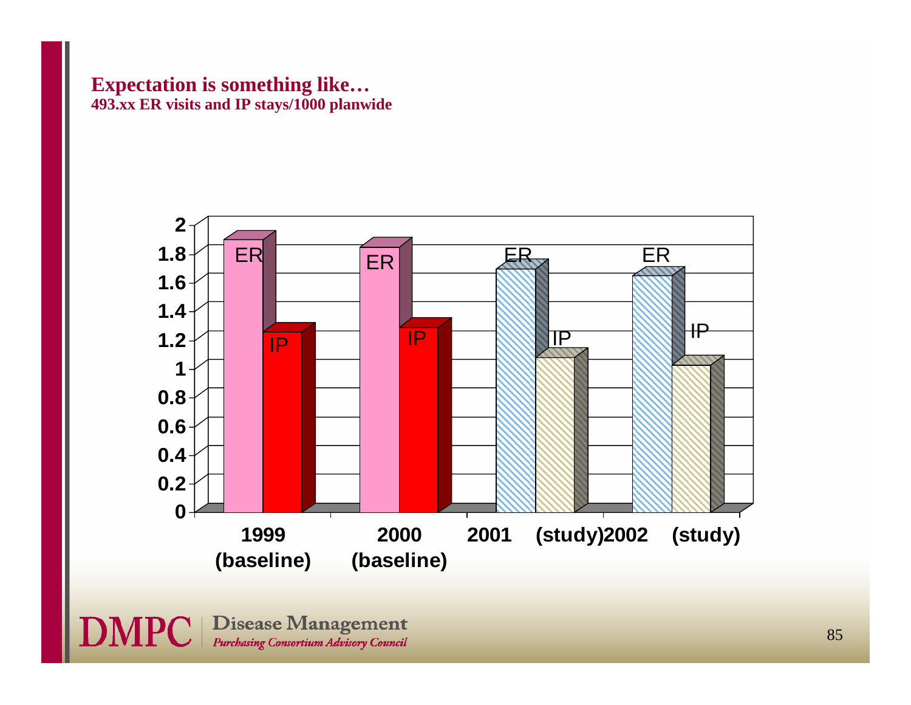**Expectation is something like…**

**493.xx ER visits and IP stays/1000 planwide**

1999 (baseline) | 2000 (baseline) | 2001 (study) | 2002 (study)

ER | IP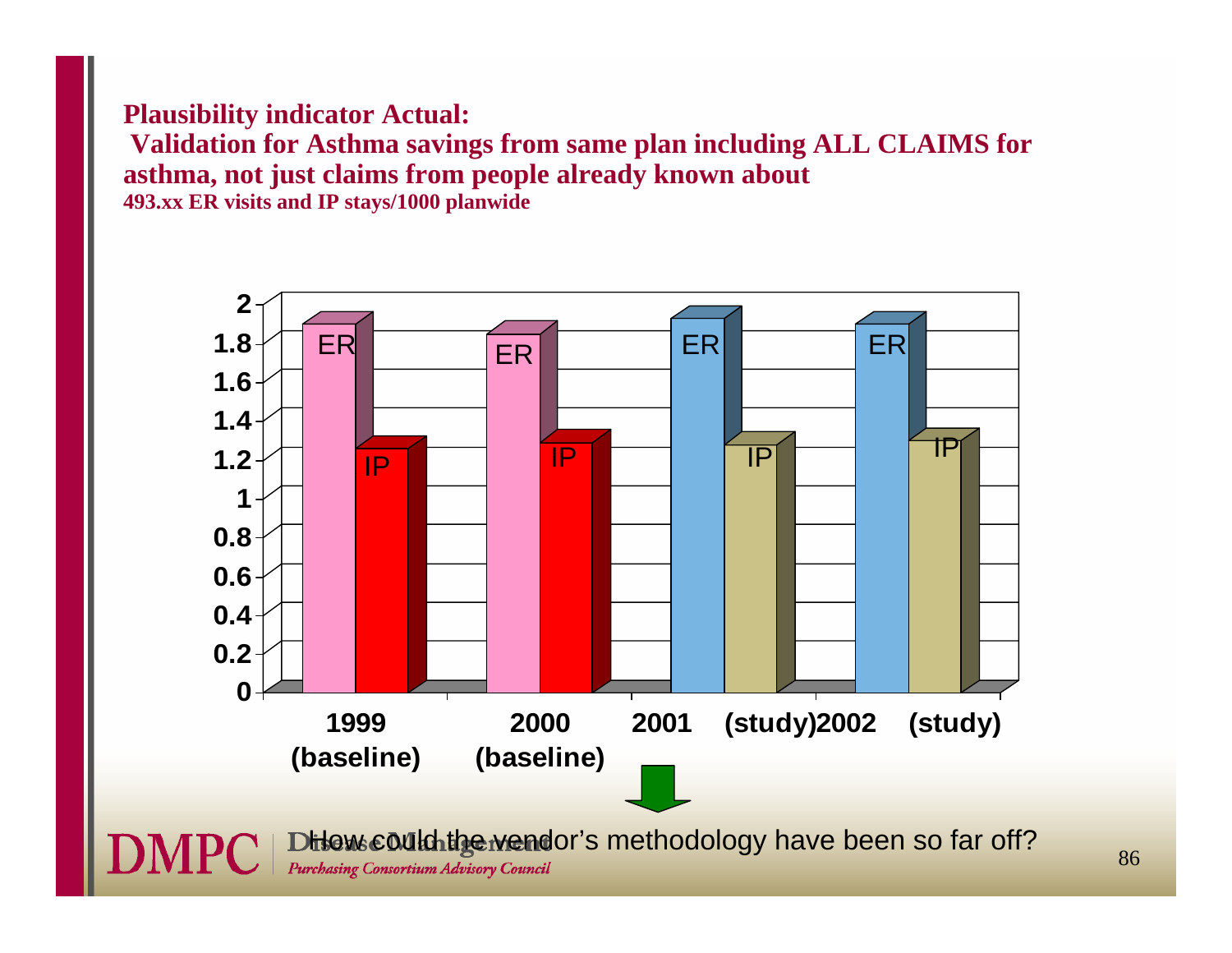**Plausibility indicator Actual:**

**Validation for Asthma savings from same plan including ALL CLAIMS for asthma, not just claims from people already known about**

**493.xx ER visits and IP stays/1000 planwide**

| | 1999 (baseline) | 2000 (baseline) | 2001 (study) | 2002 (study) |
|---|---|---|---|---|
| ER | ~1.88 | ~1.83 | ~1.91 | ~1.88 |
| IP | ~1.24 | ~1.27 | ~1.26 | ~1.28 |

How could the vendor's methodology have been so far off?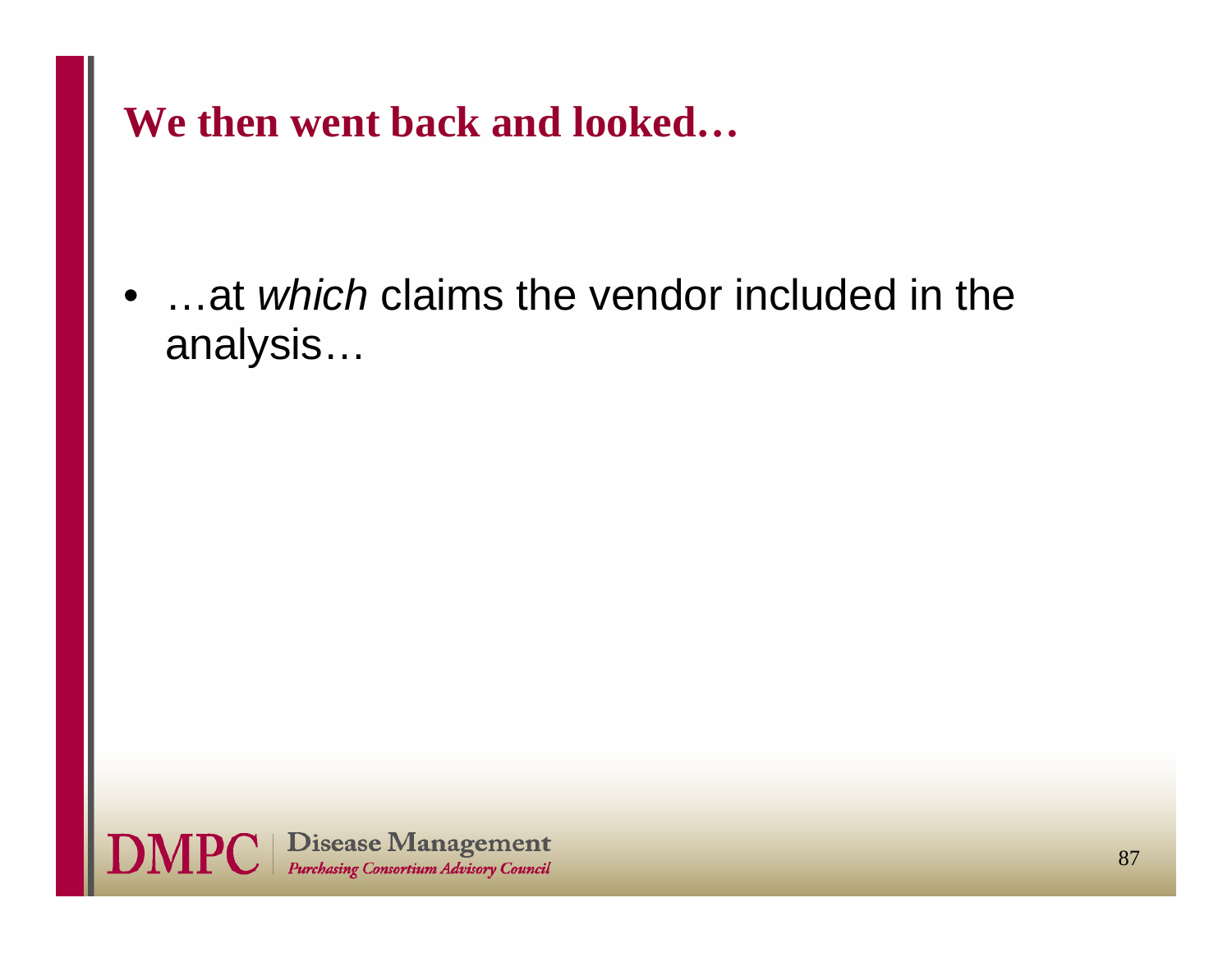## We then went back and looked…

- …at *which* claims the vendor included in the analysis…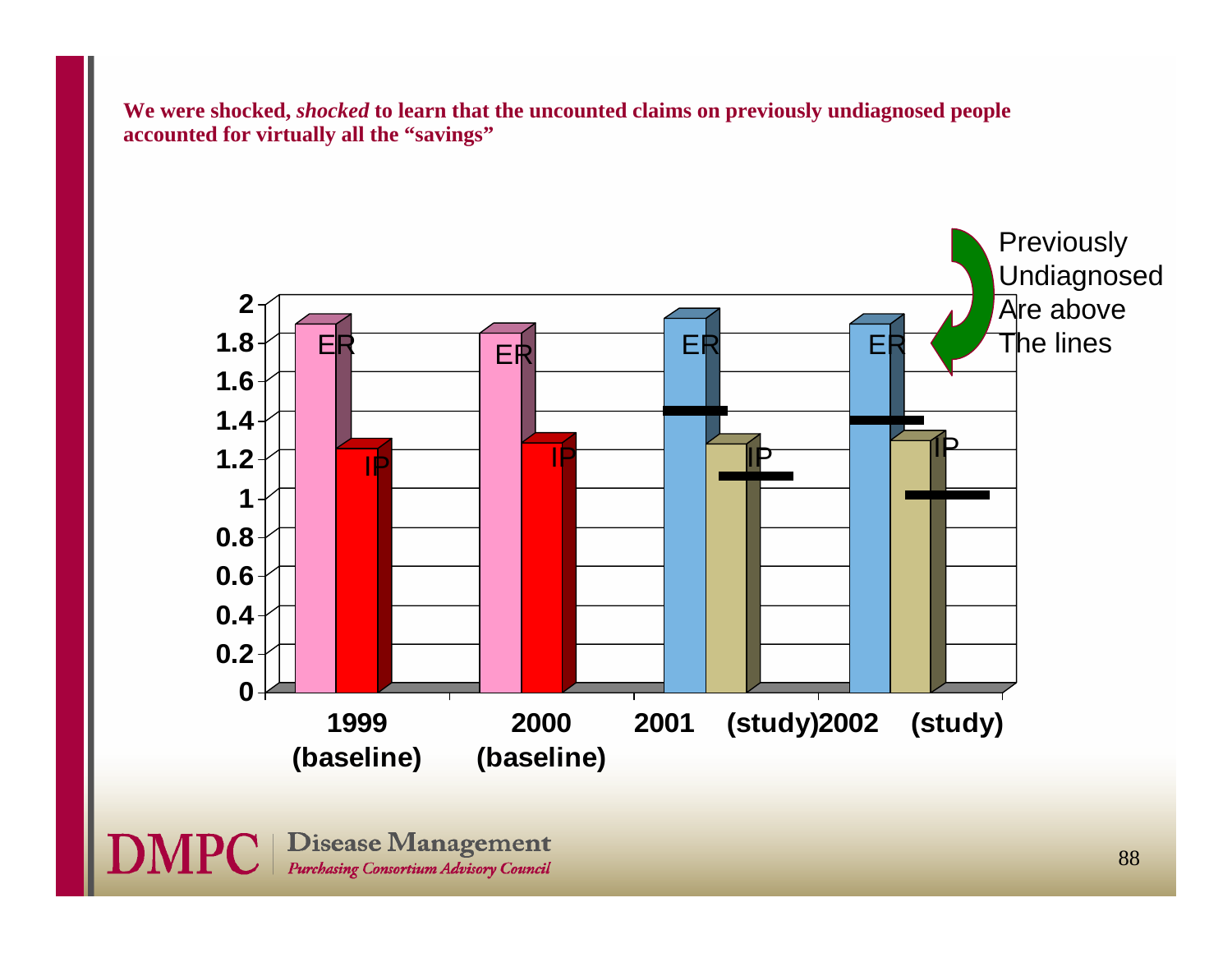**We were shocked, *shocked* to learn that the uncounted claims on previously undiagnosed people accounted for virtually all the "savings"**

Previously Undiagnosed Are above The lines

| | ER | IP |
|---|---|---|
| 1999 (baseline) | ~1.88 | ~1.24 |
| 2000 (baseline) | ~1.83 | ~1.27 |
| 2001 (study) | ~1.92 | ~1.26 |
| 2002 (study) | ~1.88 | ~1.28 |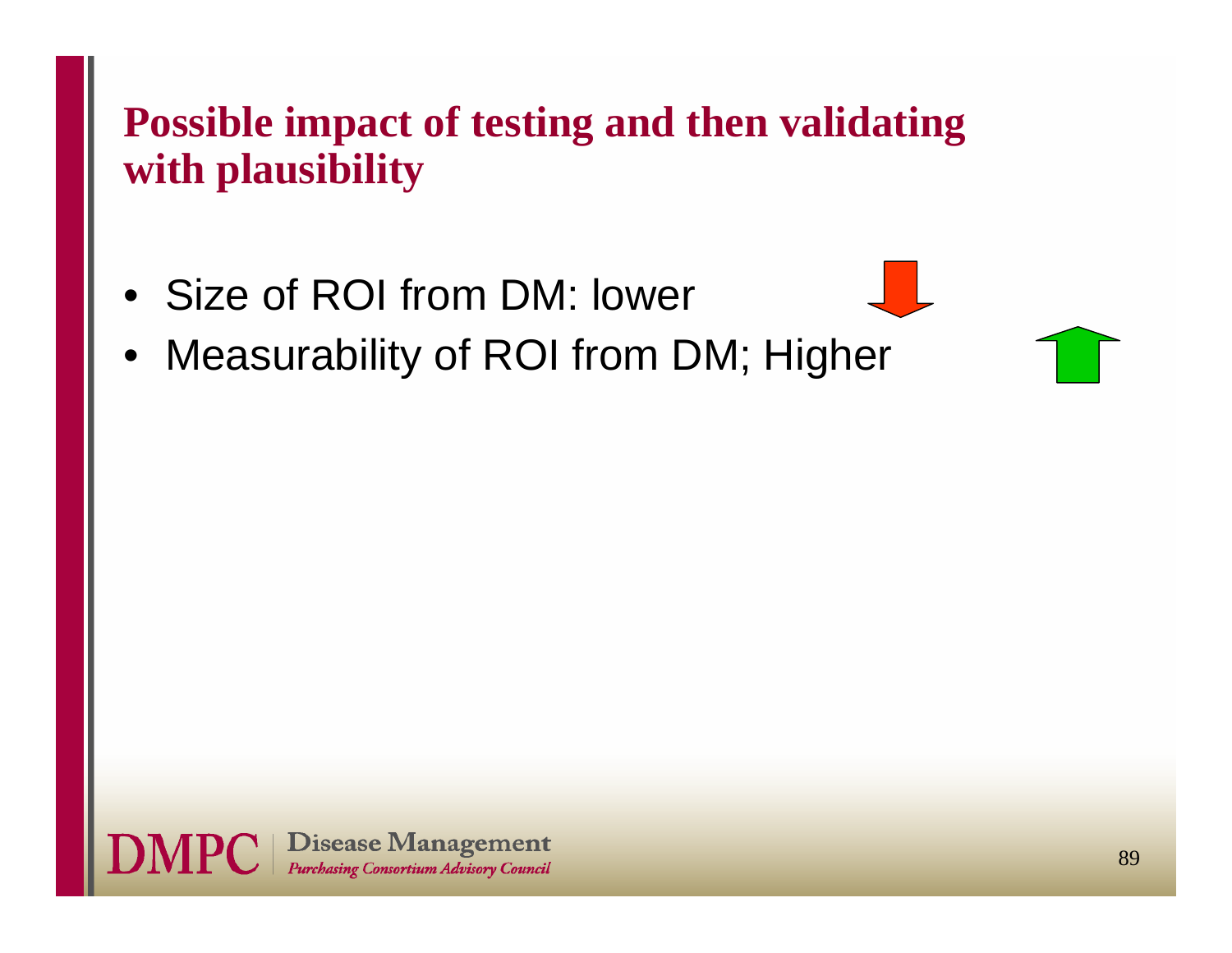# Possible impact of testing and then validating with plausibility

- Size of ROI from DM: lower
- Measurability of ROI from DM; Higher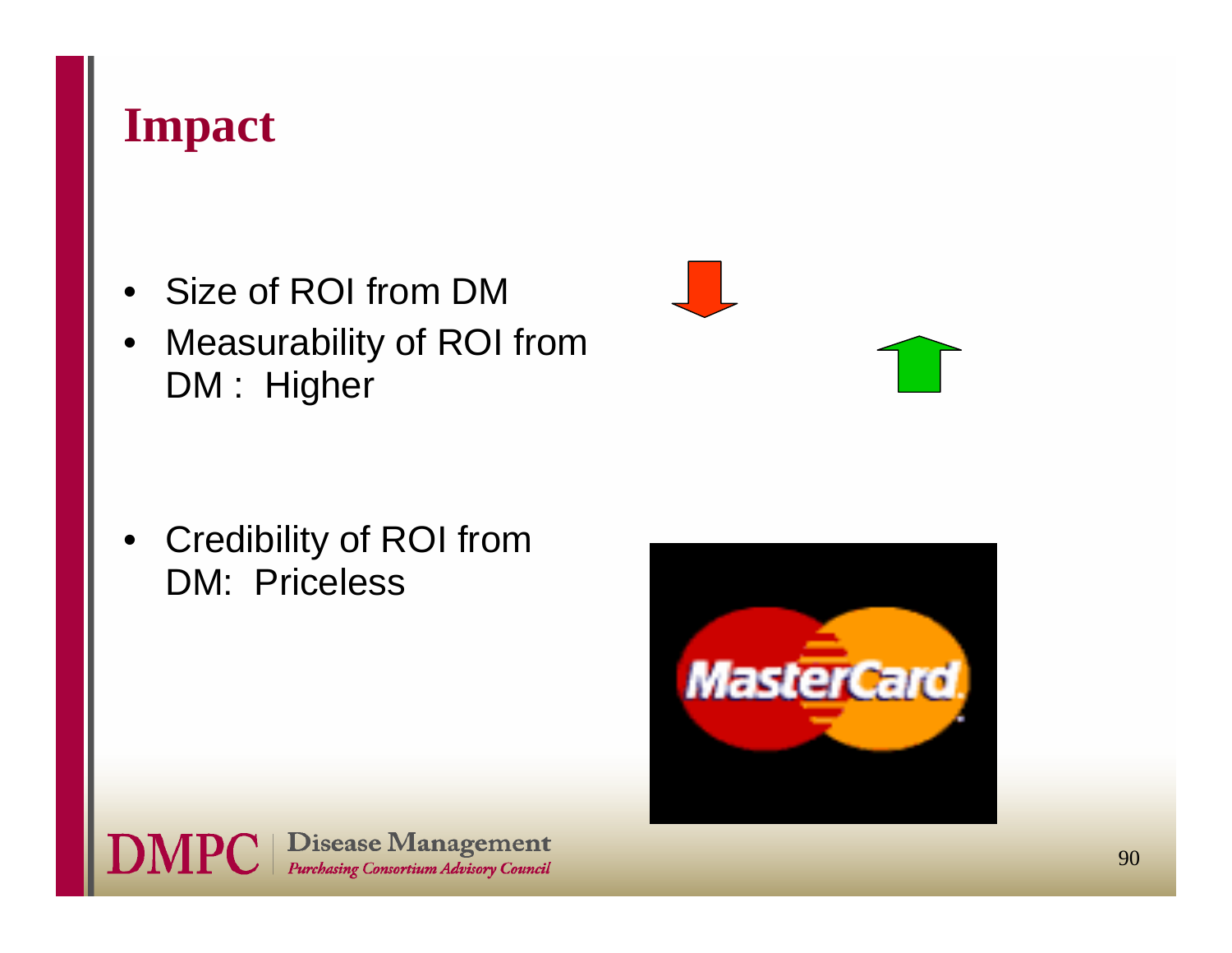# Impact

- Size of ROI from DM
- Measurability of ROI from DM : Higher
- Credibility of ROI from DM: Priceless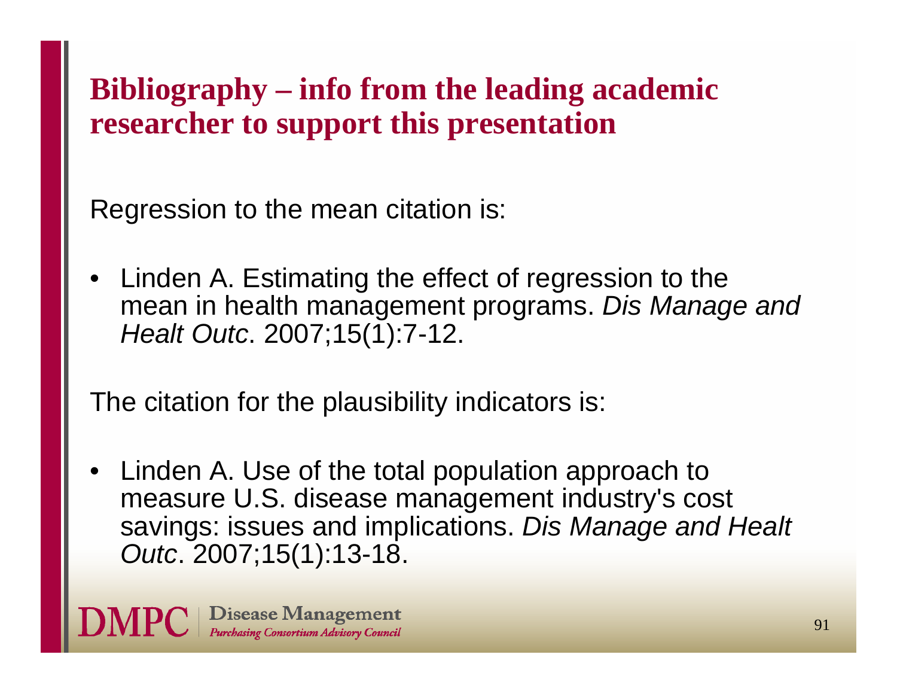# Bibliography – info from the leading academic researcher to support this presentation

Regression to the mean citation is:

- Linden A. Estimating the effect of regression to the mean in health management programs. *Dis Manage and Healt Outc*. 2007;15(1):7-12.

The citation for the plausibility indicators is:

- Linden A. Use of the total population approach to measure U.S. disease management industry's cost savings: issues and implications. *Dis Manage and Healt Outc*. 2007;15(1):13-18.

DMPC | Disease Management *Purchasing Consortium Advisory Council*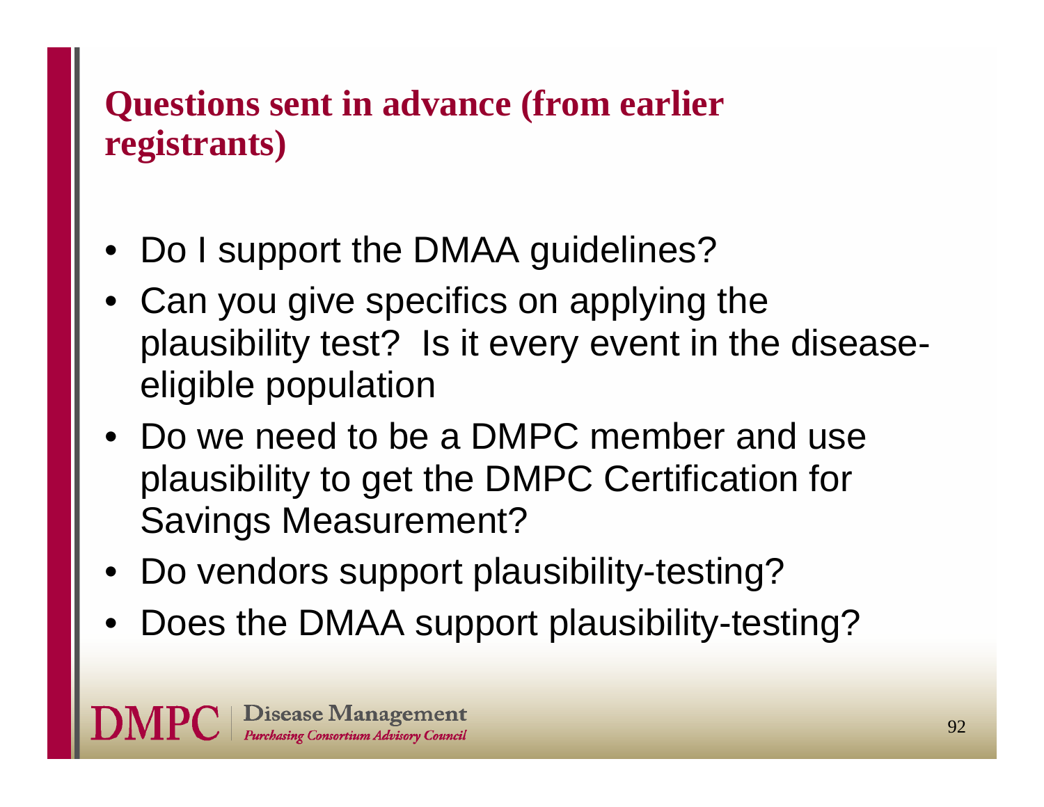## Questions sent in advance (from earlier registrants)

- Do I support the DMAA guidelines?
- Can you give specifics on applying the plausibility test? Is it every event in the disease-eligible population
- Do we need to be a DMPC member and use plausibility to get the DMPC Certification for Savings Measurement?
- Do vendors support plausibility-testing?
- Does the DMAA support plausibility-testing?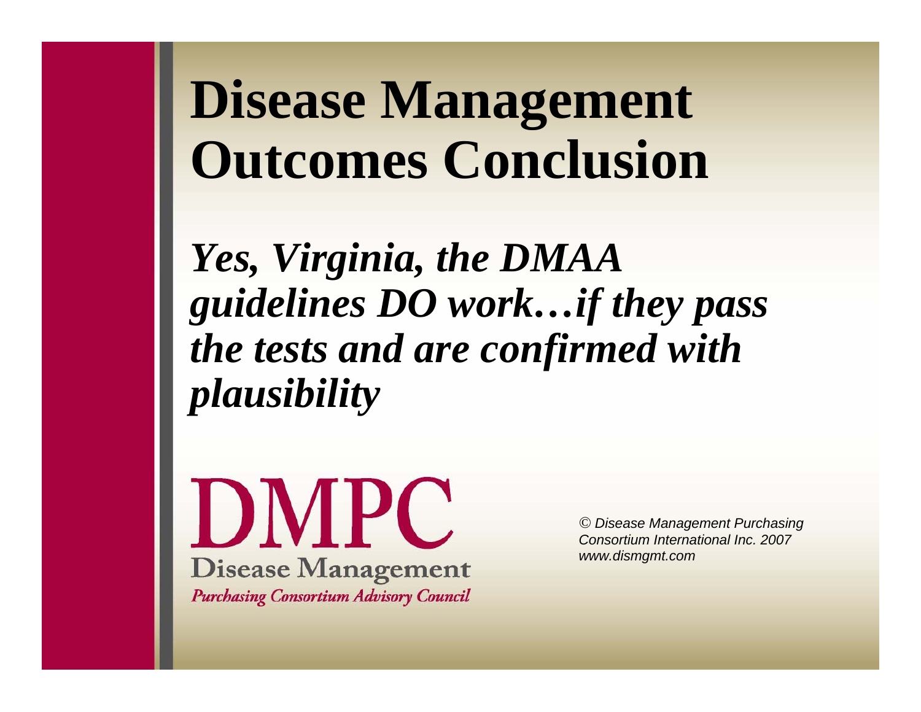# Disease Management Outcomes Conclusion

***Yes, Virginia, the DMAA guidelines DO work…if they pass the tests and are confirmed with plausibility***

DMPC
Disease Management
*Purchasing Consortium Advisory Council*

*© Disease Management Purchasing Consortium International Inc. 2007*
*www.dismgmt.com*